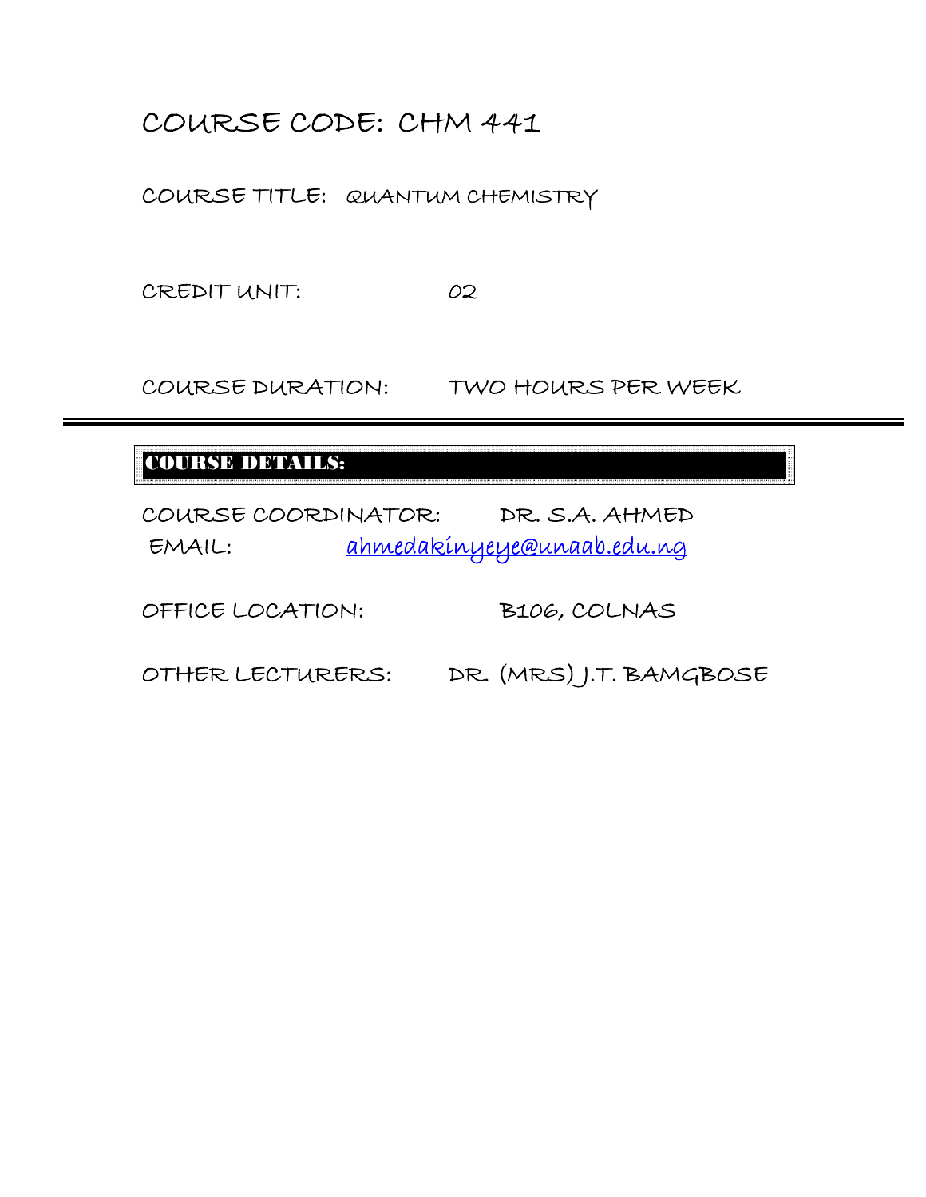# COURSE CODE: CHM 441

COURSE TITLE: QUANTUM CHEMISTRY

CREDIT UNIT: 02

COURSE DURATION: TWO HOURS PER WEEK

---

## COURSE DETAILS:

COURSE COORDINATOR: DR. S.A. AHMED

EMAIL: ahmedakinyeye@unaab.edu.ng

OFFICE LOCATION: B106, COLNAS

OTHER LECTURERS: DR. (MRS) J.T. BAMGBOSE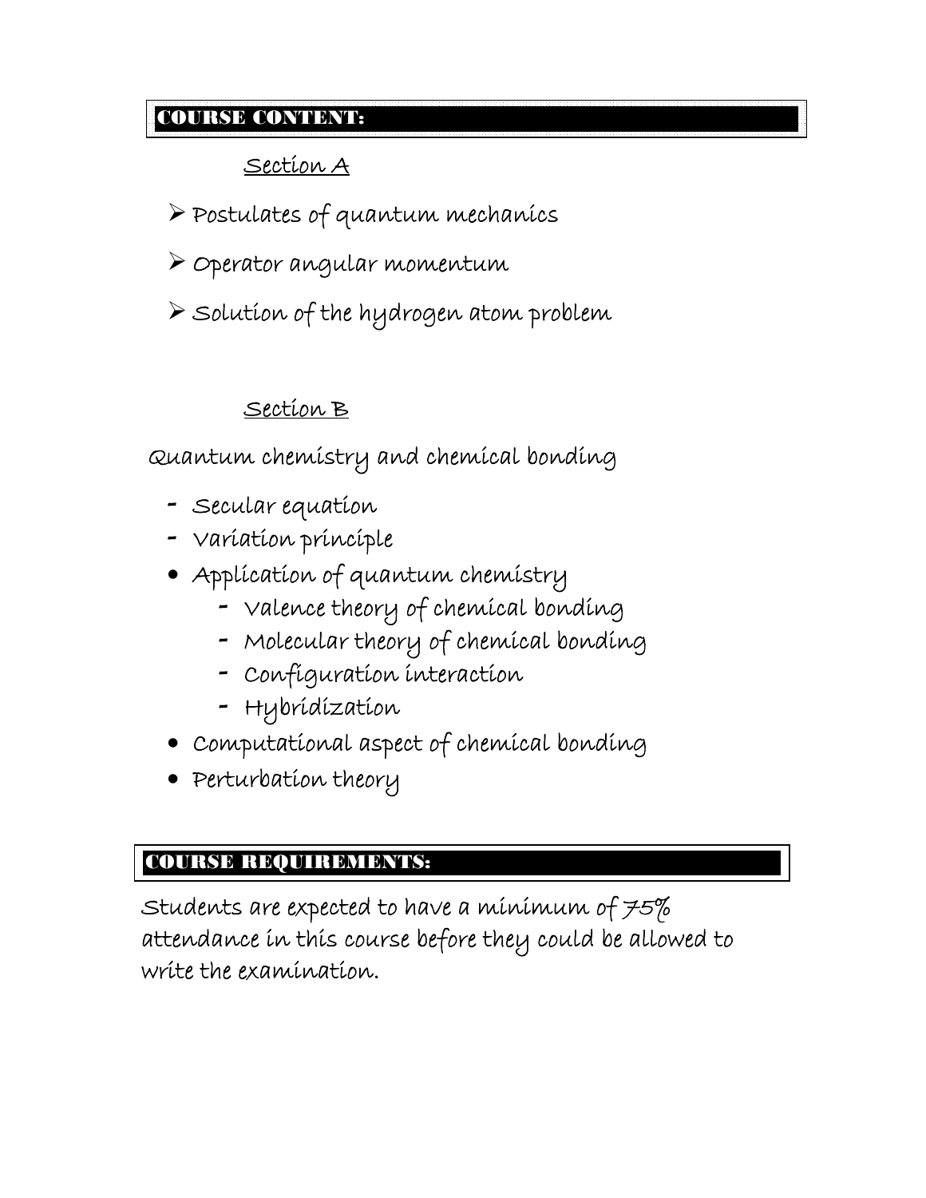## COURSE CONTENT:

### Section A

- Postulates of quantum mechanics
- Operator angular momentum
- Solution of the hydrogen atom problem

### Section B

Quantum chemistry and chemical bonding

- Secular equation
- Variation principle
- Application of quantum chemistry
  - Valence theory of chemical bonding
  - Molecular theory of chemical bonding
  - Configuration interaction
  - Hybridization
- Computational aspect of chemical bonding
- Perturbation theory

## COURSE REQUIREMENTS:

Students are expected to have a minimum of 75% attendance in this course before they could be allowed to write the examination.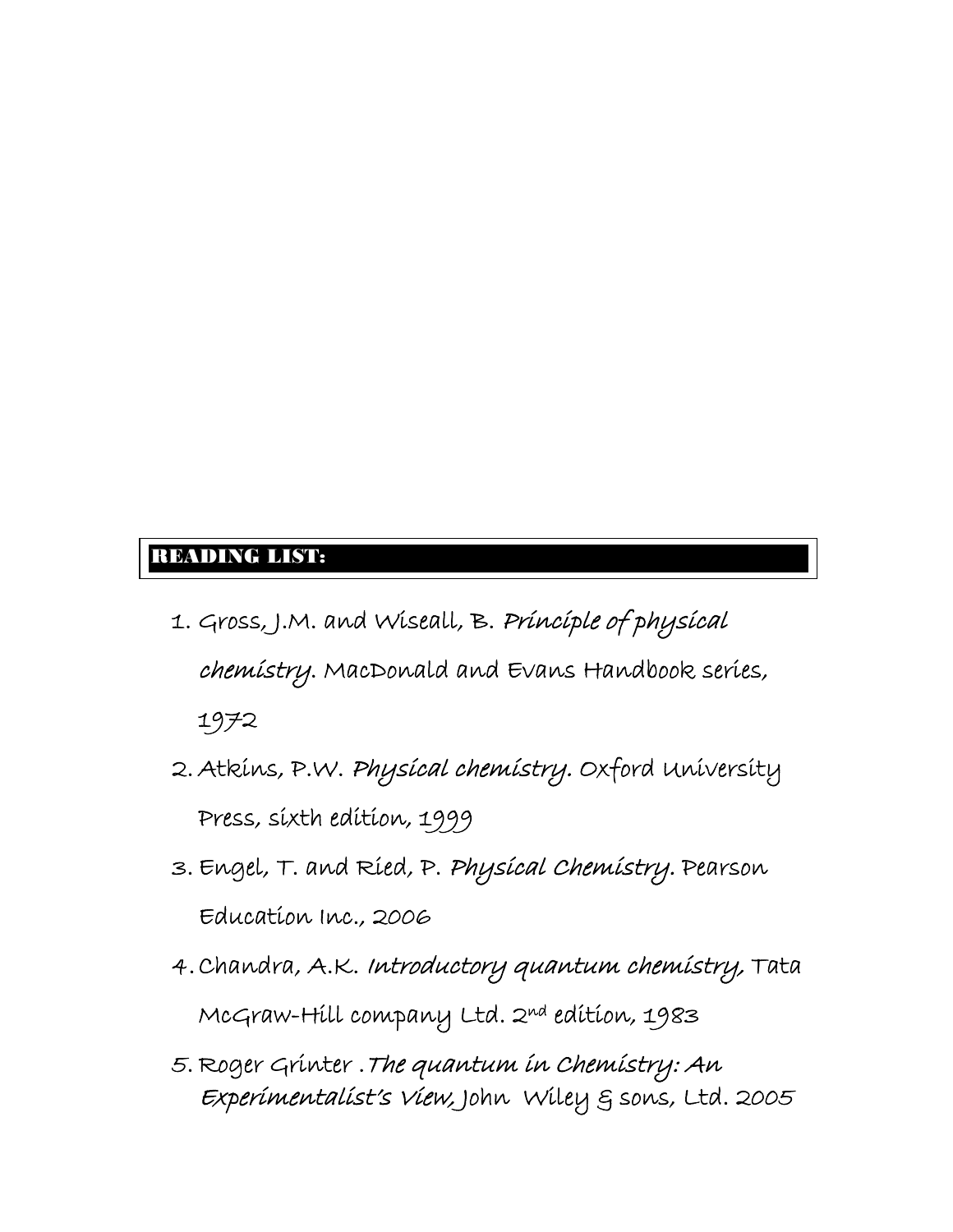## READING LIST:

1. Gross, J.M. and Wiseall, B. *Principle of physical chemistry*. MacDonald and Evans Handbook series, 1972
2. Atkins, P.W. *Physical chemistry.* Oxford University Press, sixth edition, 1999
3. Engel, T. and Ried, P. *Physical Chemistry*. Pearson Education Inc., 2006
4. Chandra, A.K. *Introductory quantum chemistry,* Tata McGraw-Hill company Ltd. 2nd edition, 1983
5. Roger Grinter .*The quantum in Chemistry: An Experimentalist's View,* John Wiley & sons, Ltd. 2005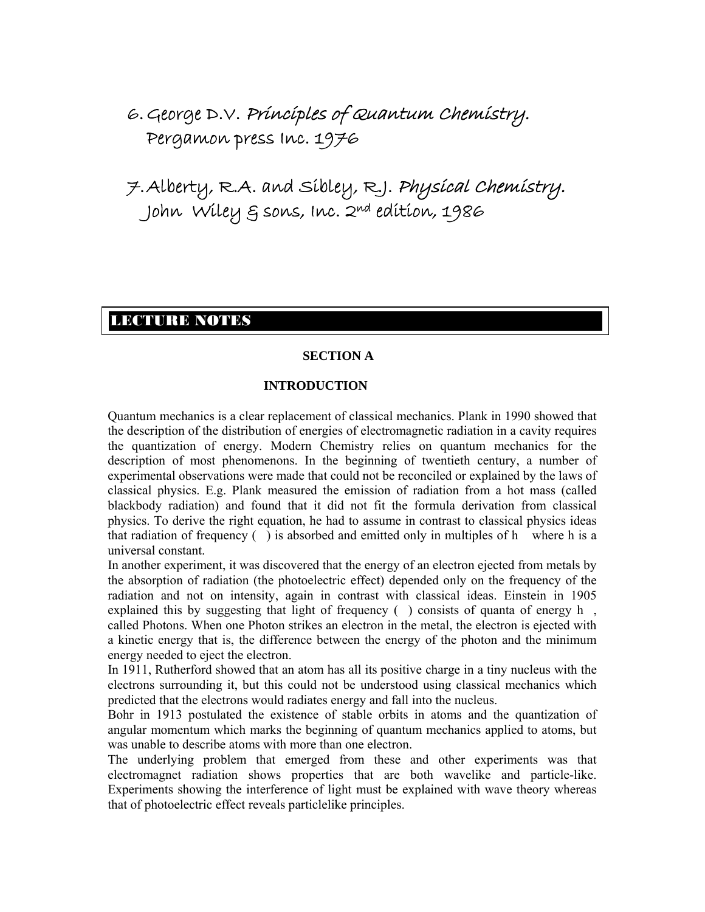6. George D.V. *Principles of Quantum Chemistry*. Pergamon press Inc. 1976

7. Alberty, R.A. and Sibley, R.J. *Physical Chemistry*. John Wiley & sons, Inc. 2nd edition, 1986

## LECTURE NOTES

### SECTION A

### INTRODUCTION

Quantum mechanics is a clear replacement of classical mechanics. Plank in 1990 showed that the description of the distribution of energies of electromagnetic radiation in a cavity requires the quantization of energy. Modern Chemistry relies on quantum mechanics for the description of most phenomenons. In the beginning of twentieth century, a number of experimental observations were made that could not be reconciled or explained by the laws of classical physics. E.g. Plank measured the emission of radiation from a hot mass (called blackbody radiation) and found that it did not fit the formula derivation from classical physics. To derive the right equation, he had to assume in contrast to classical physics ideas that radiation of frequency ( ) is absorbed and emitted only in multiples of h where h is a universal constant.

In another experiment, it was discovered that the energy of an electron ejected from metals by the absorption of radiation (the photoelectric effect) depended only on the frequency of the radiation and not on intensity, again in contrast with classical ideas. Einstein in 1905 explained this by suggesting that light of frequency ( ) consists of quanta of energy h , called Photons. When one Photon strikes an electron in the metal, the electron is ejected with a kinetic energy that is, the difference between the energy of the photon and the minimum energy needed to eject the electron.

In 1911, Rutherford showed that an atom has all its positive charge in a tiny nucleus with the electrons surrounding it, but this could not be understood using classical mechanics which predicted that the electrons would radiates energy and fall into the nucleus.

Bohr in 1913 postulated the existence of stable orbits in atoms and the quantization of angular momentum which marks the beginning of quantum mechanics applied to atoms, but was unable to describe atoms with more than one electron.

The underlying problem that emerged from these and other experiments was that electromagnet radiation shows properties that are both wavelike and particle-like. Experiments showing the interference of light must be explained with wave theory whereas that of photoelectric effect reveals particlelike principles.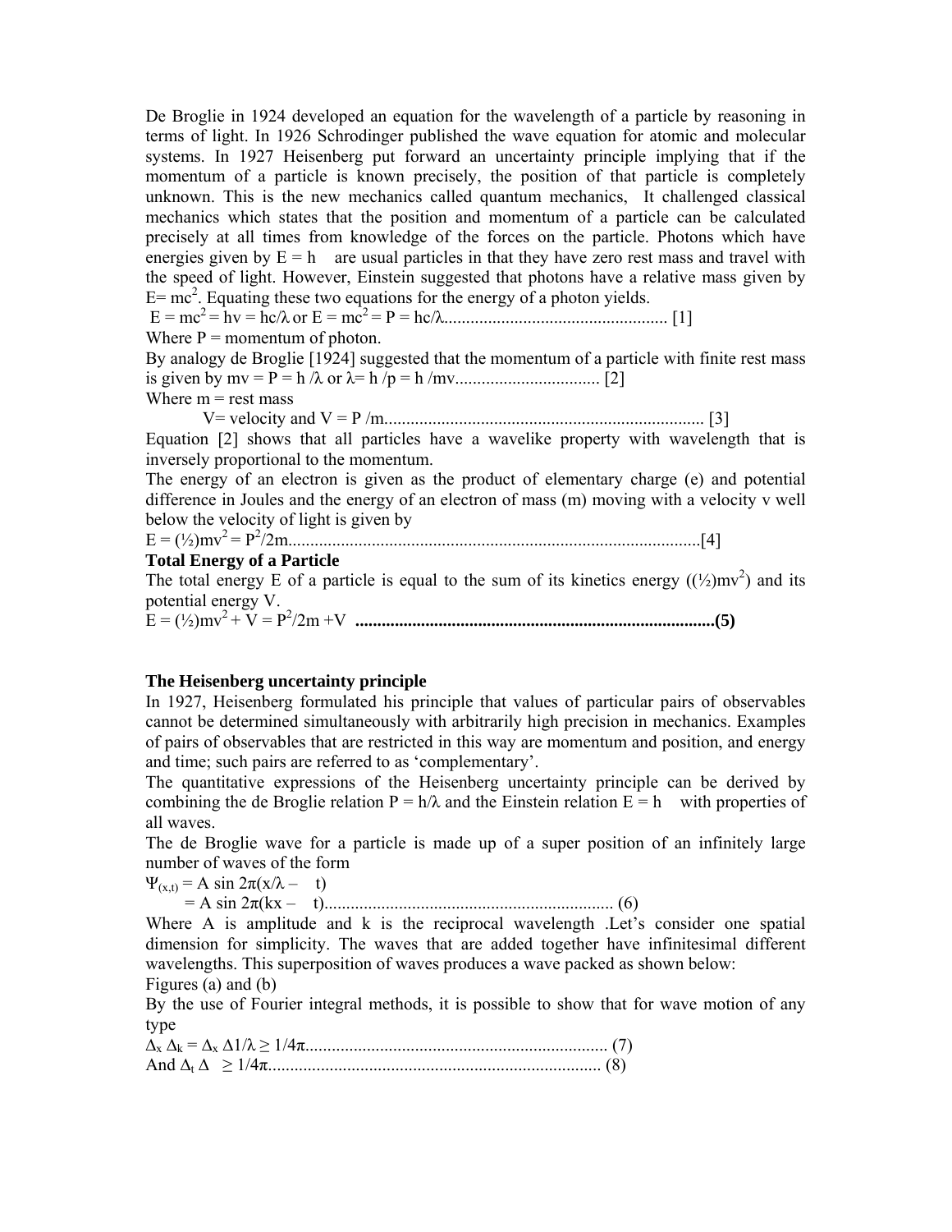De Broglie in 1924 developed an equation for the wavelength of a particle by reasoning in terms of light. In 1926 Schrodinger published the wave equation for atomic and molecular systems. In 1927 Heisenberg put forward an uncertainty principle implying that if the momentum of a particle is known precisely, the position of that particle is completely unknown. This is the new mechanics called quantum mechanics, It challenged classical mechanics which states that the position and momentum of a particle can be calculated precisely at all times from knowledge of the forces on the particle. Photons which have energies given by $E = h$ are usual particles in that they have zero rest mass and travel with the speed of light. However, Einstein suggested that photons have a relative mass given by $E= mc^2$. Equating these two equations for the energy of a photon yields.

$E = mc^2 = hv = hc/\lambda$ or $E = mc^2 = P = hc/\lambda$.................................................. [1]

Where P = momentum of photon.

By analogy de Broglie [1924] suggested that the momentum of a particle with finite rest mass is given by $mv = P = h/\lambda$ or $\lambda = h/p = h/mv$................................ [2]

Where m = rest mass

V= velocity and $V = P/m$...................................................................... [3]

Equation [2] shows that all particles have a wavelike property with wavelength that is inversely proportional to the momentum.

The energy of an electron is given as the product of elementary charge (e) and potential difference in Joules and the energy of an electron of mass (m) moving with a velocity v well below the velocity of light is given by

$E = (½)mv^2 = P^2/2m$............................................................................................[4]

**Total Energy of a Particle**

The total energy E of a particle is equal to the sum of its kinetics energy ($(½)mv^2$) and its potential energy V.

$E = (½)mv^2 + V = P^2/2m + V$ **................................................................................(5)**

**The Heisenberg uncertainty principle**

In 1927, Heisenberg formulated his principle that values of particular pairs of observables cannot be determined simultaneously with arbitrarily high precision in mechanics. Examples of pairs of observables that are restricted in this way are momentum and position, and energy and time; such pairs are referred to as 'complementary'.

The quantitative expressions of the Heisenberg uncertainty principle can be derived by combining the de Broglie relation $P = h/\lambda$ and the Einstein relation $E = h$ with properties of all waves.

The de Broglie wave for a particle is made up of a super position of an infinitely large number of waves of the form

$\Psi_{(x,t)} = A \sin 2\pi(x/\lambda - \quad t)$

$= A \sin 2\pi(kx - \quad t)$................................................................. (6)

Where A is amplitude and k is the reciprocal wavelength .Let's consider one spatial dimension for simplicity. The waves that are added together have infinitesimal different wavelengths. This superposition of waves produces a wave packed as shown below:

Figures (a) and (b)

By the use of Fourier integral methods, it is possible to show that for wave motion of any type

$\Delta_x \Delta_k = \Delta_x \Delta 1/\lambda \geq 1/4\pi$.................................................................... (7)

And $\Delta_t \Delta \quad \geq 1/4\pi$........................................................................... (8)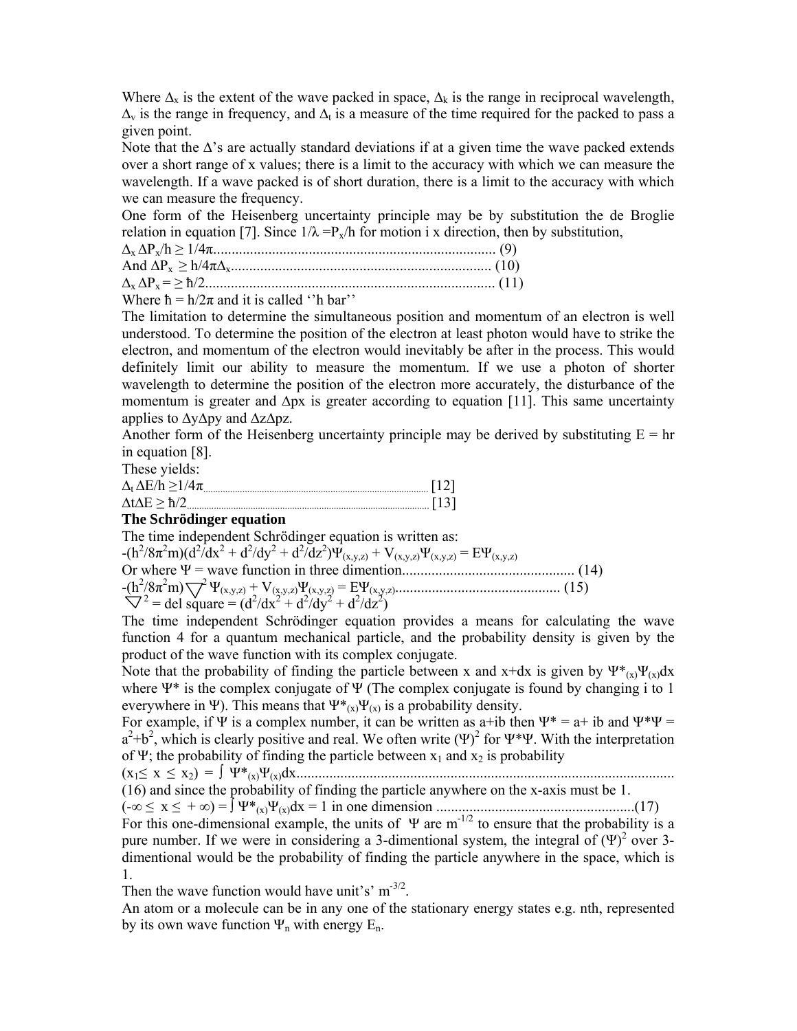Where $\Delta_x$ is the extent of the wave packed in space, $\Delta_k$ is the range in reciprocal wavelength, $\Delta_v$ is the range in frequency, and $\Delta_t$ is a measure of the time required for the packed to pass a given point.

Note that the Δ's are actually standard deviations if at a given time the wave packed extends over a short range of x values; there is a limit to the accuracy with which we can measure the wavelength. If a wave packed is of short duration, there is a limit to the accuracy with which we can measure the frequency.

One form of the Heisenberg uncertainty principle may be by substitution the de Broglie relation in equation [7]. Since $1/\lambda = P_x/h$ for motion i x direction, then by substitution,

$\Delta_x \Delta P_x/h \geq 1/4\pi$............................................................................ (9)

And $\Delta P_x \geq h/4\pi\Delta_x$...................................................................... (10)

$\Delta_x \Delta P_x = \geq ħ/2$.............................................................................. (11)

Where $ħ = h/2\pi$ and it is called ''h bar''

The limitation to determine the simultaneous position and momentum of an electron is well understood. To determine the position of the electron at least photon would have to strike the electron, and momentum of the electron would inevitably be after in the process. This would definitely limit our ability to measure the momentum. If we use a photon of shorter wavelength to determine the position of the electron more accurately, the disturbance of the momentum is greater and Δpx is greater according to equation [11]. This same uncertainty applies to ΔyΔpy and ΔzΔpz.

Another form of the Heisenberg uncertainty principle may be derived by substituting E = hr in equation [8].

These yields:

$\Delta_t \Delta E/h \geq 1/4\pi$........................................................................................ [12]

$\Delta t \Delta E \geq ħ/2$................................................................................................ [13]

**The Schrödinger equation**

The time independent Schrödinger equation is written as:

$-(h^2/8\pi^2 m)(d^2/dx^2 + d^2/dy^2 + d^2/dz^2)\Psi_{(x,y,z)} + V_{(x,y,z)}\Psi_{(x,y,z)} = E\Psi_{(x,y,z)}$

Or where Ψ = wave function in three dimention.............................................. (14)

$-(h^2/8\pi^2 m)\nabla^2 \Psi_{(x,y,z)} + V_{(x,y,z)}\Psi_{(x,y,z)} = E\Psi_{(x,y,z)}$............................................ (15)

$\nabla^2$ = del square = $(d^2/dx^2 + d^2/dy^2 + d^2/dz^2)$

The time independent Schrödinger equation provides a means for calculating the wave function 4 for a quantum mechanical particle, and the probability density is given by the product of the wave function with its complex conjugate.

Note that the probability of finding the particle between x and x+dx is given by $\Psi^*_{(x)}\Psi_{(x)}dx$ where Ψ* is the complex conjugate of Ψ (The complex conjugate is found by changing i to 1 everywhere in Ψ). This means that $\Psi^*_{(x)}\Psi_{(x)}$ is a probability density.

For example, if Ψ is a complex number, it can be written as a+ib then Ψ* = a+ ib and Ψ*Ψ = $a^2+b^2$, which is clearly positive and real. We often write $(\Psi)^2$ for Ψ*Ψ. With the interpretation of Ψ; the probability of finding the particle between $x_1$ and $x_2$ is probability

$(x_1 \leq x \leq x_2) = \int \Psi^*_{(x)}\Psi_{(x)}dx$......................................................................................................

(16) and since the probability of finding the particle anywhere on the x-axis must be 1.

$(-\infty \leq x \leq +\infty) = \int \Psi^*_{(x)}\Psi_{(x)}dx = 1$ in one dimension .....................................................(17)

For this one-dimensional example, the units of Ψ are $m^{-1/2}$ to ensure that the probability is a pure number. If we were in considering a 3-dimentional system, the integral of $(\Psi)^2$ over 3-dimentional would be the probability of finding the particle anywhere in the space, which is 1.

Then the wave function would have unit's' $m^{-3/2}$.

An atom or a molecule can be in any one of the stationary energy states e.g. nth, represented by its own wave function $\Psi_n$ with energy $E_n$.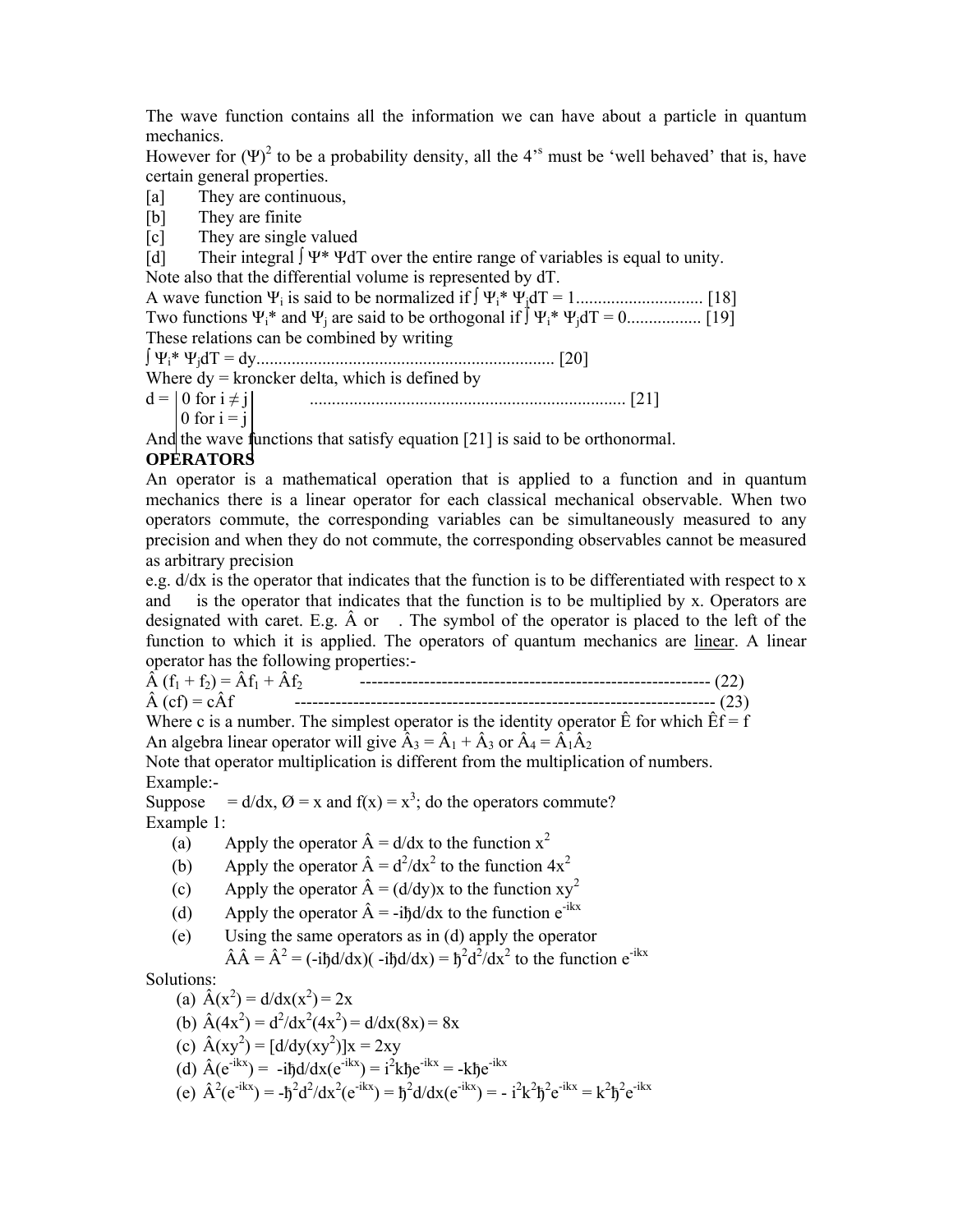The wave function contains all the information we can have about a particle in quantum mechanics.

However for $(\Psi)^2$ to be a probability density, all the 4's must be 'well behaved' that is, have certain general properties.

[a] They are continuous,

[b] They are finite

[c] They are single valued

[d] Their integral $\int \Psi^* \Psi dT$ over the entire range of variables is equal to unity.

Note also that the differential volume is represented by dT.

A wave function $\Psi_i$ is said to be normalized if $\int \Psi_i^* \Psi_i dT = 1$............................ [18]

Two functions $\Psi_i^*$ and $\Psi_j$ are said to be orthogonal if $\int \Psi_i^* \Psi_j dT = 0$................ [19]

These relations can be combined by writing

$\int \Psi_i^* \Psi_j dT = dy$.................................................................. [20]

Where dy = kroncker delta, which is defined by

$$d = \begin{vmatrix} 0 \text{ for } i \neq j \\ 0 \text{ for } i = j \end{vmatrix}$$ ....................................................................... [21]

And the wave functions that satisfy equation [21] is said to be orthonormal.

**OPERATORS**

An operator is a mathematical operation that is applied to a function and in quantum mechanics there is a linear operator for each classical mechanical observable. When two operators commute, the corresponding variables can be simultaneously measured to any precision and when they do not commute, the corresponding observables cannot be measured as arbitrary precision

e.g. d/dx is the operator that indicates that the function is to be differentiated with respect to x and is the operator that indicates that the function is to be multiplied by x. Operators are designated with caret. E.g. $\hat{A}$ or . The symbol of the operator is placed to the left of the function to which it is applied. The operators of quantum mechanics are <u>linear</u>. A linear operator has the following properties:-

$\hat{A}(f_1 + f_2) = \hat{A}f_1 + \hat{A}f_2$ ------------------------------------------------------------ (22)

$\hat{A}(cf) = c\hat{A}f$ ----------------------------------------------------------------------- (23)

Where c is a number. The simplest operator is the identity operator $\hat{E}$ for which $\hat{E}f = f$

An algebra linear operator will give $\hat{A}_3 = \hat{A}_1 + \hat{A}_3$ or $\hat{A}_4 = \hat{A}_1\hat{A}_2$

Note that operator multiplication is different from the multiplication of numbers.

Example:-

Suppose = d/dx, Ø = x and $f(x) = x^3$; do the operators commute?

Example 1:

(a) Apply the operator $\hat{A} = d/dx$ to the function $x^2$

(b) Apply the operator $\hat{A} = d^2/dx^2$ to the function $4x^2$

(c) Apply the operator $\hat{A} = (d/dy)x$ to the function $xy^2$

(d) Apply the operator $\hat{A} = -iђd/dx$ to the function $e^{-ikx}$

(e) Using the same operators as in (d) apply the operator
$\hat{A}\hat{A} = \hat{A}^2 = (-iђd/dx)(-iђd/dx) = ђ^2d^2/dx^2$ to the function $e^{-ikx}$

Solutions:

(a) $\hat{A}(x^2) = d/dx(x^2) = 2x$

(b) $\hat{A}(4x^2) = d^2/dx^2(4x^2) = d/dx(8x) = 8x$

(c) $\hat{A}(xy^2) = [d/dy(xy^2)]x = 2xy$

(d) $\hat{A}(e^{-ikx}) = -iђd/dx(e^{-ikx}) = i^2kђe^{-ikx} = -kђe^{-ikx}$

(e) $\hat{A}^2(e^{-ikx}) = -ђ^2d^2/dx^2(e^{-ikx}) = ђ^2d/dx(e^{-ikx}) = - i^2k^2ђ^2e^{-ikx} = k^2ђ^2e^{-ikx}$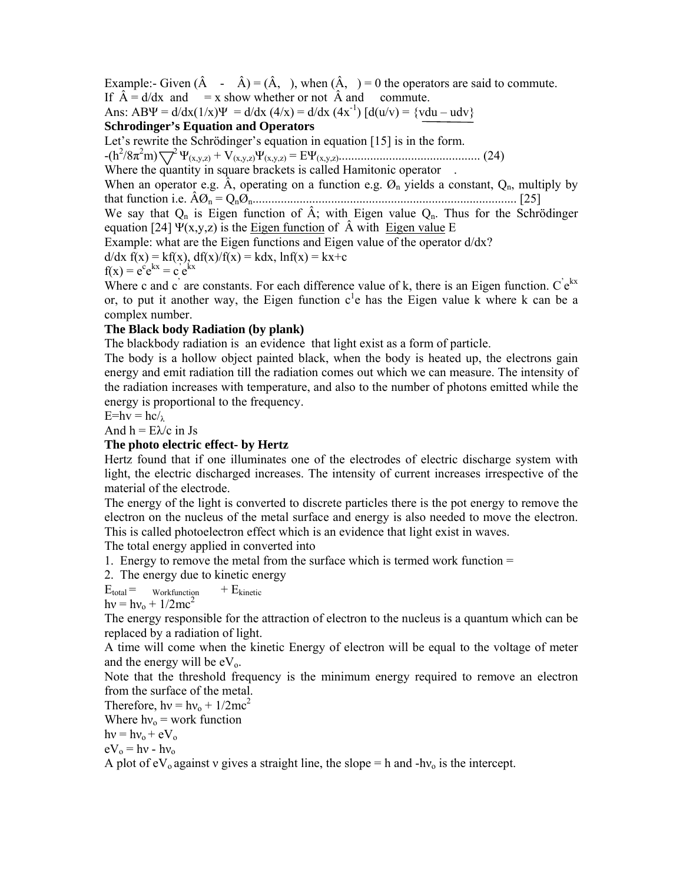Example:- Given (Â - Â) = (Â, ), when (Â, ) = 0 the operators are said to commute.
If Â = d/dx and = x show whether or not Â and commute.
Ans: ABΨ = d/dx(1/x)Ψ = d/dx (4/x) = d/dx $(4x^{-1})$ [d(u/v) = {vdu – udv}

**Schrodinger's Equation and Operators**

Let's rewrite the Schrödinger's equation in equation [15] is in the form.

$-(h^2/8\pi^2 m)\nabla^2 \Psi_{(x,y,z)} + V_{(x,y,z)}\Psi_{(x,y,z)} = E\Psi_{(x,y,z)}$............................................ (24)

Where the quantity in square brackets is called Hamitonic operator .

When an operator e.g. Â, operating on a function e.g. $Ø_n$ yields a constant, $Q_n$, multiply by that function i.e. $ÂØ_n = Q_nØ_n$................................................................................... [25]

We say that $Q_n$ is Eigen function of Â; with Eigen value $Q_n$. Thus for the Schrödinger equation [24] Ψ(x,y,z) is the Eigen function of Â with Eigen value E

Example: what are the Eigen functions and Eigen value of the operator d/dx?

d/dx f(x) = kf(x), df(x)/f(x) = kdx, lnf(x) = kx+c

$f(x) = e^c e^{kx} = c^` e^{kx}$

Where c and c` are constants. For each difference value of k, there is an Eigen function. $C^` e^{kx}$ or, to put it another way, the Eigen function $c^1e$ has the Eigen value k where k can be a complex number.

**The Black body Radiation (by plank)**

The blackbody radiation is an evidence that light exist as a form of particle.

The body is a hollow object painted black, when the body is heated up, the electrons gain energy and emit radiation till the radiation comes out which we can measure. The intensity of the radiation increases with temperature, and also to the number of photons emitted while the energy is proportional to the frequency.

$E=h\nu = hc/_\lambda$

And h = Eλ/c in Js

**The photo electric effect- by Hertz**

Hertz found that if one illuminates one of the electrodes of electric discharge system with light, the electric discharged increases. The intensity of current increases irrespective of the material of the electrode.

The energy of the light is converted to discrete particles there is the pot energy to remove the electron on the nucleus of the metal surface and energy is also needed to move the electron. This is called photoelectron effect which is an evidence that light exist in waves.

The total energy applied in converted into

1. Energy to remove the metal from the surface which is termed work function =
2. The energy due to kinetic energy

$E_{total} = \quad _{Workfunction} \quad + E_{kinetic}$

$h\nu = h\nu_o + 1/2mc^2$

The energy responsible for the attraction of electron to the nucleus is a quantum which can be replaced by a radiation of light.

A time will come when the kinetic Energy of electron will be equal to the voltage of meter and the energy will be $eV_o$.

Note that the threshold frequency is the minimum energy required to remove an electron from the surface of the metal.

Therefore, $h\nu = h\nu_o + 1/2mc^2$

Where $h\nu_o$ = work function

$h\nu = h\nu_o + eV_o$

$eV_o = h\nu - h\nu_o$

A plot of $eV_o$ against ν gives a straight line, the slope = h and $-h\nu_o$ is the intercept.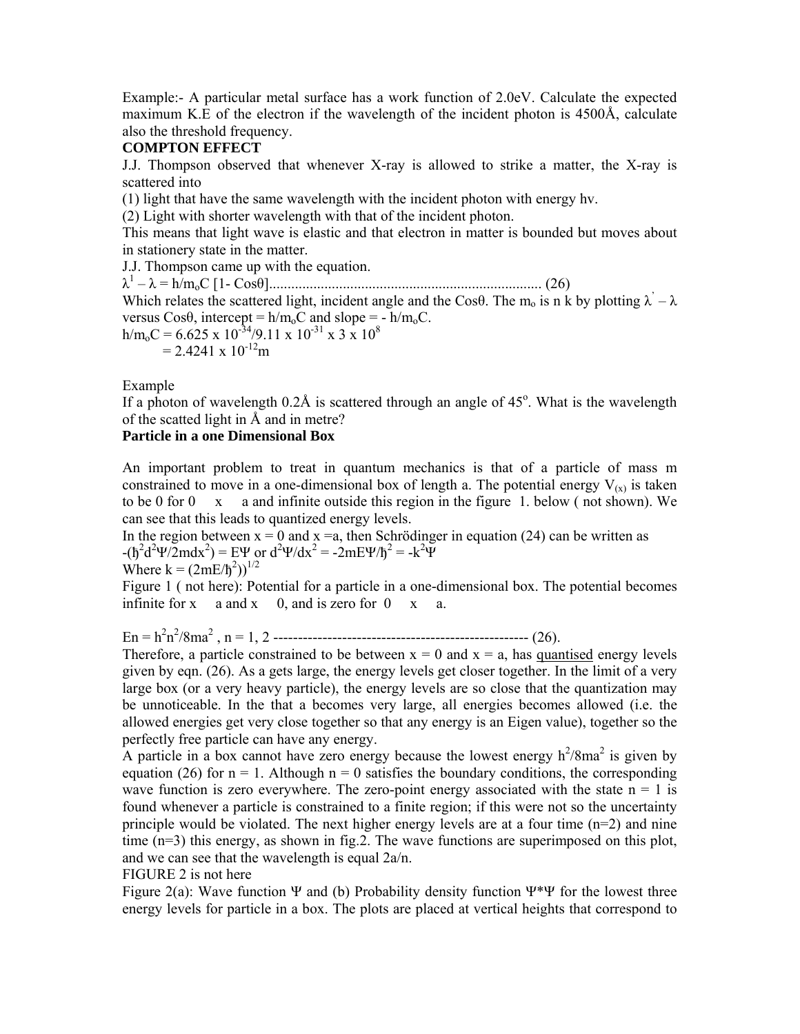Example:- A particular metal surface has a work function of 2.0eV. Calculate the expected maximum K.E of the electron if the wavelength of the incident photon is 4500Å, calculate also the threshold frequency.

**COMPTON EFFECT**

J.J. Thompson observed that whenever X-ray is allowed to strike a matter, the X-ray is scattered into

(1) light that have the same wavelength with the incident photon with energy hv.

(2) Light with shorter wavelength with that of the incident photon.

This means that light wave is elastic and that electron in matter is bounded but moves about in stationery state in the matter.

J.J. Thompson came up with the equation.

$\lambda^1 - \lambda = h/m_oC\ [1- \cos\theta]$.......................................................................... (26)

Which relates the scattered light, incident angle and the Cosθ. The $m_o$ is n k by plotting $\lambda^{'} - \lambda$ versus Cosθ, intercept = $h/m_oC$ and slope = $- h/m_oC$.

$h/m_oC = 6.625 \times 10^{-34}/9.11 \times 10^{-31} \times 3 \times 10^8$

$= 2.4241 \times 10^{-12}$m

Example

If a photon of wavelength 0.2Å is scattered through an angle of 45°. What is the wavelength of the scatted light in Å and in metre?

**Particle in a one Dimensional Box**

An important problem to treat in quantum mechanics is that of a particle of mass m constrained to move in a one-dimensional box of length a. The potential energy $V_{(x)}$ is taken to be 0 for 0 x a and infinite outside this region in the figure 1. below ( not shown). We can see that this leads to quantized energy levels.

In the region between x = 0 and x =a, then Schrödinger in equation (24) can be written as

$-(\hbar^2 d^2\Psi/2mdx^2) = E\Psi$ or $d^2\Psi/dx^2 = -2mE\Psi/\hbar^2 = -k^2\Psi$

Where $k = (2mE/\hbar^2))^{1/2}$

Figure 1 ( not here): Potential for a particle in a one-dimensional box. The potential becomes infinite for x a and x 0, and is zero for 0 x a.

$E_n = h^2n^2/8ma^2$ , n = 1, 2 ---------------------------------------------------- (26).

Therefore, a particle constrained to be between x = 0 and x = a, has quantised energy levels given by eqn. (26). As a gets large, the energy levels get closer together. In the limit of a very large box (or a very heavy particle), the energy levels are so close that the quantization may be unnoticeable. In the that a becomes very large, all energies becomes allowed (i.e. the allowed energies get very close together so that any energy is an Eigen value), together so the perfectly free particle can have any energy.

A particle in a box cannot have zero energy because the lowest energy $h^2/8ma^2$ is given by equation (26) for n = 1. Although n = 0 satisfies the boundary conditions, the corresponding wave function is zero everywhere. The zero-point energy associated with the state n = 1 is found whenever a particle is constrained to a finite region; if this were not so the uncertainty principle would be violated. The next higher energy levels are at a four time (n=2) and nine time (n=3) this energy, as shown in fig.2. The wave functions are superimposed on this plot, and we can see that the wavelength is equal 2a/n.

FIGURE 2 is not here

Figure 2(a): Wave function Ψ and (b) Probability density function Ψ*Ψ for the lowest three energy levels for particle in a box. The plots are placed at vertical heights that correspond to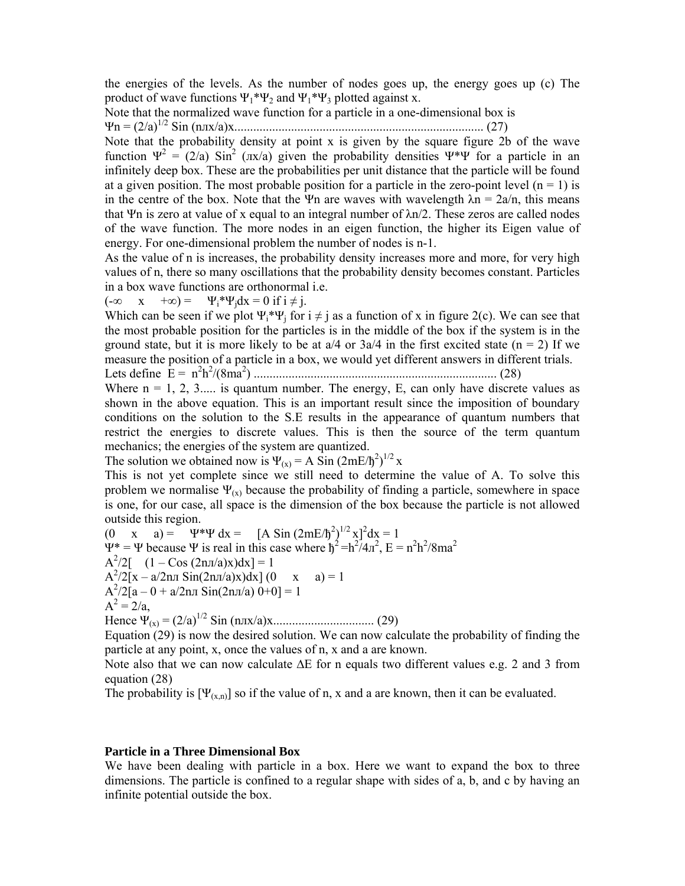the energies of the levels. As the number of nodes goes up, the energy goes up (c) The product of wave functions $\Psi_1{}^*\Psi_2$ and $\Psi_1{}^*\Psi_3$ plotted against x.

Note that the normalized wave function for a particle in a one-dimensional box is

$\Psi n = (2/a)^{1/2}$ Sin (nлx/a)x.............................................................................. (27)

Note that the probability density at point x is given by the square figure 2b of the wave function $\Psi^2 = (2/a)\ \text{Sin}^2\ (лx/a)$ given the probability densities $\Psi^*\Psi$ for a particle in an infinitely deep box. These are the probabilities per unit distance that the particle will be found at a given position. The most probable position for a particle in the zero-point level (n = 1) is in the centre of the box. Note that the Ψn are waves with wavelength λn = 2a/n, this means that Ψn is zero at value of x equal to an integral number of λn/2. These zeros are called nodes of the wave function. The more nodes in an eigen function, the higher its Eigen value of energy. For one-dimensional problem the number of nodes is n-1.

As the value of n is increases, the probability density increases more and more, for very high values of n, there so many oscillations that the probability density becomes constant. Particles in a box wave functions are orthonormal i.e.

(-∞ x +∞) = $\Psi_i{}^*\Psi_j dx = 0$ if i ≠ j.

Which can be seen if we plot $\Psi_i{}^*\Psi_j$ for i ≠ j as a function of x in figure 2(c). We can see that the most probable position for the particles is in the middle of the box if the system is in the ground state, but it is more likely to be at a/4 or 3a/4 in the first excited state (n = 2) If we measure the position of a particle in a box, we would yet different answers in different trials.

Lets define $E = n^2h^2/(8ma^2)$ ............................................................................ (28)

Where n = 1, 2, 3..... is quantum number. The energy, E, can only have discrete values as shown in the above equation. This is an important result since the imposition of boundary conditions on the solution to the S.E results in the appearance of quantum numbers that restrict the energies to discrete values. This is then the source of the term quantum mechanics; the energies of the system are quantized.

The solution we obtained now is $\Psi_{(x)} = A\ \text{Sin}\ (2mE/\hbar^2)^{1/2}\ x$

This is not yet complete since we still need to determine the value of A. To solve this problem we normalise $\Psi_{(x)}$ because the probability of finding a particle, somewhere in space is one, for our case, all space is the dimension of the box because the particle is not allowed outside this region.

(0 x a) = $\Psi^*\Psi\ dx = [A\ \text{Sin}\ (2mE/\hbar^2)^{1/2}\ x]^2 dx = 1$

$\Psi^* = \Psi$ because Ψ is real in this case where $\hbar^2 = h^2/4л^2$, $E = n^2h^2/8ma^2$

$A^2/2[\ \ (1 - \text{Cos}\ (2nл/a)x)dx] = 1$

$A^2/2[x - a/2nл\ \text{Sin}(2nл/a)x)dx]$ (0 x a) = 1

$A^2/2[a - 0 + a/2nл\ \text{Sin}(2nл/a)\ 0+0] = 1$

$A^2 = 2/a$,

Hence $\Psi_{(x)} = (2/a)^{1/2}$ Sin (nлx/a)x................................ (29)

Equation (29) is now the desired solution. We can now calculate the probability of finding the particle at any point, x, once the values of n, x and a are known.

Note also that we can now calculate ΔE for n equals two different values e.g. 2 and 3 from equation (28)

The probability is $[\Psi_{(x,n)}]$ so if the value of n, x and a are known, then it can be evaluated.

## Particle in a Three Dimensional Box

We have been dealing with particle in a box. Here we want to expand the box to three dimensions. The particle is confined to a regular shape with sides of a, b, and c by having an infinite potential outside the box.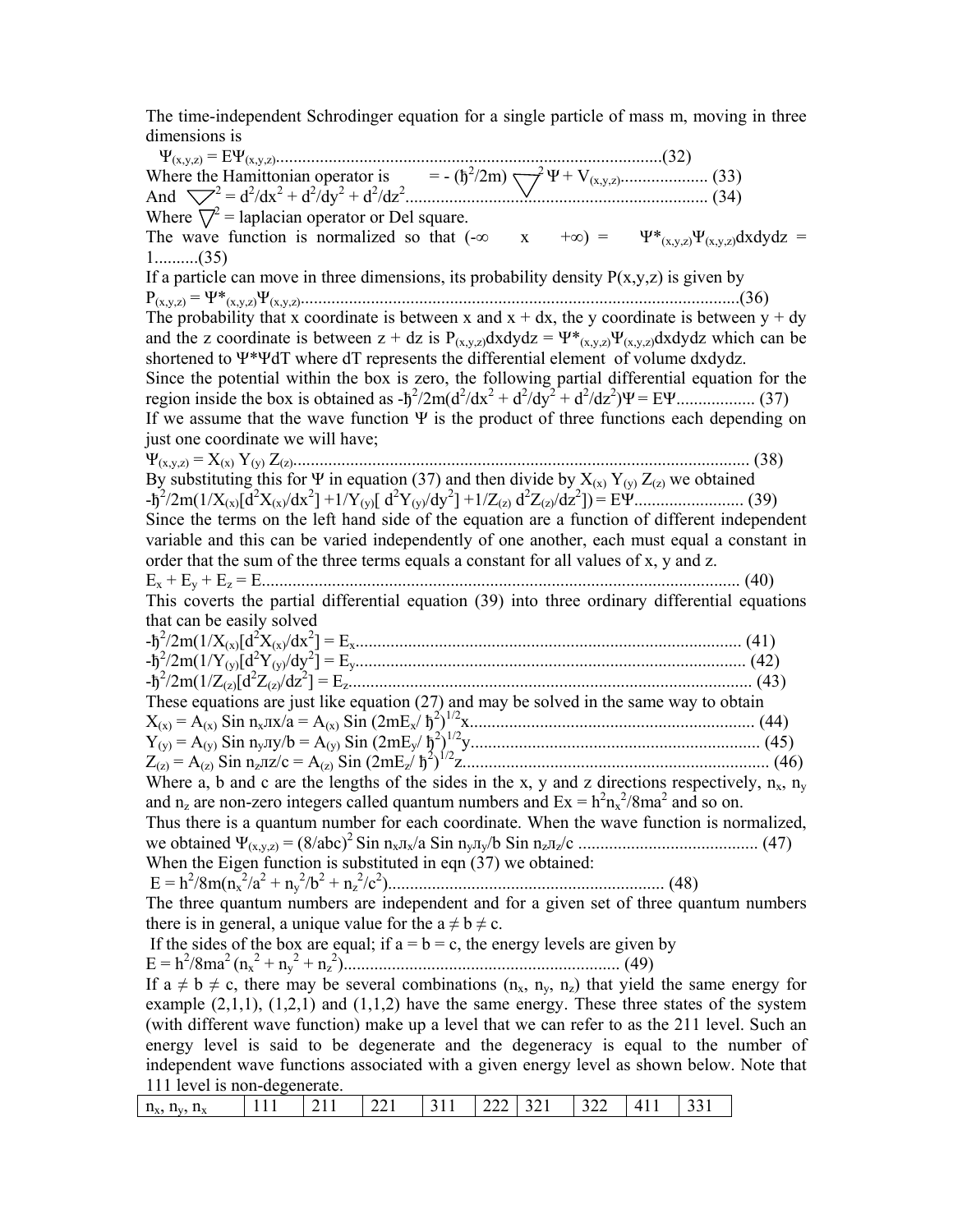The time-independent Schrodinger equation for a single particle of mass m, moving in three dimensions is

$\Psi_{(x,y,z)} = E\Psi_{(x,y,z)}$......................................................................................(32)

Where the Hamittonian operator is $= -(\hbar^2/2m)\nabla^2\Psi + V_{(x,y,z)}$.................... (33)

And $\nabla^2 = d^2/dx^2 + d^2/dy^2 + d^2/dz^2$.................................................................... (34)

Where $\nabla^2$ = laplacian operator or Del square.

The wave function is normalized so that $(-\infty \quad x \quad +\infty) = \quad \Psi^*_{(x,y,z)}\Psi_{(x,y,z)}dxdydz = 1$..........(35)

If a particle can move in three dimensions, its probability density P(x,y,z) is given by

$P_{(x,y,z)} = \Psi^*_{(x,y,z)}\Psi_{(x,y,z)}$..................................................................................................(36)

The probability that x coordinate is between x and x + dx, the y coordinate is between y + dy and the z coordinate is between z + dz is $P_{(x,y,z)}dxdydz = \Psi^*_{(x,y,z)}\Psi_{(x,y,z)}dxdydz$ which can be shortened to $\Psi^*\Psi dT$ where dT represents the differential element of volume dxdydz.

Since the potential within the box is zero, the following partial differential equation for the region inside the box is obtained as $-\hbar^2/2m(d^2/dx^2 + d^2/dy^2 + d^2/dz^2)\Psi = E\Psi$.................. (37)

If we assume that the wave function $\Psi$ is the product of three functions each depending on just one coordinate we will have;

$\Psi_{(x,y,z)} = X_{(x)}\, Y_{(y)}\, Z_{(z)}$....................................................................................................... (38)

By substituting this for $\Psi$ in equation (37) and then divide by $X_{(x)}\, Y_{(y)}\, Z_{(z)}$ we obtained

$-\hbar^2/2m(1/X_{(x)}[d^2X_{(x)}/dx^2] + 1/Y_{(y)}[\, d^2Y_{(y)}/dy^2] + 1/Z_{(z)}\, d^2Z_{(z)}/dz^2]) = E\Psi$......................... (39)

Since the terms on the left hand side of the equation are a function of different independent variable and this can be varied independently of one another, each must equal a constant in order that the sum of the three terms equals a constant for all values of x, y and z.

$E_x + E_y + E_z = E$............................................................................................................ (40)

This coverts the partial differential equation (39) into three ordinary differential equations that can be easily solved

$-\hbar^2/2m(1/X_{(x)}[d^2X_{(x)}/dx^2] = E_x$....................................................................................... (41)

$-\hbar^2/2m(1/Y_{(y)}[d^2Y_{(y)}/dy^2] = E_y$........................................................................................ (42)

$-\hbar^2/2m(1/Z_{(z)}[d^2Z_{(z)}/dz^2] = E_z$.......................................................................................... (43)

These equations are just like equation (27) and may be solved in the same way to obtain

$X_{(x)} = A_{(x)} \sin n_x\pi x/a = A_{(x)} \sin (2mE_x/\hbar^2)^{1/2}x$................................................................ (44)

$Y_{(y)} = A_{(y)} \sin n_y\pi y/b = A_{(y)} \sin (2mE_y/\hbar^2)^{1/2}y$................................................................. (45)

$Z_{(z)} = A_{(z)} \sin n_z\pi z/c = A_{(z)} \sin (2mE_z/\hbar^2)^{1/2}z$...................................................................... (46)

Where a, b and c are the lengths of the sides in the x, y and z directions respectively, $n_x$, $n_y$ and $n_z$ are non-zero integers called quantum numbers and $Ex = h^2n_x^2/8ma^2$ and so on.

Thus there is a quantum number for each coordinate. When the wave function is normalized, we obtained $\Psi_{(x,y,z)} = (8/abc)^2 \sin n_x\pi_x/a \sin n_y\pi_y/b \sin n_z\pi_z/c$ ......................................... (47)

When the Eigen function is substituted in eqn (37) we obtained:

$E = h^2/8m(n_x^2/a^2 + n_y^2/b^2 + n_z^2/c^2)$.............................................................. (48)

The three quantum numbers are independent and for a given set of three quantum numbers there is in general, a unique value for the $a \neq b \neq c$.

If the sides of the box are equal; if a = b = c, the energy levels are given by

$E = h^2/8ma^2\,(n_x^2 + n_y^2 + n_z^2)$.............................................................. (49)

If $a \neq b \neq c$, there may be several combinations ($n_x$, $n_y$, $n_z$) that yield the same energy for example (2,1,1), (1,2,1) and (1,1,2) have the same energy. These three states of the system (with different wave function) make up a level that we can refer to as the 211 level. Such an energy level is said to be degenerate and the degeneracy is equal to the number of independent wave functions associated with a given energy level as shown below. Note that 111 level is non-degenerate.

| $n_x$, $n_y$, $n_x$ | 111 | 211 | 221 | 311 | 222 | 321 | 322 | 411 | 331 |
|---|---|---|---|---|---|---|---|---|---|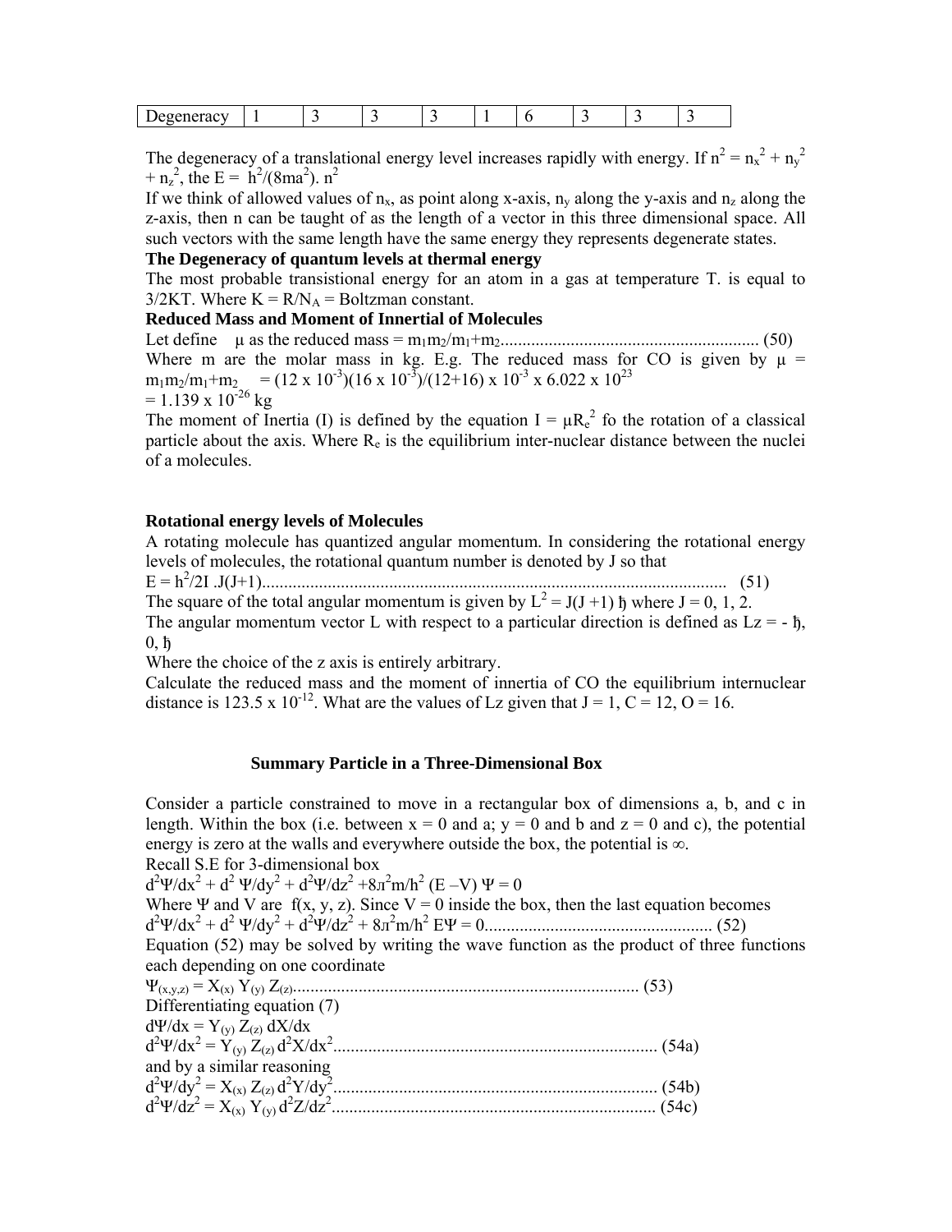| Degeneracy | 1 | 3 | 3 | 3 | 1 | 6 | 3 | 3 | 3 |
|---|---|---|---|---|---|---|---|---|---|

The degeneracy of a translational energy level increases rapidly with energy. If $n^2 = n_x^2 + n_y^2 + n_z^2$, the $E = h^2/(8ma^2).\ n^2$

If we think of allowed values of $n_x$, as point along x-axis, $n_y$ along the y-axis and $n_z$ along the z-axis, then n can be taught of as the length of a vector in this three dimensional space. All such vectors with the same length have the same energy they represents degenerate states.

**The Degeneracy of quantum levels at thermal energy**

The most probable transistional energy for an atom in a gas at temperature T. is equal to 3/2KT. Where $K = R/N_A$ = Boltzman constant.

**Reduced Mass and Moment of Innertial of Molecules**

Let define $\mu$ as the reduced mass $= m_1m_2/m_1+m_2$........................................................ (50)

Where m are the molar mass in kg. E.g. The reduced mass for CO is given by $\mu = m_1m_2/m_1+m_2 = (12 \times 10^{-3})(16 \times 10^{-3})/(12+16) \times 10^{-3} \times 6.022 \times 10^{23}$
$= 1.139 \times 10^{-26}$ kg

The moment of Inertia (I) is defined by the equation $I = \mu R_e^2$ fo the rotation of a classical particle about the axis. Where $R_e$ is the equilibrium inter-nuclear distance between the nuclei of a molecules.

**Rotational energy levels of Molecules**

A rotating molecule has quantized angular momentum. In considering the rotational energy levels of molecules, the rotational quantum number is denoted by J so that

$E = h^2/2I\ .J(J+1)$.......................................................................................................... (51)

The square of the total angular momentum is given by $L^2 = J(J+1)\ \hbar$ where J = 0, 1, 2.

The angular momentum vector L with respect to a particular direction is defined as $Lz = -\hbar, 0, \hbar$

Where the choice of the z axis is entirely arbitrary.

Calculate the reduced mass and the moment of innertia of CO the equilibrium internuclear distance is $123.5 \times 10^{-12}$. What are the values of Lz given that J = 1, C = 12, O = 16.

### Summary Particle in a Three-Dimensional Box

Consider a particle constrained to move in a rectangular box of dimensions a, b, and c in length. Within the box (i.e. between x = 0 and a; y = 0 and b and z = 0 and c), the potential energy is zero at the walls and everywhere outside the box, the potential is $\infty$.

Recall S.E for 3-dimensional box

$d^2\Psi/dx^2 + d^2\Psi/dy^2 + d^2\Psi/dz^2 + 8\pi^2m/h^2\ (E - V)\ \Psi = 0$

Where $\Psi$ and V are f(x, y, z). Since V = 0 inside the box, then the last equation becomes

$d^2\Psi/dx^2 + d^2\Psi/dy^2 + d^2\Psi/dz^2 + 8\pi^2m/h^2\ E\Psi = 0$.................................................... (52)

Equation (52) may be solved by writing the wave function as the product of three functions each depending on one coordinate

$\Psi_{(x,y,z)} = X_{(x)}\ Y_{(y)}\ Z_{(z)}$............................................................................... (53)

Differentiating equation (7)

$d\Psi/dx = Y_{(y)}\ Z_{(z)}\ dX/dx$

$d^2\Psi/dx^2 = Y_{(y)}\ Z_{(z)}\ d^2X/dx^2$.......................................................................... (54a)

and by a similar reasoning

$d^2\Psi/dy^2 = X_{(x)}\ Z_{(z)}\ d^2Y/dy^2$.......................................................................... (54b)

$d^2\Psi/dz^2 = X_{(x)}\ Y_{(y)}\ d^2Z/dz^2$.......................................................................... (54c)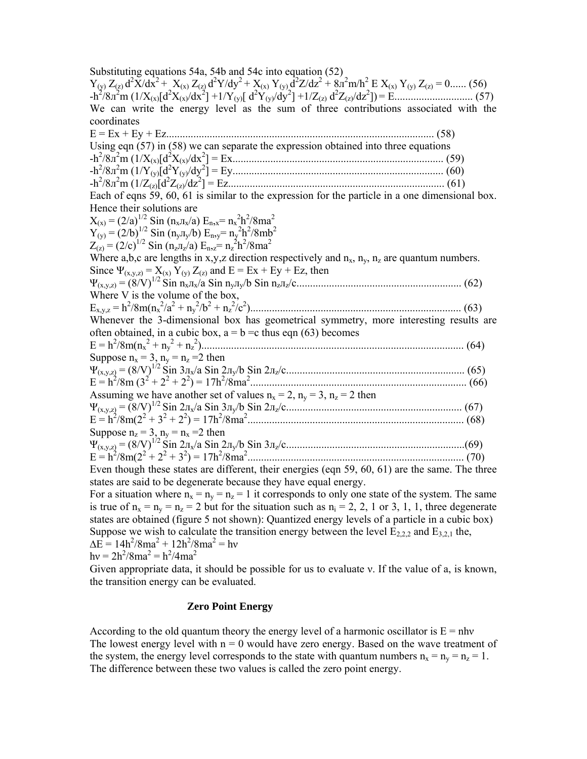Substituting equations 54a, 54b and 54c into equation (52)

$Y_{(y)}\, Z_{(z)}\, d^2X/dx^2 + X_{(x)}\, Z_{(z)}\, d^2Y/dy^2 + X_{(x)}\, Y_{(y)}\, d^2Z/dz^2 + 8л^2m/h^2\, E\, X_{(x)}\, Y_{(y)}\, Z_{(z)} = 0$...... (56)

$-h^2/8л^2m\, (1/X_{(x)}[d^2X_{(x)}/dx^2] + 1/Y_{(y)}[d^2Y_{(y)}/dy^2] + 1/Z_{(z)}\, d^2Z_{(z)}/dz^2]) = E$............................ (57)

We can write the energy level as the sum of three contributions associated with the coordinates

$E = Ex + Ey + Ez$.................................................................................................. (58)

Using eqn (57) in (58) we can separate the expression obtained into three equations

$-h^2/8л^2m\, (1/X_{(x)}[d^2X_{(x)}/dx^2] = Ex$............................................................................ (59)

$-h^2/8л^2m\, (1/Y_{(y)}[d^2Y_{(y)}/dy^2] = Ey$............................................................................ (60)

$-h^2/8л^2m\, (1/Z_{(z)}[d^2Z_{(z)}/dz^2] = Ez$............................................................................. (61)

Each of eqns 59, 60, 61 is similar to the expression for the particle in a one dimensional box. Hence their solutions are

$X_{(x)} = (2/a)^{1/2}\, Sin\, (n_xл_x/a)\; E_{n,x} = n_x^2h^2/8ma^2$

$Y_{(y)} = (2/b)^{1/2}\, Sin\, (n_yл_y/b)\; E_{n,y} = n_y^2h^2/8mb^2$

$Z_{(z)} = (2/c)^{1/2}\, Sin\, (n_zл_z/a)\; E_{n,z} = n_z^2h^2/8ma^2$

Where a,b,c are lengths in x,y,z direction respectively and $n_x$, $n_y$, $n_z$ are quantum numbers.

Since $\Psi_{(x,y,z)} = X_{(x)}\, Y_{(y)}\, Z_{(z)}$ and $E = Ex + Ey + Ez$, then

$\Psi_{(x,y,z)} = (8/V)^{1/2}\, Sin\, n_xл_x/a\; Sin\, n_yл_y/b\; Sin\, n_zл_z/c$............................................................ (62)

Where V is the volume of the box,

$E_{x,y,z} = h^2/8m(n_x^2/a^2 + n_y^2/b^2 + n_z^2/c^2)$............................................................................ (63)

Whenever the 3-dimensional box has geometrical symmetry, more interesting results are often obtained, in a cubic box, a = b =c thus eqn (63) becomes

$E = h^2/8m(n_x^2 + n_y^2 + n_z^2)$................................................................................................ (64)

Suppose $n_x = 3$, $n_y = n_z = 2$ then

$\Psi_{(x,y,z)} = (8/V)^{1/2}\, Sin\, 3л_x/a\; Sin\, 2л_y/b\; Sin\, 2л_z/c$................................................................. (65)

$E = h^2/8m\, (3^2 + 2^2 + 2^2) = 17h^2/8ma^2$............................................................................... (66)

Assuming we have another set of values $n_x = 2$, $n_y = 3$, $n_z = 2$ then

$\Psi_{(x,y,z)} = (8/V)^{1/2}\, Sin\, 2л_x/a\; Sin\, 3л_y/b\; Sin\, 2л_z/c$................................................................ (67)

$E = h^2/8m(2^2 + 3^2 + 2^2) = 17h^2/8ma^2$............................................................................... (68)

Suppose $n_z = 3$, $n_y = n_x = 2$ then

$\Psi_{(x,y,z)} = (8/V)^{1/2}\, Sin\, 2л_x/a\; Sin\, 2л_y/b\; Sin\, 3л_z/c$.................................................................(69)

$E = h^2/8m(2^2 + 2^2 + 3^2) = 17h^2/8ma^2$............................................................................... (70)

Even though these states are different, their energies (eqn 59, 60, 61) are the same. The three states are said to be degenerate because they have equal energy.

For a situation where $n_x = n_y = n_z = 1$ it corresponds to only one state of the system. The same is true of $n_x = n_y = n_z = 2$ but for the situation such as $n_i = 2, 2, 1$ or $3, 1, 1$, three degenerate states are obtained (figure 5 not shown): Quantized energy levels of a particle in a cubic box)

Suppose we wish to calculate the transition energy between the level $E_{2,2,2}$ and $E_{3,2,1}$ the,

$\Delta E = 14h^2/8ma^2 + 12h^2/8ma^2 = h\nu$

$h\nu = 2h^2/8ma^2 = h^2/4ma^2$

Given appropriate data, it should be possible for us to evaluate ν. If the value of a, is known, the transition energy can be evaluated.

## Zero Point Energy

According to the old quantum theory the energy level of a harmonic oscillator is $E = nh\nu$

The lowest energy level with n = 0 would have zero energy. Based on the wave treatment of the system, the energy level corresponds to the state with quantum numbers $n_x = n_y = n_z = 1$. The difference between these two values is called the zero point energy.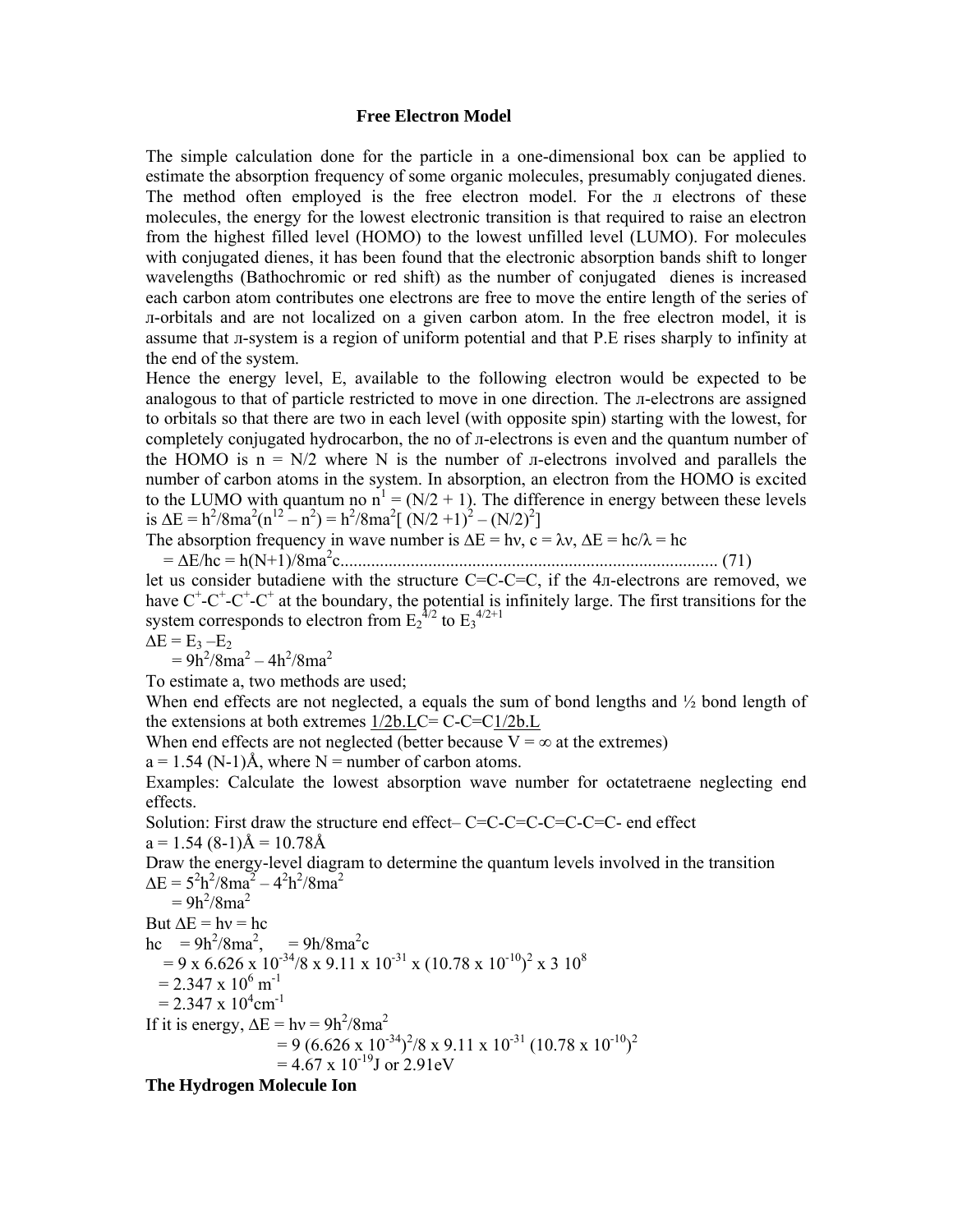# Free Electron Model

The simple calculation done for the particle in a one-dimensional box can be applied to estimate the absorption frequency of some organic molecules, presumably conjugated dienes. The method often employed is the free electron model. For the л electrons of these molecules, the energy for the lowest electronic transition is that required to raise an electron from the highest filled level (HOMO) to the lowest unfilled level (LUMO). For molecules with conjugated dienes, it has been found that the electronic absorption bands shift to longer wavelengths (Bathochromic or red shift) as the number of conjugated dienes is increased each carbon atom contributes one electrons are free to move the entire length of the series of л-orbitals and are not localized on a given carbon atom. In the free electron model, it is assume that л-system is a region of uniform potential and that P.E rises sharply to infinity at the end of the system.

Hence the energy level, E, available to the following electron would be expected to be analogous to that of particle restricted to move in one direction. The л-electrons are assigned to orbitals so that there are two in each level (with opposite spin) starting with the lowest, for completely conjugated hydrocarbon, the no of л-electrons is even and the quantum number of the HOMO is $n = N/2$ where N is the number of л-electrons involved and parallels the number of carbon atoms in the system. In absorption, an electron from the HOMO is excited to the LUMO with quantum no $n^1 = (N/2 + 1)$. The difference in energy between these levels is $\Delta E = h^2/8ma^2(n^{12} - n^2) = h^2/8ma^2[\,(N/2 + 1)^2 - (N/2)^2]$

The absorption frequency in wave number is $\Delta E = h\nu$, $c = \lambda\nu$, $\Delta E = hc/\lambda = hc$

$= \Delta E/hc = h(N+1)/8ma^2c$.................................................................................... (71)

let us consider butadiene with the structure C=C-C=C, if the 4л-electrons are removed, we have $C^+$-$C^+$-$C^+$-$C^+$ at the boundary, the potential is infinitely large. The first transitions for the system corresponds to electron from $E_2^{4/2}$ to $E_3^{4/2+1}$

$\Delta E = E_3 - E_2$

$= 9h^2/8ma^2 - 4h^2/8ma^2$

To estimate a, two methods are used;

When end effects are not neglected, a equals the sum of bond lengths and ½ bond length of the extensions at both extremes 1/2b.LC= C-C=C1/2b.L

When end effects are not neglected (better because $V = \infty$ at the extremes)

$a = 1.54\,(N-1)$Å, where N = number of carbon atoms.

Examples: Calculate the lowest absorption wave number for octatetraene neglecting end effects.

Solution: First draw the structure end effect– C=C-C=C-C=C-C=C- end effect

$a = 1.54\,(8-1)$Å $= 10.78$Å

Draw the energy-level diagram to determine the quantum levels involved in the transition

$\Delta E = 5^2h^2/8ma^2 - 4^2h^2/8ma^2$

$= 9h^2/8ma^2$

But $\Delta E = h\nu = hc$

$hc = 9h^2/8ma^2, \quad = 9h/8ma^2c$

$= 9 \times 6.626 \times 10^{-34}/8 \times 9.11 \times 10^{-31} \times (10.78 \times 10^{-10})^2 \times 3\ 10^8$

$= 2.347 \times 10^6\ m^{-1}$

$= 2.347 \times 10^4 cm^{-1}$

If it is energy, $\Delta E = h\nu = 9h^2/8ma^2$

$= 9\,(6.626 \times 10^{-34})^2/8 \times 9.11 \times 10^{-31}\,(10.78 \times 10^{-10})^2$

$= 4.67 \times 10^{-19}$J or 2.91eV

**The Hydrogen Molecule Ion**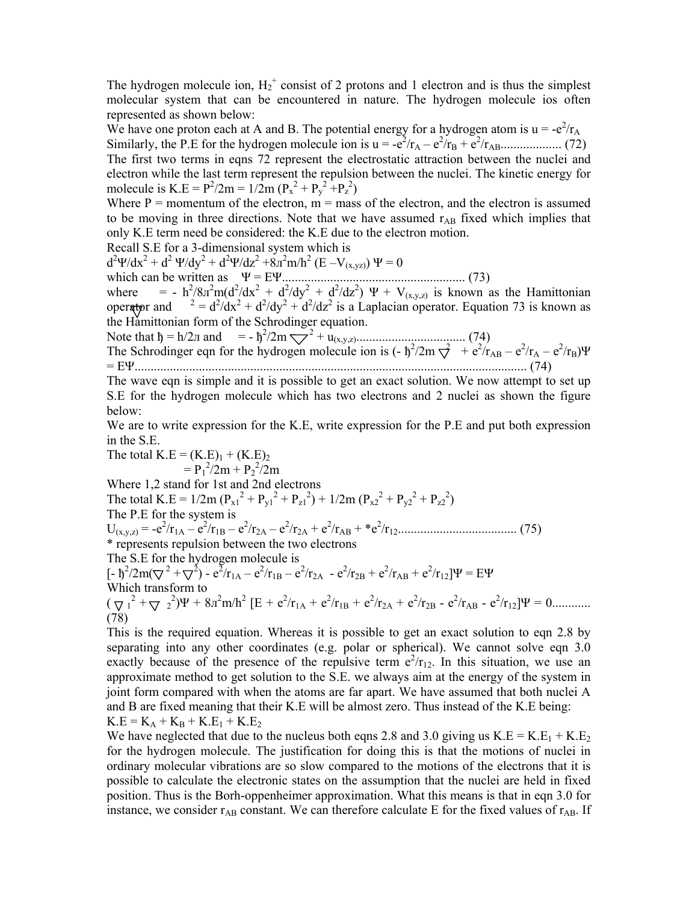The hydrogen molecule ion, $H_2^+$ consist of 2 protons and 1 electron and is thus the simplest molecular system that can be encountered in nature. The hydrogen molecule ios often represented as shown below:

We have one proton each at A and B. The potential energy for a hydrogen atom is $u = -e^2/r_A$

Similarly, the P.E for the hydrogen molecule ion is $u = -e^2/r_A - e^2/r_B + e^2/r_{AB}$................... (72)

The first two terms in eqns 72 represent the electrostatic attraction between the nuclei and electron while the last term represent the repulsion between the nuclei. The kinetic energy for molecule is $K.E = P^2/2m = 1/2m\,(P_x^2 + P_y^2 + P_z^2)$

Where P = momentum of the electron, m = mass of the electron, and the electron is assumed to be moving in three directions. Note that we have assumed $r_{AB}$ fixed which implies that only K.E term need be considered: the K.E due to the electron motion.

Recall S.E for a 3-dimensional system which is

$d^2\Psi/dx^2 + d^2\Psi/dy^2 + d^2\Psi/dz^2 + 8\pi^2 m/h^2\,(E - V_{(x,yz)})\,\Psi = 0$

which can be written as $\quad \Psi = E\Psi$........................................................ (73)

where $\quad = -h^2/8\pi^2 m(d^2/dx^2 + d^2/dy^2 + d^2/dz^2)\,\Psi + V_{(x,y,z)}$ is known as the Hamittonian operator and $\nabla^2 = d^2/dx^2 + d^2/dy^2 + d^2/dz^2$ is a Laplacian operator. Equation 73 is known as the Hamittonian form of the Schrodinger equation.

Note that $\hbar = h/2\pi$ and $\quad = -\hbar^2/2m\,\nabla^2 + u_{(x,y,z)}$.................................. (74)

The Schrodinger eqn for the hydrogen molecule ion is $(-\hbar^2/2m\,\nabla^2 + e^2/r_{AB} - e^2/r_A - e^2/r_B)\Psi = E\Psi$......................................................................................................................... (74)

The wave eqn is simple and it is possible to get an exact solution. We now attempt to set up S.E for the hydrogen molecule which has two electrons and 2 nuclei as shown the figure below:

We are to write expression for the K.E, write expression for the P.E and put both expression in the S.E.

The total K.E = $(K.E)_1 + (K.E)_2$

$\qquad\qquad = P_1^2/2m + P_2^2/2m$

Where 1,2 stand for 1st and 2nd electrons

The total K.E = $1/2m\,(P_{x1}^2 + P_{y1}^2 + P_{z1}^2) + 1/2m\,(P_{x2}^2 + P_{y2}^2 + P_{z2}^2)$

The P.E for the system is

$U_{(x,y,z)} = -e^2/r_{1A} - e^2/r_{1B} - e^2/r_{2A} - e^2/r_{2A} + e^2/r_{AB} + {}^*e^2/r_{12}$.................................... (75)

* represents repulsion between the two electrons

The S.E for the hydrogen molecule is

$[-\hbar^2/2m(\nabla^2 + \nabla^2) - e^2/r_{1A} - e^2/r_{1B} - e^2/r_{2A} - e^2/r_{2B} + e^2/r_{AB} + e^2/r_{12}]\Psi = E\Psi$

Which transform to

$(\nabla_1^2 + \nabla_2^2)\Psi + 8\pi^2 m/h^2\,[E + e^2/r_{1A} + e^2/r_{1B} + e^2/r_{2A} + e^2/r_{2B} - e^2/r_{AB} - e^2/r_{12}]\Psi = 0$............ (78)

This is the required equation. Whereas it is possible to get an exact solution to eqn 2.8 by separating into any other coordinates (e.g. polar or spherical). We cannot solve eqn 3.0 exactly because of the presence of the repulsive term $e^2/r_{12}$. In this situation, we use an approximate method to get solution to the S.E. we always aim at the energy of the system in joint form compared with when the atoms are far apart. We have assumed that both nuclei A and B are fixed meaning that their K.E will be almost zero. Thus instead of the K.E being:

$K.E = K_A + K_B + K.E_1 + K.E_2$

We have neglected that due to the nucleus both eqns 2.8 and 3.0 giving us $K.E = K.E_1 + K.E_2$ for the hydrogen molecule. The justification for doing this is that the motions of nuclei in ordinary molecular vibrations are so slow compared to the motions of the electrons that it is possible to calculate the electronic states on the assumption that the nuclei are held in fixed position. Thus is the Borh-oppenheimer approximation. What this means is that in eqn 3.0 for instance, we consider $r_{AB}$ constant. We can therefore calculate E for the fixed values of $r_{AB}$. If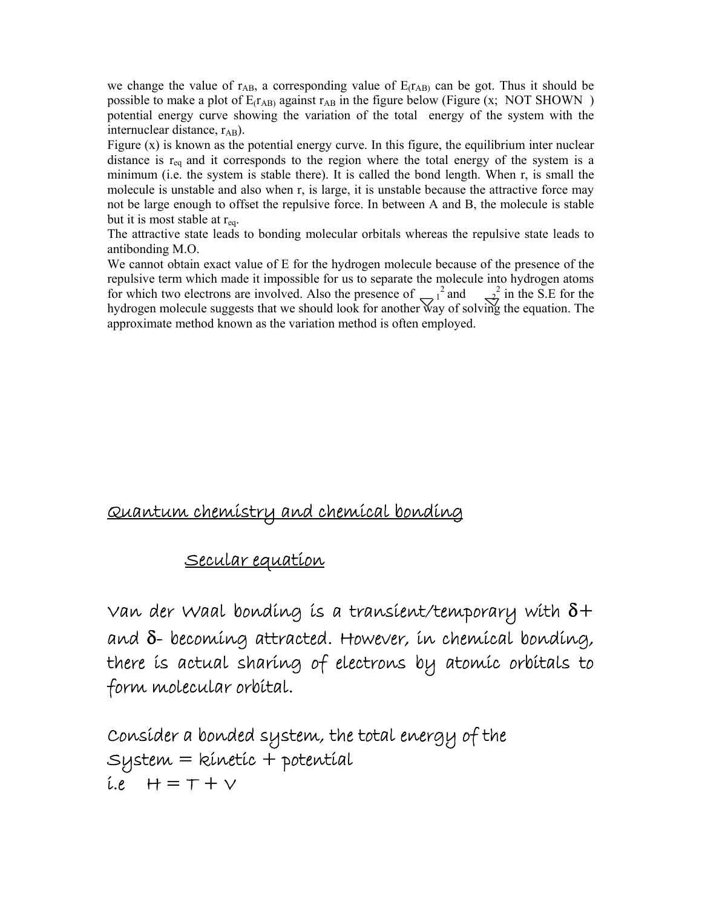we change the value of $r_{AB}$, a corresponding value of $E(r_{AB})$ can be got. Thus it should be possible to make a plot of $E(r_{AB})$ against $r_{AB}$ in the figure below (Figure (x; NOT SHOWN ) potential energy curve showing the variation of the total energy of the system with the internuclear distance, $r_{AB}$).

Figure (x) is known as the potential energy curve. In this figure, the equilibrium inter nuclear distance is $r_{eq}$ and it corresponds to the region where the total energy of the system is a minimum (i.e. the system is stable there). It is called the bond length. When r, is small the molecule is unstable and also when r, is large, it is unstable because the attractive force may not be large enough to offset the repulsive force. In between A and B, the molecule is stable but it is most stable at $r_{eq}$.

The attractive state leads to bonding molecular orbitals whereas the repulsive state leads to antibonding M.O.

We cannot obtain exact value of E for the hydrogen molecule because of the presence of the repulsive term which made it impossible for us to separate the molecule into hydrogen atoms for which two electrons are involved. Also the presence of $\nabla_1^2$ and $\nabla_2^2$ in the S.E for the hydrogen molecule suggests that we should look for another way of solving the equation. The approximate method known as the variation method is often employed.

## Quantum chemistry and chemical bonding

### Secular equation

Van der Waal bonding is a transient/temporary with δ+ and δ- becoming attracted. However, in chemical bonding, there is actual sharing of electrons by atomic orbitals to form molecular orbital.

Consider a bonded system, the total energy of the System = kinetic + potential

i.e $H = T + V$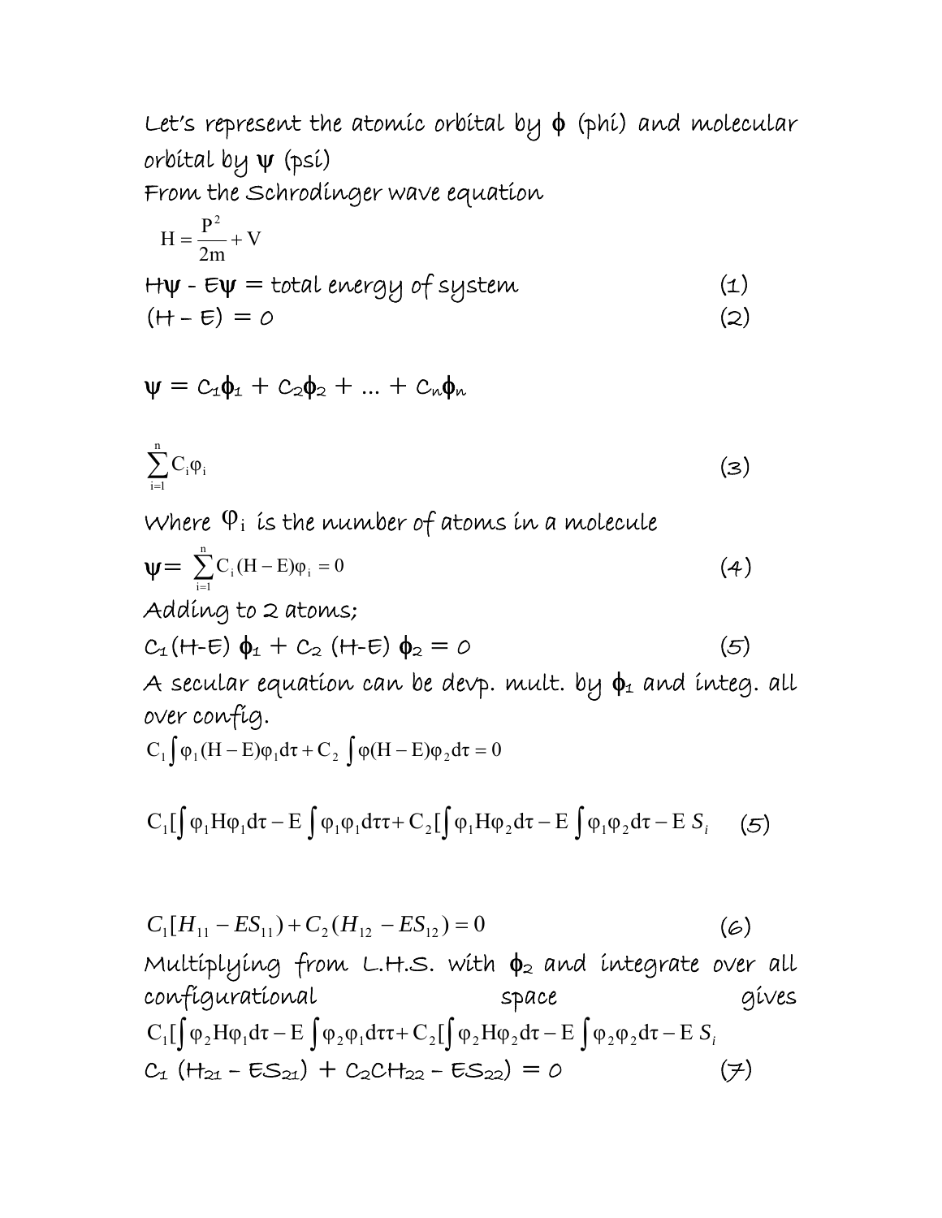Let's represent the atomic orbital by $\phi$ (phi) and molecular orbital by $\psi$ (psi)

From the Schrodinger wave equation

$$H = \frac{P^2}{2m} + V$$

$H\psi$ - $E\psi$ = total energy of system (1)

$(H - E) = 0$ (2)

$\psi = C_1\phi_1 + C_2\phi_2 + \ldots + C_n\phi_n$

$$\sum_{i=1}^{n} C_i \varphi_i \qquad (3)$$

Where $\varphi_i$ is the number of atoms in a molecule

$$\psi = \sum_{i=1}^{n} C_i (H - E)\varphi_i = 0 \qquad (4)$$

Adding to 2 atoms;

$C_1(H\text{-}E)\,\phi_1 + C_2\,(H\text{-}E)\,\phi_2 = 0$ (5)

A secular equation can be devp. mult. by $\phi_1$ and integ. all over config.

$$C_1 \int \varphi_1 (H - E)\varphi_1 d\tau + C_2 \int \varphi (H - E)\varphi_2 d\tau = 0$$

$$C_1[\int \varphi_1 H \varphi_1 d\tau - E \int \varphi_1 \varphi_1 d\tau\tau + C_2[[\int \varphi_1 H \varphi_2 d\tau - E \int \varphi_1 \varphi_2 d\tau - E\, S_i \qquad (5)$$

$$C_1[H_{11} - ES_{11}) + C_2(H_{12} - ES_{12}) = 0 \qquad (6)$$

Multiplying from L.H.S. with $\phi_2$ and integrate over all configurational space gives

$$C_1[\int \varphi_2 H \varphi_1 d\tau - E \int \varphi_2 \varphi_1 d\tau\tau + C_2[[\int \varphi_2 H \varphi_2 d\tau - E \int \varphi_2 \varphi_2 d\tau - E\, S_i$$

$C_1\,(H_{21} - ES_{21}) + C_2CH_{22} - ES_{22}) = 0$ (7)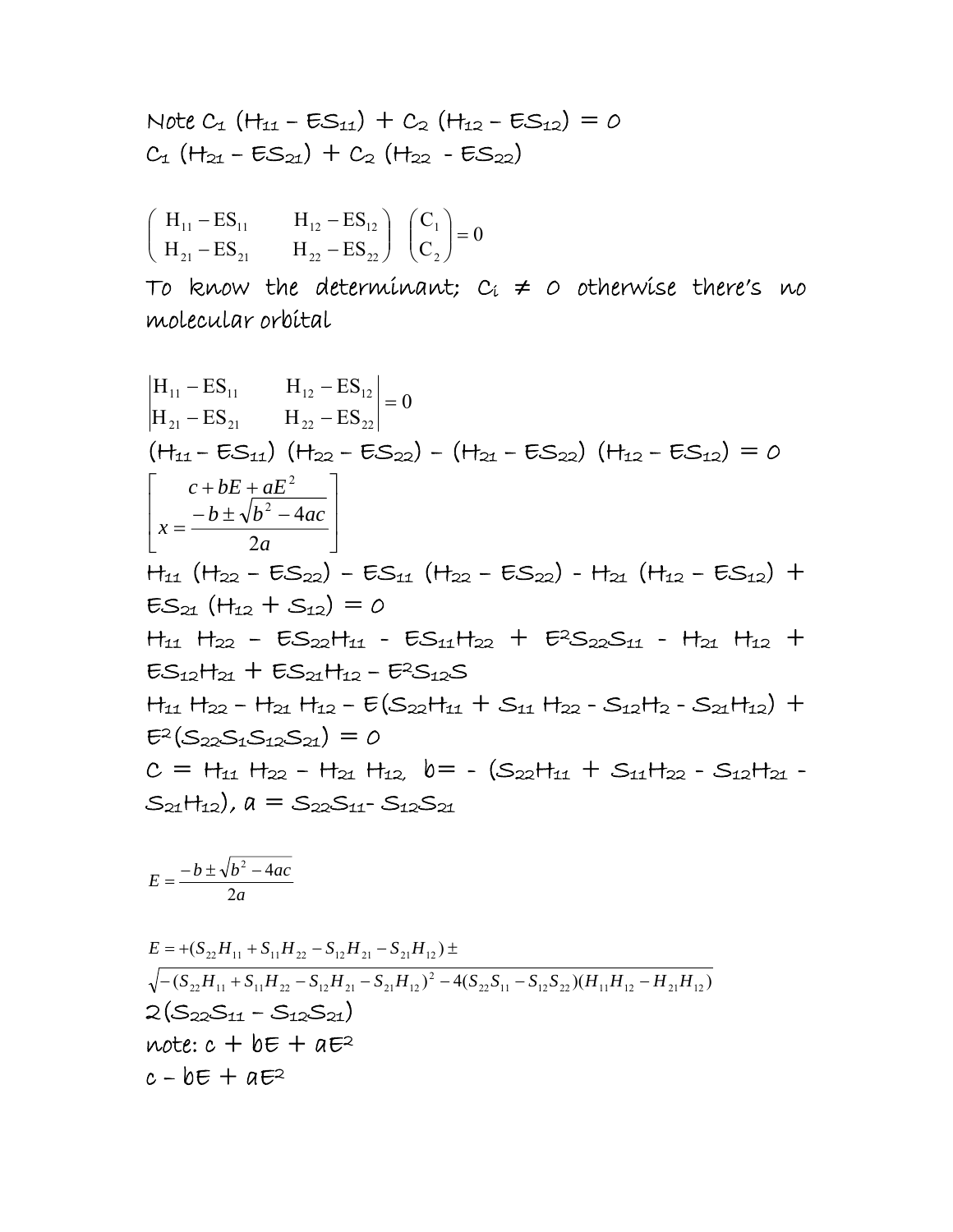Note $C_1 (H_{11} – ES_{11}) + C_2 (H_{12} – ES_{12}) = 0$

$C_1 (H_{21} – ES_{21}) + C_2 (H_{22} - ES_{22})$

$$\begin{pmatrix} H_{11} - ES_{11} & H_{12} - ES_{12} \\ H_{21} - ES_{21} & H_{22} - ES_{22} \end{pmatrix} \begin{pmatrix} C_1 \\ C_2 \end{pmatrix} = 0$$

To know the determinant; $C_i \neq 0$ otherwise there's no molecular orbital

$$\begin{vmatrix} H_{11} - ES_{11} & H_{12} - ES_{12} \\ H_{21} - ES_{21} & H_{22} - ES_{22} \end{vmatrix} = 0$$

$(H_{11} – ES_{11}) (H_{22} – ES_{22}) – (H_{21} – ES_{22}) (H_{12} – ES_{12}) = 0$

$$\left[ \begin{array}{c} c + bE + aE^2 \\ x = \dfrac{-b \pm \sqrt{b^2 - 4ac}}{2a} \end{array} \right]$$

$H_{11} (H_{22} – ES_{22}) – ES_{11} (H_{22} – ES_{22}) - H_{21} (H_{12} – ES_{12}) + ES_{21} (H_{12} + S_{12}) = 0$

$H_{11} H_{22} – ES_{22}H_{11} - ES_{11}H_{22} + E^2S_{22}S_{11} - H_{21} H_{12} + ES_{12}H_{21} + ES_{21}H_{12} – E^2S_{12}S$

$H_{11} H_{22} – H_{21} H_{12} – E(S_{22}H_{11} + S_{11} H_{22} - S_{12}H_2 - S_{21}H_{12}) + E^2(S_{22}S_1S_{12}S_{21}) = 0$

$C = H_{11} H_{22} – H_{21} H_{12}$, $b= - (S_{22}H_{11} + S_{11}H_{22} - S_{12}H_{21} - S_{21}H_{12})$, $a = S_{22}S_{11}- S_{12}S_{21}$

$$E = \frac{-b \pm \sqrt{b^2 - 4ac}}{2a}$$

$$E = \frac{+(S_{22}H_{11} + S_{11}H_{22} - S_{12}H_{21} - S_{21}H_{12}) \pm \sqrt{-(S_{22}H_{11} + S_{11}H_{22} - S_{12}H_{21} - S_{21}H_{12})^2 - 4(S_{22}S_{11} - S_{12}S_{22})(H_{11}H_{12} - H_{21}H_{12})}}{2(S_{22}S_{11} – S_{12}S_{21})}$$

note: $c + bE + aE^2$

$c – bE + aE^2$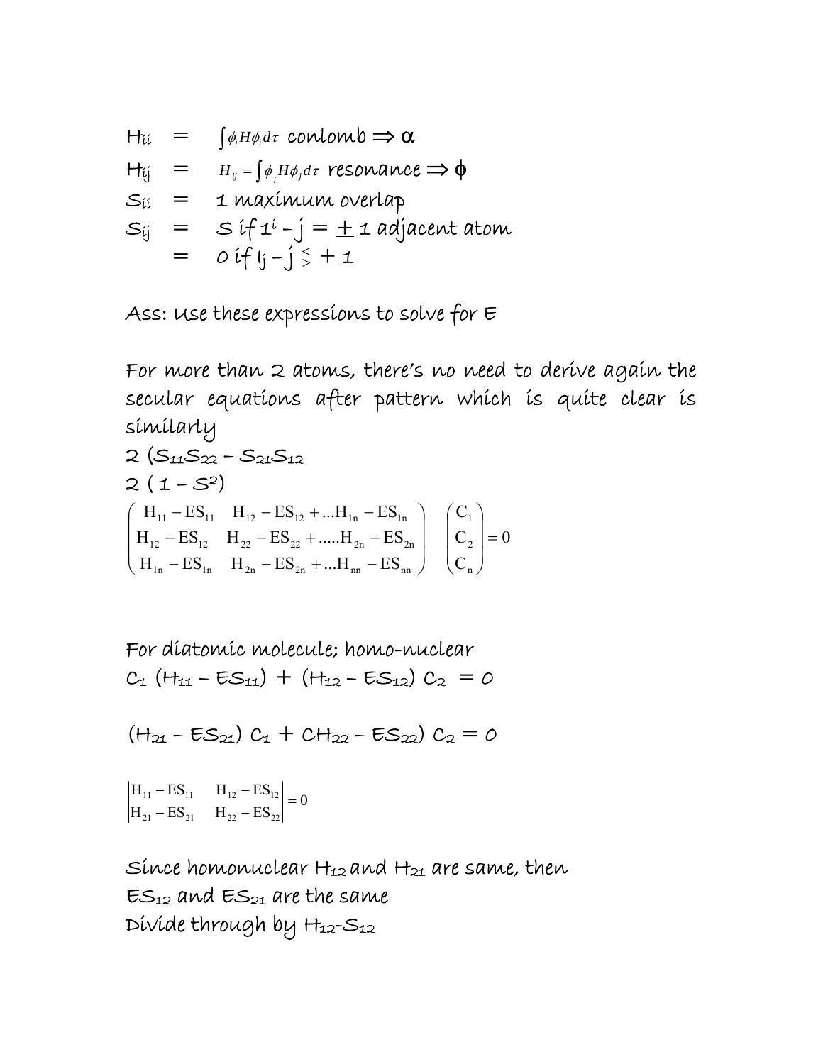$H_{ii}$ = $\int \phi_i H \phi_i d\tau$ conlomb $\Rightarrow \alpha$

$H_{ij}$ = $H_{ij} = \int \phi_i H \phi_j d\tau$ resonance $\Rightarrow \phi$

$S_{ii}$ = 1 maximum overlap

$S_{ij}$ = S if $1^i - j = \pm 1$ adjacent atom

= 0 if $l_j - j \lessgtr \pm 1$

Ass: Use these expressions to solve for E

For more than 2 atoms, there's no need to derive again the secular equations after pattern which is quite clear is similarly

2 ($S_{11}S_{22} - S_{21}S_{12}$

2 ( $1 - S^2$)

$$\begin{pmatrix} H_{11} - ES_{11} & H_{12} - ES_{12} + ...H_{1n} - ES_{1n} \\ H_{12} - ES_{12} & H_{22} - ES_{22} + .....H_{2n} - ES_{2n} \\ H_{1n} - ES_{1n} & H_{2n} - ES_{2n} + ...H_{nn} - ES_{nn} \end{pmatrix} \begin{pmatrix} C_1 \\ C_2 \\ C_n \end{pmatrix} = 0$$

For diatomic molecule; homo-nuclear

$C_1 (H_{11} - ES_{11}) + (H_{12} - ES_{12}) C_2 = 0$

$(H_{21} - ES_{21}) C_1 + CH_{22} - ES_{22}) C_2 = 0$

$$\begin{vmatrix} H_{11} - ES_{11} & H_{12} - ES_{12} \\ H_{21} - ES_{21} & H_{22} - ES_{22} \end{vmatrix} = 0$$

Since homonuclear $H_{12}$ and $H_{21}$ are same, then $ES_{12}$ and $ES_{21}$ are the same

Divide through by $H_{12}$-$S_{12}$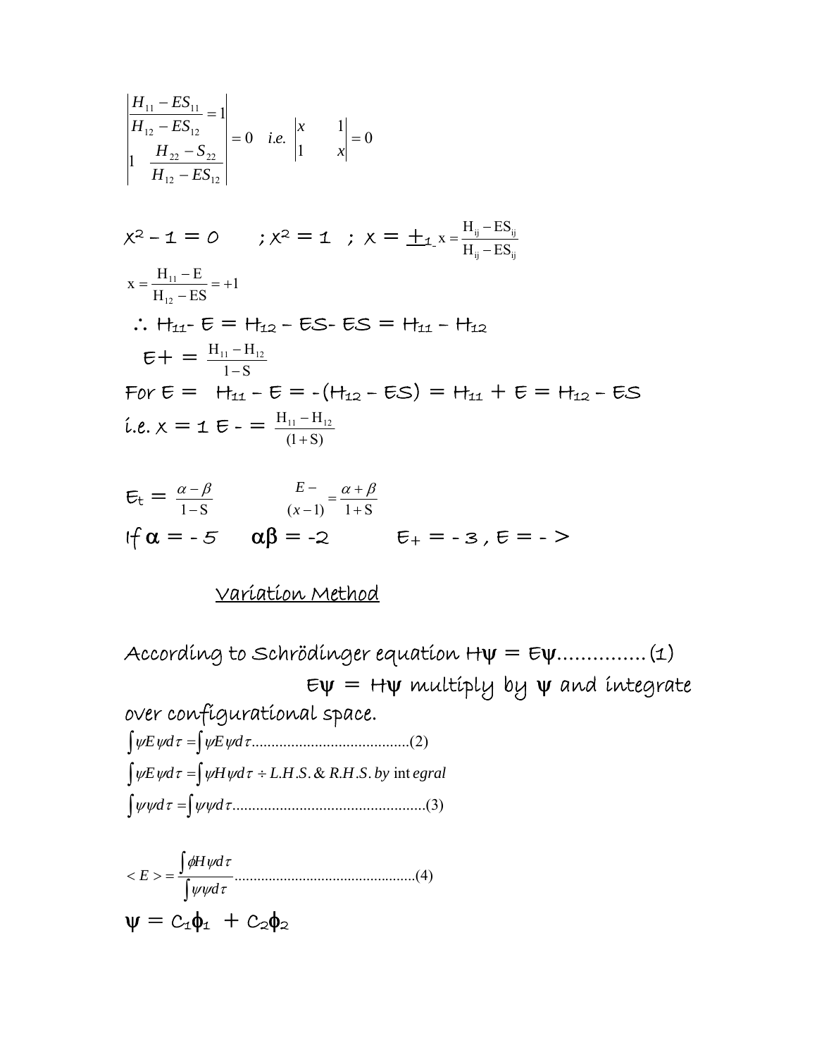$$\begin{vmatrix} \dfrac{H_{11} - ES_{11}}{H_{12} - ES_{12}} = 1 & \\ 1 \quad \dfrac{H_{22} - S_{22}}{H_{12} - ES_{12}} & \end{vmatrix} = 0 \quad i.e. \begin{vmatrix} x & 1 \\ 1 & x \end{vmatrix} = 0$$

$x^2 - 1 = 0$ ; $x^2 = 1$ ; $x = \pm 1$ $x = \dfrac{H_{ij} - ES_{ij}}{H_{ij} - ES_{ij}}$

$$x = \frac{H_{11} - E}{H_{12} - ES} = +1$$

$\therefore H_{11} - E = H_{12} - ES - ES = H_{11} - H_{12}$

$$E+ = \frac{H_{11} - H_{12}}{1 - S}$$

For $E =$ $H_{11} - E = -(H_{12} - ES) = H_{11} + E = H_{12} - ES$

i.e. $x = 1$ $E - = \dfrac{H_{11} - H_{12}}{(1 + S)}$

$E_t = \dfrac{\alpha - \beta}{1 - S}$ $\qquad \dfrac{E-}{(x-1)} = \dfrac{\alpha + \beta}{1 + S}$

If $\alpha = -5$ $\quad \alpha\beta = -2$ $\qquad E_+ = -3$ , $E = ->$

## Variation Method

According to Schrödinger equation $H\psi = E\psi$...............(1)

$E\psi = H\psi$ multiply by $\psi$ and integrate over configurational space.

$$\int \psi E \psi d\tau = \int \psi E \psi d\tau \text{........................................(2)}$$

$$\int \psi E \psi d\tau = \int \psi H \psi d\tau \div L.H.S. \& R.H.S. \text{ by integral}$$

$$\int \psi \psi d\tau = \int \psi \psi d\tau \text{.................................................(3)}$$

$$< E > = \frac{\int \phi H \psi d\tau}{\int \psi \psi d\tau} \text{...............................................(4)}$$

$\psi = C_1\phi_1 + C_2\phi_2$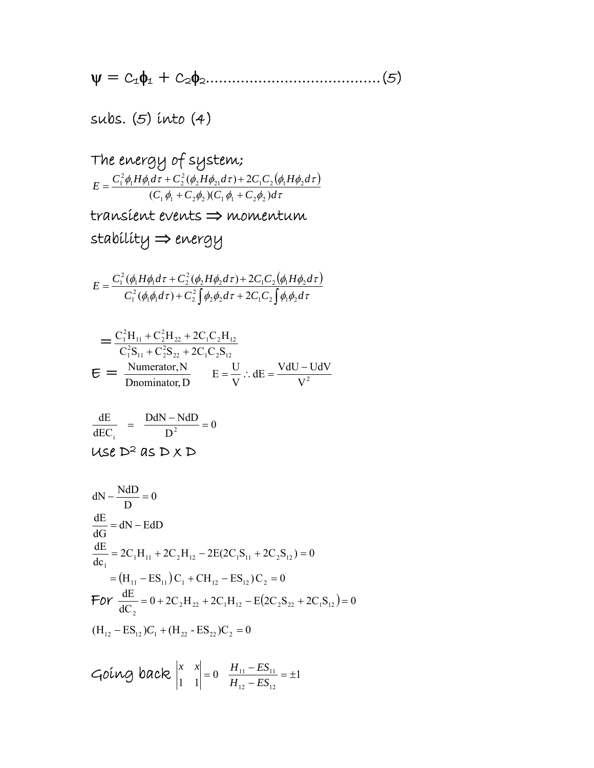$\psi = c_1\phi_1 + c_2\phi_2$........................................(5)

subs. (5) into (4)

The energy of system;

$$E = \frac{C_1^2\phi_1 H\phi_1 d\tau + C_2^2(\phi_2 H\phi_{21} d\tau) + 2C_1C_2(\phi_1 H\phi_2 d\tau)}{(C_1\phi_1 + C_2\phi_2)(C_1\phi_1 + C_2\phi_2)d\tau}$$

transient events ⇒ momentum

stability ⇒ energy

$$E = \frac{C_1^2(\phi_1 H\phi_1 d\tau + C_2^2(\phi_2 H\phi_2 d\tau) + 2C_1C_2(\phi_1 H\phi_2 d\tau)}{C_1^2(\phi_1\phi_1 d\tau) + C_2^2\int\phi_2\phi_2 d\tau + 2C_1C_2\int\phi_1\phi_2 d\tau}$$

$$= \frac{C_1^2 H_{11} + C_2^2 H_{22} + 2C_1C_2H_{12}}{C_1^2 S_{11} + C_2^2 S_{22} + 2C_1C_2S_{12}}$$

$E = \frac{\text{Numerator, N}}{\text{Dnominator, D}}$ $\quad E = \frac{U}{V} \therefore dE = \frac{VdU - UdV}{V^2}$

$$\frac{dE}{dEC_i} = \frac{DdN - NdD}{D^2} = 0$$

Use $D^2$ as D x D

$$dN - \frac{NdD}{D} = 0$$

$$\frac{dE}{dG} = dN - EdD$$

$$\frac{dE}{dc_1} = 2C_1H_{11} + 2C_2H_{12} - 2E(2C_1S_{11} + 2C_2S_{12}) = 0$$

$$= (H_{11} - ES_{11})C_1 + CH_{12} - ES_{12})C_2 = 0$$

For $\frac{dE}{dC_2} = 0 + 2C_2H_{22} + 2C_1H_{12} - E(2C_2S_{22} + 2C_1S_{12}) = 0$

$$(H_{12} - ES_{12})C_1 + (H_{22} - ES_{22})C_2 = 0$$

Going back $\begin{vmatrix} x & x \\ 1 & 1 \end{vmatrix} = 0 \quad \frac{H_{11} - ES_{11}}{H_{12} - ES_{12}} = \pm 1$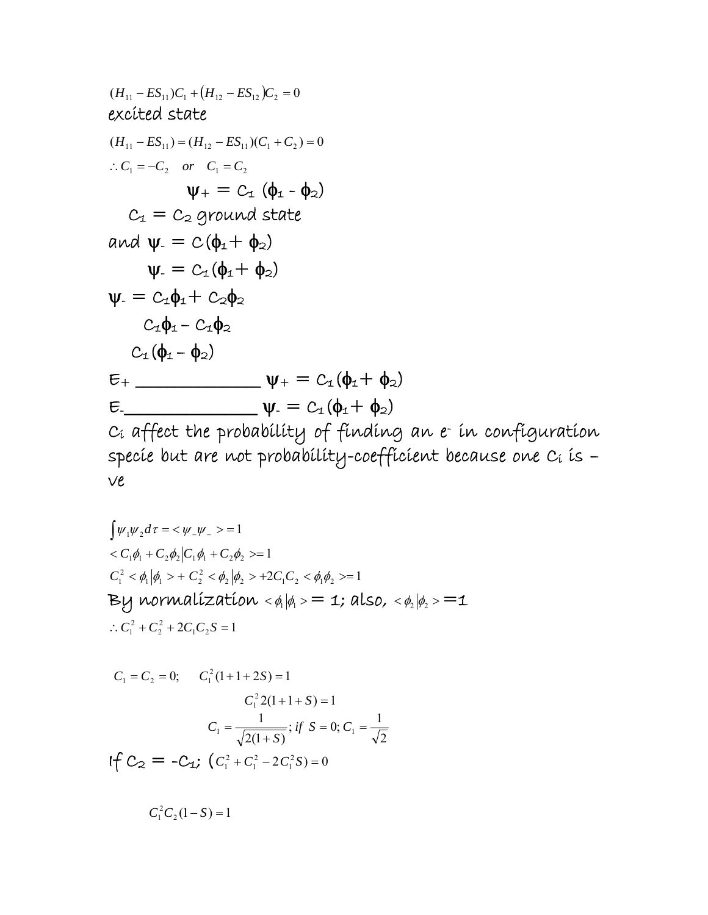$$(H_{11} - ES_{11})C_1 + (H_{12} - ES_{12})C_2 = 0$$

excited state

$$(H_{11} - ES_{11}) = (H_{12} - ES_{11})(C_1 + C_2) = 0$$

$$\therefore C_1 = -C_2 \quad or \quad C_1 = C_2$$

$\psi_+ = C_1 (\phi_1 - \phi_2)$

$C_1 = C_2$ ground state

and $\psi_- = C(\phi_1 + \phi_2)$

$\psi_- = C_1(\phi_1 + \phi_2)$

$\psi_- = C_1\phi_1 + C_2\phi_2$

$C_1\phi_1 - C_1\phi_2$

$C_1(\phi_1 - \phi_2)$

$E_+$ ______________ $\psi_+ = C_1(\phi_1 + \phi_2)$

$E_-$______________ $\psi_- = C_1(\phi_1 + \phi_2)$

$C_i$ affect the probability of finding an $e^-$ in configuration specie but are not probability-coefficient because one $C_i$ is –ve

$$\int \psi_1 \psi_2 d\tau = < \psi_- \psi_- > = 1$$

$$< C_1\phi_1 + C_2\phi_2 | C_1\phi_1 + C_2\phi_2 >= 1$$

$$C_1^2 < \phi_1 | \phi_1 > + C_2^2 < \phi_2 | \phi_2 > +2C_1C_2 < \phi_1\phi_2 >= 1$$

By normalization $< \phi_1 | \phi_1 >$ = 1; also, $< \phi_2 | \phi_2 >$ =1

$$\therefore C_1^2 + C_2^2 + 2C_1C_2S = 1$$

$$C_1 = C_2 = 0; \qquad C_1^2(1 + 1 + 2S) = 1$$

$$C_1^2 2(1 + 1 + S) = 1$$

$$C_1 = \frac{1}{\sqrt{2(1+S)}}; if \ S = 0; C_1 = \frac{1}{\sqrt{2}}$$

If $C_2 = -C_1$; $(C_1^2 + C_1^2 - 2C_1^2S) = 0$

$$C_1^2C_2(1 - S) = 1$$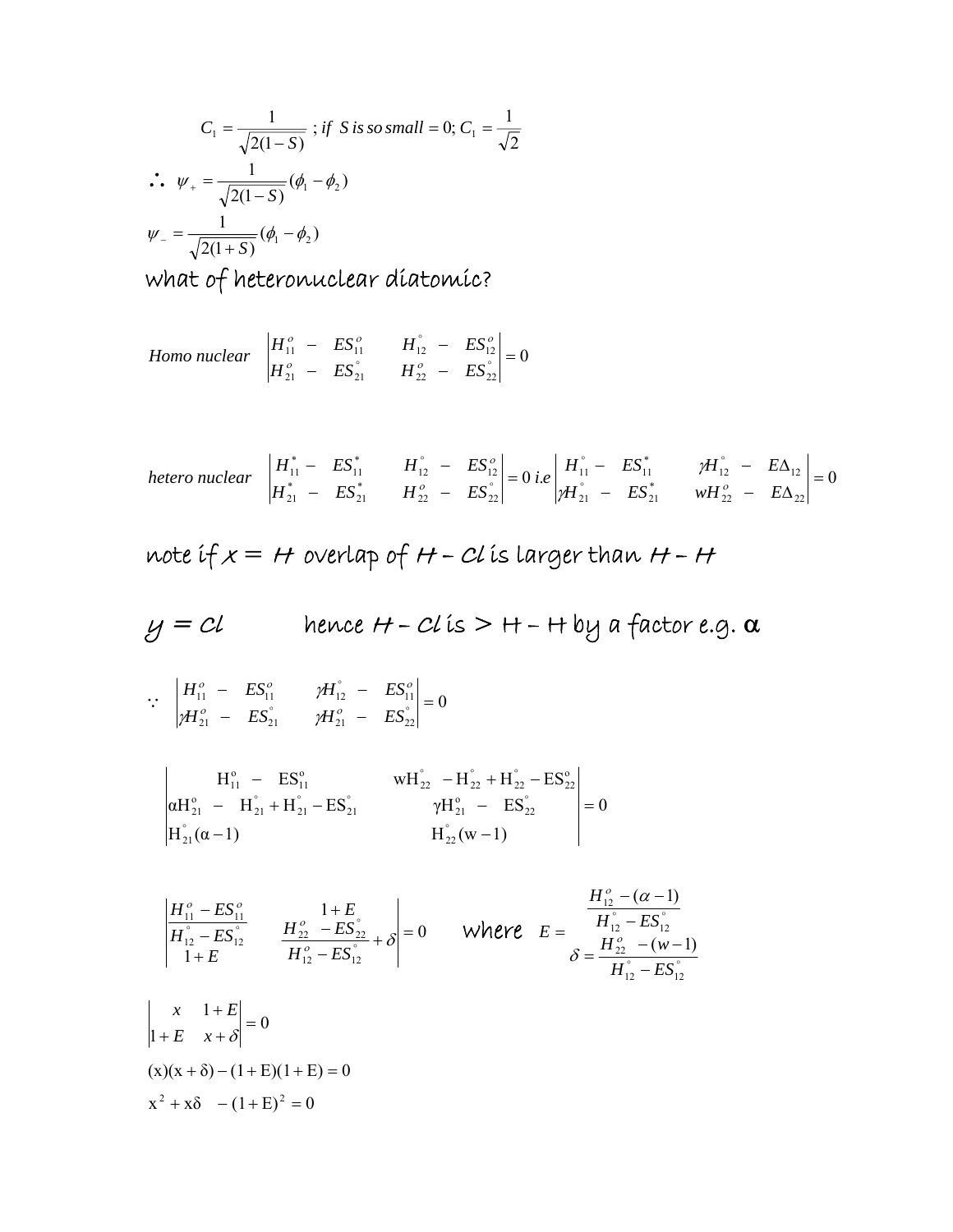$$C_1 = \frac{1}{\sqrt{2(1-S)}} \; ; \textit{if } S \textit{ is so small} = 0; C_1 = \frac{1}{\sqrt{2}}$$

$$\therefore \; \psi_+ = \frac{1}{\sqrt{2(1-S)}}(\phi_1 - \phi_2)$$

$$\psi_- = \frac{1}{\sqrt{2(1+S)}}(\phi_1 - \phi_2)$$

what of heteronuclear diatomic?

$$\textit{Homo nuclear} \quad \begin{vmatrix} H_{11}^o - ES_{11}^o & H_{12}^\circ - ES_{12}^o \\ H_{21}^o - ES_{21}^\circ & H_{22}^o - ES_{22}^\circ \end{vmatrix} = 0$$

$$\textit{hetero nuclear} \quad \begin{vmatrix} H_{11}^* - ES_{11}^* & H_{12}^\circ - ES_{12}^o \\ H_{21}^* - ES_{21}^* & H_{22}^\circ - ES_{22}^\circ \end{vmatrix} = 0 \; i.e \begin{vmatrix} H_{11}^\circ - ES_{11}^* & \gamma H_{12}^\circ - E\Delta_{12} \\ \gamma H_{21}^\circ - ES_{21}^* & wH_{22}^o - E\Delta_{22} \end{vmatrix} = 0$$

note if $x = H$ overlap of $H - Cl$ is larger than $H - H$

$y = Cl$ hence $H - Cl$ is > $H - H$ by a factor e.g. $\alpha$

$$\because \; \begin{vmatrix} H_{11}^o - ES_{11}^o & \gamma H_{12}^\circ - ES_{11}^o \\ \gamma H_{21}^o - ES_{21}^\circ & \gamma H_{21}^o - ES_{22}^\circ \end{vmatrix} = 0$$

$$\begin{vmatrix} H_{11}^o - ES_{11}^o & wH_{22}^\circ - H_{22}^\circ + H_{22}^\circ - ES_{22}^o \\ \alpha H_{21}^o - H_{21}^\circ + H_{21}^\circ - ES_{21}^\circ & \gamma H_{21}^o - ES_{22}^\circ \\ H_{21}^\circ(\alpha - 1) & H_{22}^\circ(w-1) \end{vmatrix} = 0$$

$$\begin{vmatrix} \dfrac{H_{11}^o - ES_{11}^o}{H_{12}^\circ - ES_{12}^\circ} & 1+E \\ 1+E & \dfrac{H_{22}^o - ES_{22}^\circ}{H_{12}^o - ES_{12}^\circ} + \delta \end{vmatrix} = 0 \quad \text{where} \quad E = \frac{H_{12}^o - (\alpha - 1)}{H_{12}^\circ - ES_{12}^\circ}, \quad \delta = \frac{H_{22}^o - (w-1)}{H_{12}^\circ - ES_{12}^\circ}$$

$$\begin{vmatrix} x & 1+E \\ 1+E & x+\delta \end{vmatrix} = 0$$

$$(x)(x+\delta) - (1+E)(1+E) = 0$$

$$x^2 + x\delta - (1+E)^2 = 0$$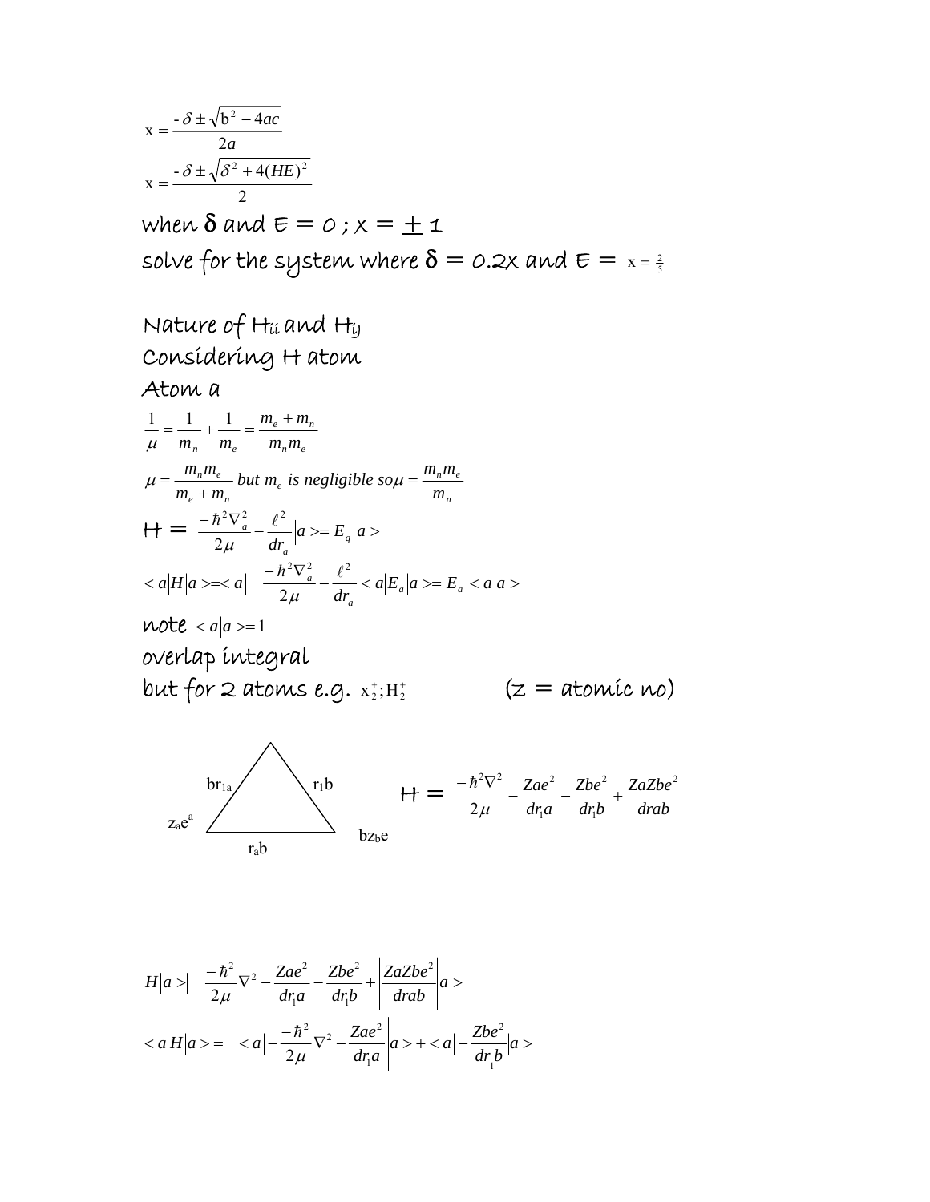$$x = \frac{-\delta \pm \sqrt{b^2 - 4ac}}{2a}$$

$$x = \frac{-\delta \pm \sqrt{\delta^2 + 4(HE)^2}}{2}$$

when δ and E = 0 ; x = ± 1

solve for the system where δ = 0.2x and E = $x = \frac{2}{5}$

Nature of $H_{ii}$ and $H_{ij}$

Considering H atom

Atom a

$$\frac{1}{\mu} = \frac{1}{m_n} + \frac{1}{m_e} = \frac{m_e + m_n}{m_n m_e}$$

$$\mu = \frac{m_n m_e}{m_e + m_n} \text{ but } m_e \text{ is negligible so } \mu = \frac{m_n m_e}{m_n}$$

$$H = \frac{-\hbar^2 \nabla_a^2}{2\mu} - \frac{\ell^2}{dr_a} |a> = E_q |a>$$

$$<a|H|a> = <a| \quad \frac{-\hbar^2 \nabla_a^2}{2\mu} - \frac{\ell^2}{dr_a} <a|E_a|a> = E_a <a|a>$$

note $<a|a> = 1$

overlap integral

but for 2 atoms e.g. $x_2^+ ; H_2^+$ (z = atomic no)

br1a

r1b

$z_a e^a$

$r_a b$

$b z_b e$

$$H = \frac{-\hbar^2 \nabla^2}{2\mu} - \frac{Zae^2}{dr_1 a} - \frac{Zbe^2}{dr_1 b} + \frac{ZaZbe^2}{drab}$$

$$H|a>| \quad \frac{-\hbar^2}{2\mu}\nabla^2 - \frac{Zae^2}{dr_1 a} - \frac{Zbe^2}{dr_1 b} + \left|\frac{ZaZbe^2}{drab}\right| a>$$

$$<a|H|a> = \quad <a| - \frac{-\hbar^2}{2\mu}\nabla^2 - \frac{Zae^2}{dr_1 a}\Bigg| a> + <a| - \frac{Zbe^2}{dr_1 b}|a>$$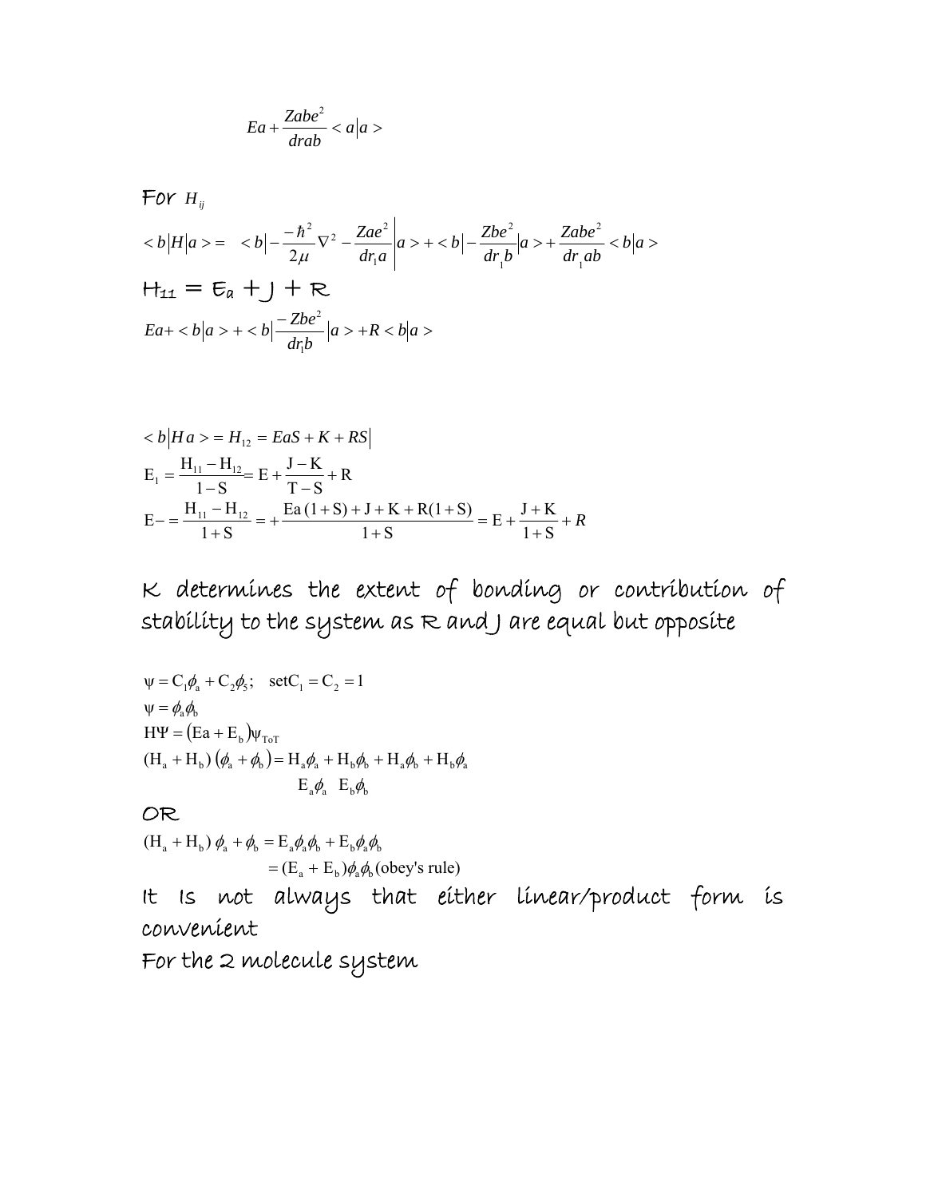$$Ea + \frac{Zabe^2}{drab} < a|a >$$

For $H_{ij}$

$$< b|H|a > = \quad < b| - \frac{-\hbar^2}{2\mu}\nabla^2 - \frac{Zae^2}{dr_1 a}\Bigg| a > + < b| - \frac{Zbe^2}{dr_1 b}|a > + \frac{Zabe^2}{dr_1 ab} < b|a >$$

$H_{11} = E_a + J + R$

$$Ea + < b|a > + < b|\frac{-Zbe^2}{dr_1 b}|a > + R < b|a >$$

$$< b|Ha > = H_{12} = EaS + K + RS|$$

$$E_1 = \frac{H_{11} - H_{12}}{1 - S} = E + \frac{J - K}{T - S} + R$$

$$E- = \frac{H_{11} - H_{12}}{1 + S} = + \frac{Ea\,(1 + S) + J + K + R(1 + S)}{1 + S} = E + \frac{J + K}{1 + S} + R$$

K determines the extent of bonding or contribution of stability to the system as R and J are equal but opposite

$$\psi = C_1\phi_a + C_2\phi_5; \quad setC_1 = C_2 = 1$$

$$\psi = \phi_a\phi_b$$

$$H\Psi = (Ea + E_b)\psi_{ToT}$$

$$(H_a + H_b)\,(\phi_a + \phi_b) = H_a\phi_a + H_b\phi_b + H_a\phi_b + H_b\phi_a$$

$$E_a\phi_a \quad E_b\phi_b$$

OR

$$(H_a + H_b)\,\phi_a + \phi_b = E_a\phi_a\phi_b + E_b\phi_a\phi_b$$

$$= (E_a + E_b)\phi_a\phi_b \text{(obey's rule)}$$

It Is not always that either linear/product form is convenient

For the 2 molecule system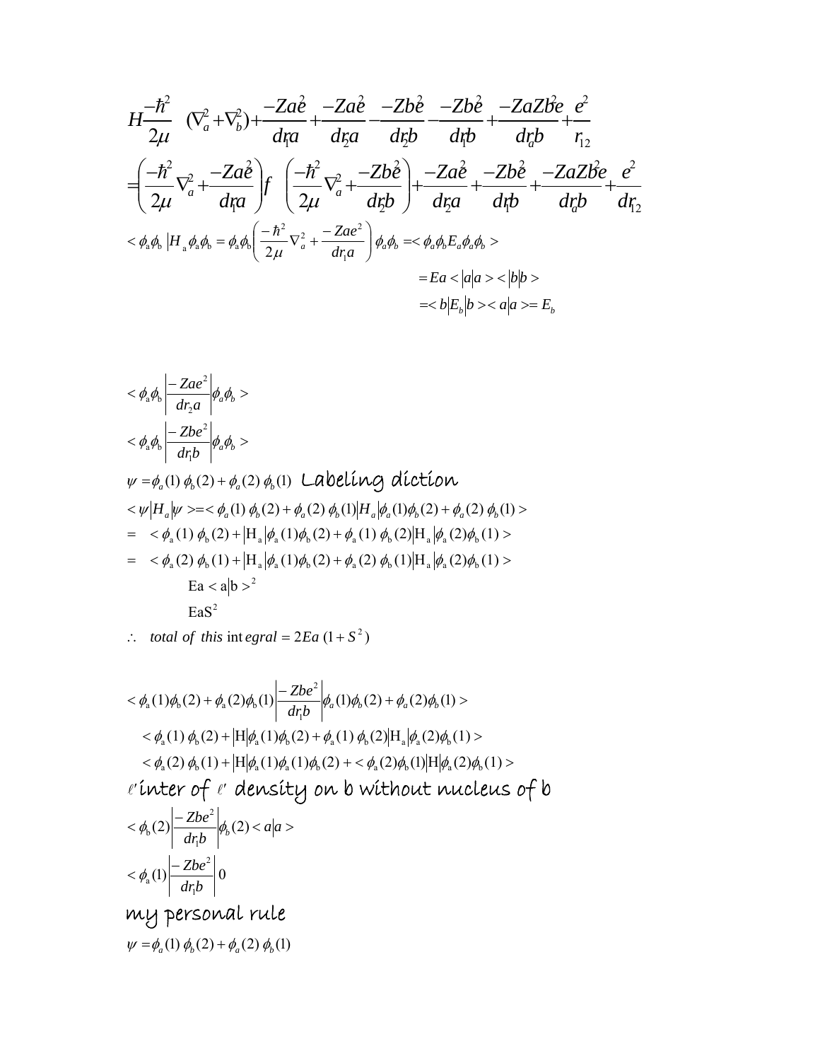$$H \frac{-\hbar^2}{2\mu} \quad (\nabla_a^2 + \nabla_b^2) + \frac{-Zae^2}{dr_1 a} + \frac{-Zae^2}{dr_2 a} - \frac{-Zbe^2}{dr_2 b} - \frac{-Zbe^2}{dr_1 b} + \frac{-ZaZbe^2}{dr_a b} + \frac{e^2}{r_{12}}$$

$$= \left( \frac{-\hbar^2}{2\mu} \nabla_a^2 + \frac{-Zae^2}{dr_1 a} \right) f \quad \left( \frac{-\hbar^2}{2\mu} \nabla_a^2 + \frac{-Zbe^2}{dr_2 b} \right) + \frac{-Zae^2}{dr_2 a} + \frac{-Zbe^2}{dr_1 b} + \frac{-ZaZbe^2}{dr_a b} + \frac{e^2}{dr_{12}}$$

$$< \phi_a \phi_b \; |H_a \phi_a \phi_b = \phi_a \phi_b \left( \frac{-\hbar^2}{2\mu} \nabla_a^2 + \frac{-Zae^2}{dr_1 a} \right) \phi_a \phi_b = < \phi_a \phi_b E_a \phi_a \phi_b >$$

$$= Ea < |a|a > < |b|b >$$

$$= < b|E_b|b > < a|a > = E_b$$

$$< \phi_a \phi_b \left| \frac{-Zae^2}{dr_2 a} \right| \phi_a \phi_b >$$

$$< \phi_a \phi_b \left| \frac{-Zbe^2}{dr_1 b} \right| \phi_a \phi_b >$$

$\psi = \phi_a(1)\, \phi_b(2) + \phi_a(2)\, \phi_b(1)$ Labeling diction

$$< \psi |H_a| \psi > = < \phi_a(1)\, \phi_b(2) + \phi_a(2)\, \phi_b(1) |H_a| \phi_a(1) \phi_b(2) + \phi_a(2)\, \phi_b(1) >$$

$$= \quad < \phi_a(1)\, \phi_b(2) + |H_a| \phi_a(1) \phi_b(2) + \phi_a(1)\, \phi_b(2) |H_a| \phi_a(2) \phi_b(1) >$$

$$= \quad < \phi_a(2)\, \phi_b(1) + |H_a| \phi_a(1) \phi_b(2) + \phi_a(2)\, \phi_b(1) |H_a| \phi_a(2) \phi_b(1) >$$

$$\text{Ea} < a|b >^2$$

$$\text{EaS}^2$$

$$\therefore \quad total \; of \; this \; integral = 2Ea\,(1 + S^2)$$

$$< \phi_a(1) \phi_b(2) + \phi_a(2) \phi_b(1) \left| \frac{-Zbe^2}{dr_1 b} \right| \phi_a(1) \phi_b(2) + \phi_a(2) \phi_b(1) >$$

$$< \phi_a(1)\, \phi_b(2) + |H| \phi_a(1) \phi_b(2) + \phi_a(1)\, \phi_b(2) |H_a| \phi_a(2) \phi_b(1) >$$

$$< \phi_a(2)\, \phi_b(1) + |H| \phi_a(1) \phi_a(1) \phi_b(2) + < \phi_a(2) \phi_b(1) |H| \phi_a(2) \phi_b(1) >$$

$\ell'$inter of $\ell'$ density on b without nucleus of b

$$< \phi_b(2) \left| \frac{-Zbe^2}{dr_1 b} \right| \phi_b(2) < a|a >$$

$$< \phi_a(1) \left| \frac{-Zbe^2}{dr_1 b} \right| 0$$

my personal rule

$\psi = \phi_a(1)\, \phi_b(2) + \phi_a(2)\, \phi_b(1)$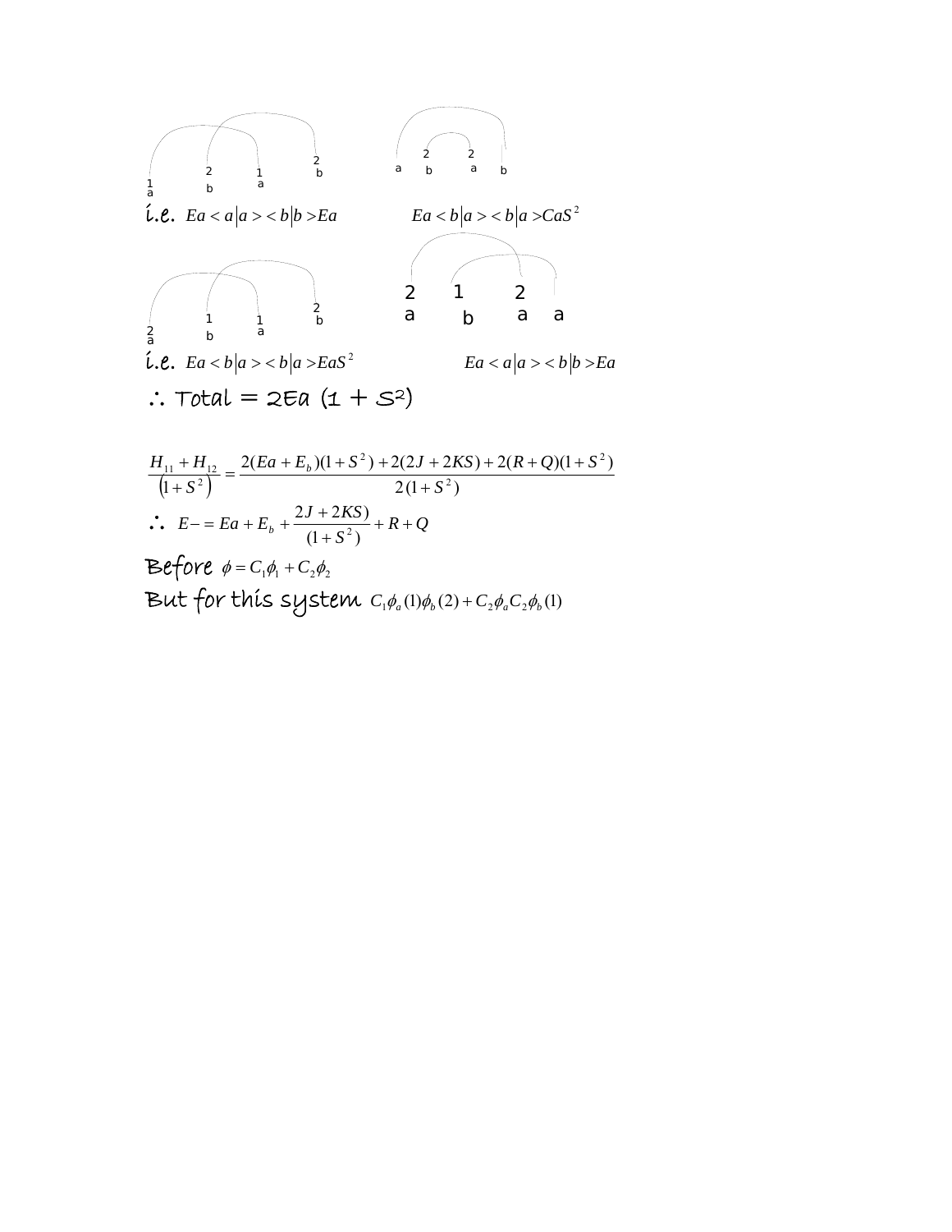1a 2b 1a 2b

i.e. $Ea < a|a> < b|b> Ea$

a 2b 2a b

$Ea < b|a> < b|a> CaS^2$

2a 1b 1a 2b

i.e. $Ea < b|a> < b|a> EaS^2$

2a 1b 2a a

$Ea < a|a> < b|b> Ea$

$\therefore$ Total = 2Ea (1 + $S^2$)

$$\frac{H_{11} + H_{12}}{\left(1 + S^2\right)} = \frac{2(Ea + E_b)(1 + S^2) + 2(2J + 2KS) + 2(R + Q)(1 + S^2)}{2(1 + S^2)}$$

$$\therefore \quad E- = Ea + E_b + \frac{2J + 2KS)}{(1 + S^2)} + R + Q$$

Before $\phi = C_1\phi_1 + C_2\phi_2$

But for this system $C_1\phi_a(1)\phi_b(2) + C_2\phi_a C_2\phi_b(1)$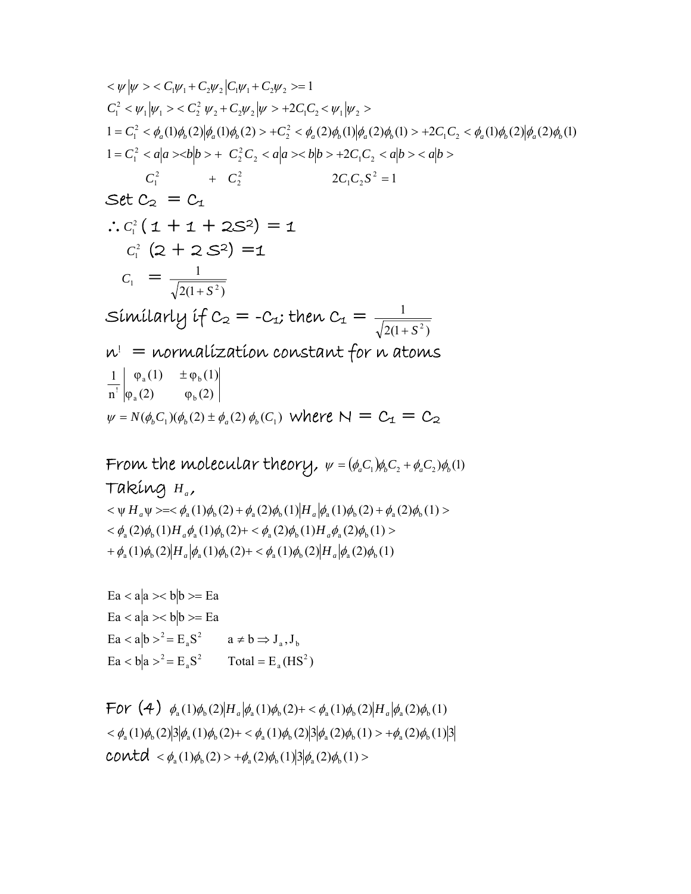$$< \psi | \psi > < C_1\psi_1 + C_2\psi_2 | C_1\psi_1 + C_2\psi_2 > = 1$$

$$C_1^2 < \psi_1 | \psi_1 > < C_2^2 \; \psi_2 + C_2\psi_2 | \psi > + 2C_1C_2 < \psi_1 | \psi_2 >$$

$$1 = C_1^2 < \phi_a(1)\phi_b(2) | \phi_a(1)\phi_b(2) > + C_2^2 < \phi_a(2)\phi_b(1) | \phi_a(2)\phi_b(1) > + 2C_1C_2 < \phi_a(1)\phi_b(2) | \phi_a(2)\phi_b(1)$$

$$1 = C_1^2 < a|a > < b|b > + \; C_2^2 C_2 < a|a > < b|b > + 2C_1C_2 < a|b > < a|b >$$

$$C_1^2 \qquad + \quad C_2^2 \qquad\qquad 2C_1C_2S^2 = 1$$

Set $C_2 = C_1$

$\therefore C_1^2 (1 + 1 + 2S^2) = 1$

$C_1^2 (2 + 2S^2) = 1$

$$C_1 = \frac{1}{\sqrt{2(1+S^2)}}$$

Similarly if $C_2 = -C_1$; then $C_1 = \frac{1}{\sqrt{2(1+S^2)}}$

$n^! =$ normalization constant for n atoms

$$\frac{1}{n^!}\begin{vmatrix} \varphi_a(1) & \pm\varphi_b(1) \\ \varphi_a(2) & \varphi_b(2) \end{vmatrix}$$

$\psi = N(\phi_b C_1)(\phi_b(2) \pm \phi_a(2)\,\phi_b(C_1)$ where $N = C_1 = C_2$

From the molecular theory, $\psi = (\phi_a C_1)\phi_b C_2 + \phi_a C_2)\phi_b(1)$

Taking $H_a$,

$$< \psi\, H_a \psi > = < \phi_a(1)\phi_b(2) + \phi_a(2)\phi_b(1) | H_a | \phi_a(1)\phi_b(2) + \phi_a(2)\phi_b(1) >$$

$$< \phi_a(2)\phi_b(1) H_a \phi_a(1)\phi_b(2) + < \phi_a(2)\phi_b(1) H_a \phi_a(2)\phi_b(1) >$$

$$+ \phi_a(1)\phi_b(2) | H_a | \phi_a(1)\phi_b(2) + < \phi_a(1)\phi_b(2) | H_a | \phi_a(2)\phi_b(1)$$

$$\text{Ea} < \text{a}|\text{a} > < \text{b}|\text{b} > = \text{Ea}$$

$$\text{Ea} < \text{a}|\text{a} > < \text{b}|\text{b} > = \text{Ea}$$

$$\text{Ea} < \text{a}|\text{b} >^2 = \text{E}_a\text{S}^2 \qquad \text{a} \neq \text{b} \Rightarrow \text{J}_a, \text{J}_b$$

$$\text{Ea} < \text{b}|\text{a} >^2 = \text{E}_a\text{S}^2 \qquad \text{Total} = \text{E}_a(\text{HS}^2)$$

For (4) $\phi_a(1)\phi_b(2) | H_a | \phi_a(1)\phi_b(2) + < \phi_a(1)\phi_b(2) | H_a | \phi_a(2)\phi_b(1)$

$$< \phi_a(1)\phi_b(2) | 3 | \phi_a(1)\phi_b(2) + < \phi_a(1)\phi_b(2) | 3 | \phi_a(2)\phi_b(1) > + \phi_a(2)\phi_b(1) | 3 |$$

contd $< \phi_a(1)\phi_b(2) > + \phi_a(2)\phi_b(1) | 3 | \phi_a(2)\phi_b(1) >$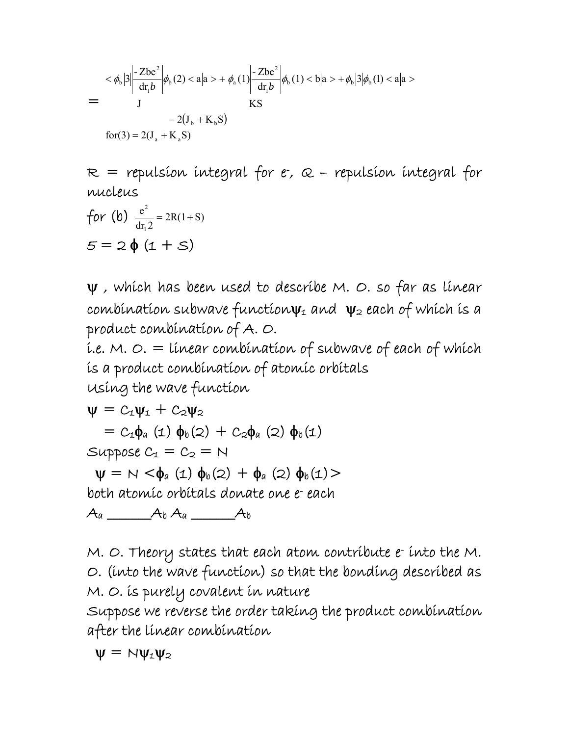$$= \begin{array}{l} < \phi_b |3| \left| \dfrac{-Zbe^2}{dr_1 b} \right| \phi_b(2) < a|a> + \phi_a(1) \left| \dfrac{-Zbe^2}{dr_1 b} \right| \phi_b(1) < b|a> + \phi_b |3| \phi_b(1) < a|a> \\ \qquad\qquad J \qquad\qquad\qquad\qquad\qquad\qquad\qquad KS \end{array}$$

$$= 2(J_b + K_b S)$$

$$for(3) = 2(J_a + K_a S)$$

R = repulsion integral for $e^-$, Q – repulsion integral for nucleus

for (b) $\dfrac{e^2}{dr_1 2} = 2R(1 + S)$

$5 = 2\phi\ (1 + S)$

$\psi$ , which has been used to describe M. O. so far as linear combination subwave function$\psi_1$ and $\psi_2$ each of which is a product combination of A. O.

i.e. M. O. = linear combination of subwave of each of which is a product combination of atomic orbitals

Using the wave function

$\psi = C_1\psi_1 + C_2\psi_2$

$\quad = C_1\phi_a\ (1)\ \phi_b(2) + C_2\phi_a\ (2)\ \phi_b(1)$

Suppose $C_1 = C_2 = N$

$\psi = N <\phi_a\ (1)\ \phi_b(2) + \phi_a\ (2)\ \phi_b(1)>$

both atomic orbitals donate one $e^-$ each

$A_a$ ______$A_b$ $A_a$ ______$A_b$

M. O. Theory states that each atom contribute $e^-$ into the M. O. (into the wave function) so that the bonding described as M. O. is purely covalent in nature

Suppose we reverse the order taking the product combination after the linear combination

$\psi = N\psi_1\psi_2$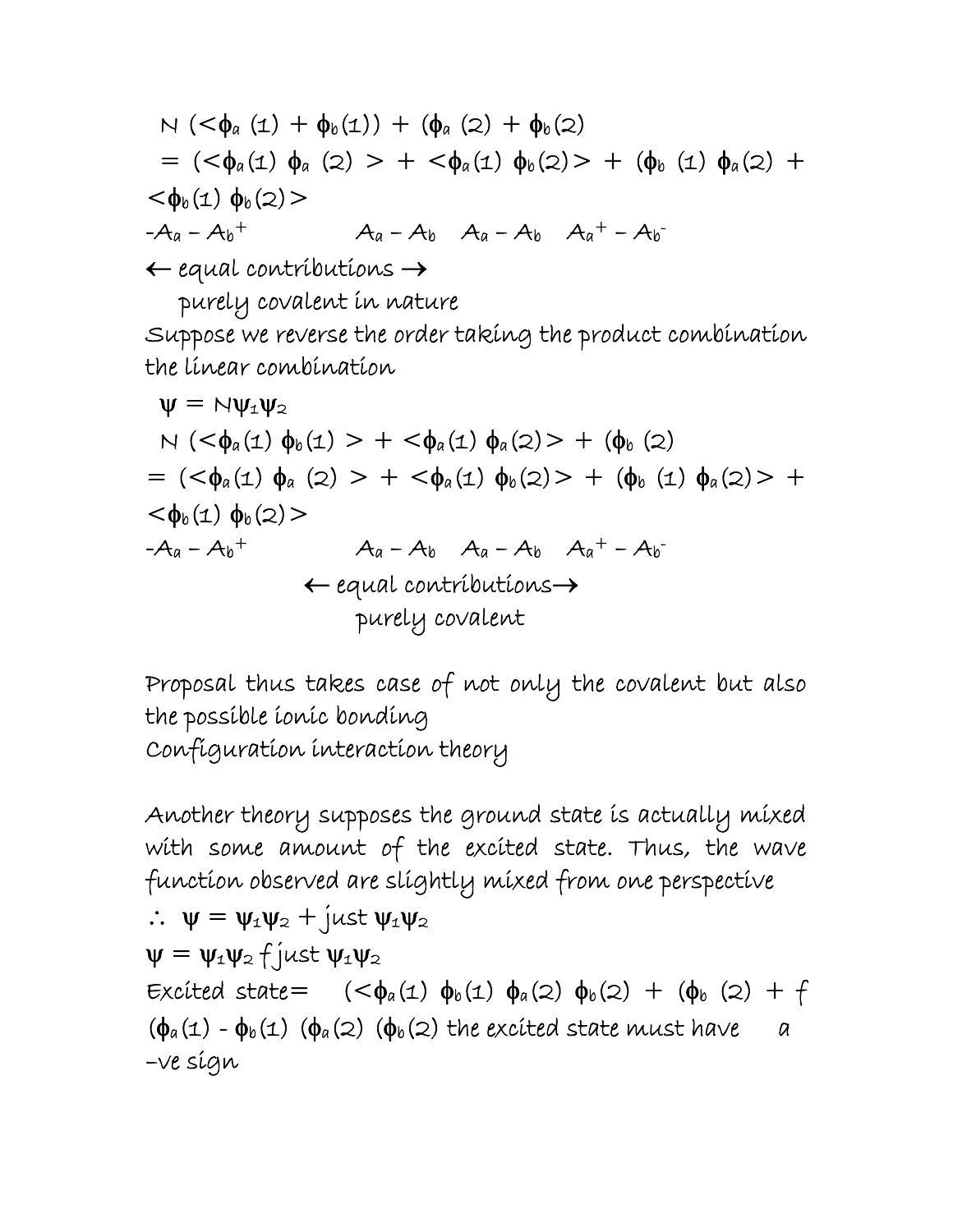$N\,(<\phi_a\,(1) + \phi_b(1)) + (\phi_a\,(2) + \phi_b(2)$

$= (<\phi_a(1)\,\phi_a\,(2) > + <\phi_a(1)\,\phi_b(2)> + (\phi_b\,(1)\,\phi_a(2) + <\phi_b(1)\,\phi_b(2)>$

$-A_a - A_b^+ \qquad A_a - A_b \quad A_a - A_b \quad A_a^+ - A_b^-$

← equal contributions →

purely covalent in nature

Suppose we reverse the order taking the product combination the linear combination

$\psi = N\psi_1\psi_2$

$N\,(<\phi_a(1)\,\phi_b(1) > + <\phi_a(1)\,\phi_a(2)> + (\phi_b\,(2)$

$= (<\phi_a(1)\,\phi_a\,(2) > + <\phi_a(1)\,\phi_b(2)> + (\phi_b\,(1)\,\phi_a(2)> + <\phi_b(1)\,\phi_b(2)>$

$-A_a - A_b^+ \qquad A_a - A_b \quad A_a - A_b \quad A_a^+ - A_b^-$

← equal contributions→

purely covalent

Proposal thus takes case of not only the covalent but also the possible ionic bonding

Configuration interaction theory

Another theory supposes the ground state is actually mixed with some amount of the excited state. Thus, the wave function observed are slightly mixed from one perspective

$\therefore\ \psi = \psi_1\psi_2 + \text{just}\ \psi_1\psi_2$

$\psi = \psi_1\psi_2\ f\text{just}\ \psi_1\psi_2$

Excited state= $(<\phi_a(1)\,\phi_b(1)\,\phi_a(2)\,\phi_b(2) + (\phi_b\,(2) + f\,(\phi_a(1) - \phi_b(1)\,(\phi_a(2)\,(\phi_b(2)$ the excited state must have a –ve sign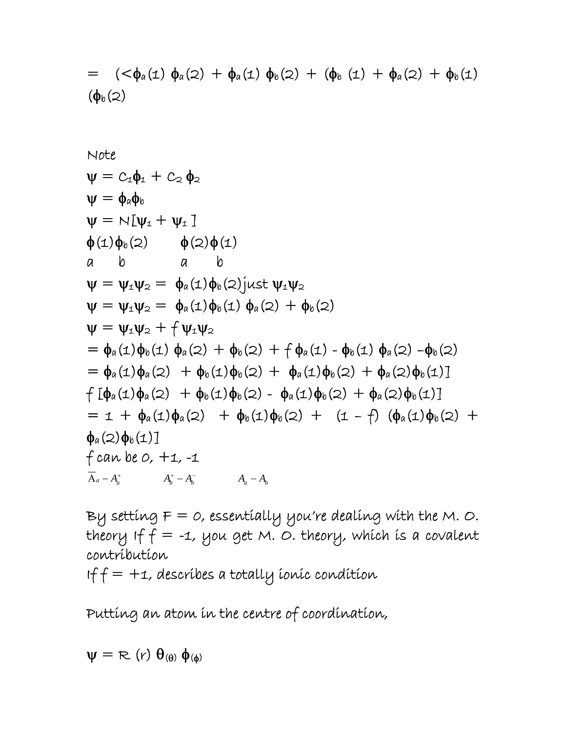$= \;(<\phi_a(1)\;\phi_a(2) + \phi_a(1)\;\phi_b(2) + (\phi_b\;(1) + \phi_a(2) + \phi_b(1)\;(\phi_b(2)$

Note

$\psi = c_1\phi_1 + c_2\,\phi_2$

$\psi = \phi_a\phi_b$

$\psi = N[\psi_1 + \psi_1\,]$

$\phi(1)\phi_b(2) \qquad \phi(2)\phi(1)$

$a \quad\; b \qquad\quad a \quad\; b$

$\psi = \psi_1\psi_2 = \;\phi_a(1)\phi_b(2)$just $\psi_1\psi_2$

$\psi = \psi_1\psi_2 = \;\phi_a(1)\phi_b(1)\;\phi_a(2) + \phi_b(2)$

$\psi = \psi_1\psi_2 + f\,\psi_1\psi_2$

$= \phi_a(1)\phi_b(1)\;\phi_a(2) + \phi_b(2) + f\,\phi_a(1) - \phi_b(1)\;\phi_a(2) - \phi_b(2)$

$= \phi_a(1)\phi_a(2)\; + \phi_b(1)\phi_b(2) + \;\phi_a(1)\phi_b(2) + \phi_a(2)\phi_b(1)]$

$f\,[\phi_a(1)\phi_a(2)\; + \phi_b(1)\phi_b(2) - \;\phi_a(1)\phi_b(2) + \phi_a(2)\phi_b(1)]$

$= 1\; + \;\phi_a(1)\phi_a(2)\; + \;\phi_b(1)\phi_b(2) + \;(1 - f)\;(\phi_a(1)\phi_b(2) + \phi_a(2)\phi_b(1)]$

$f$ can be 0, +1, -1

$\overline{A}_a - A_a^+ \qquad A_b^+ - A_b^- \qquad A_a - A_b$

By setting F = 0, essentially you're dealing with the M. O. theory If $f$ = -1, you get M. O. theory, which is a covalent contribution

If $f$ = +1, describes a totally ionic condition

Putting an atom in the centre of coordination,

$\psi = R\;(r)\;\theta_{(\theta)}\;\phi_{(\phi)}$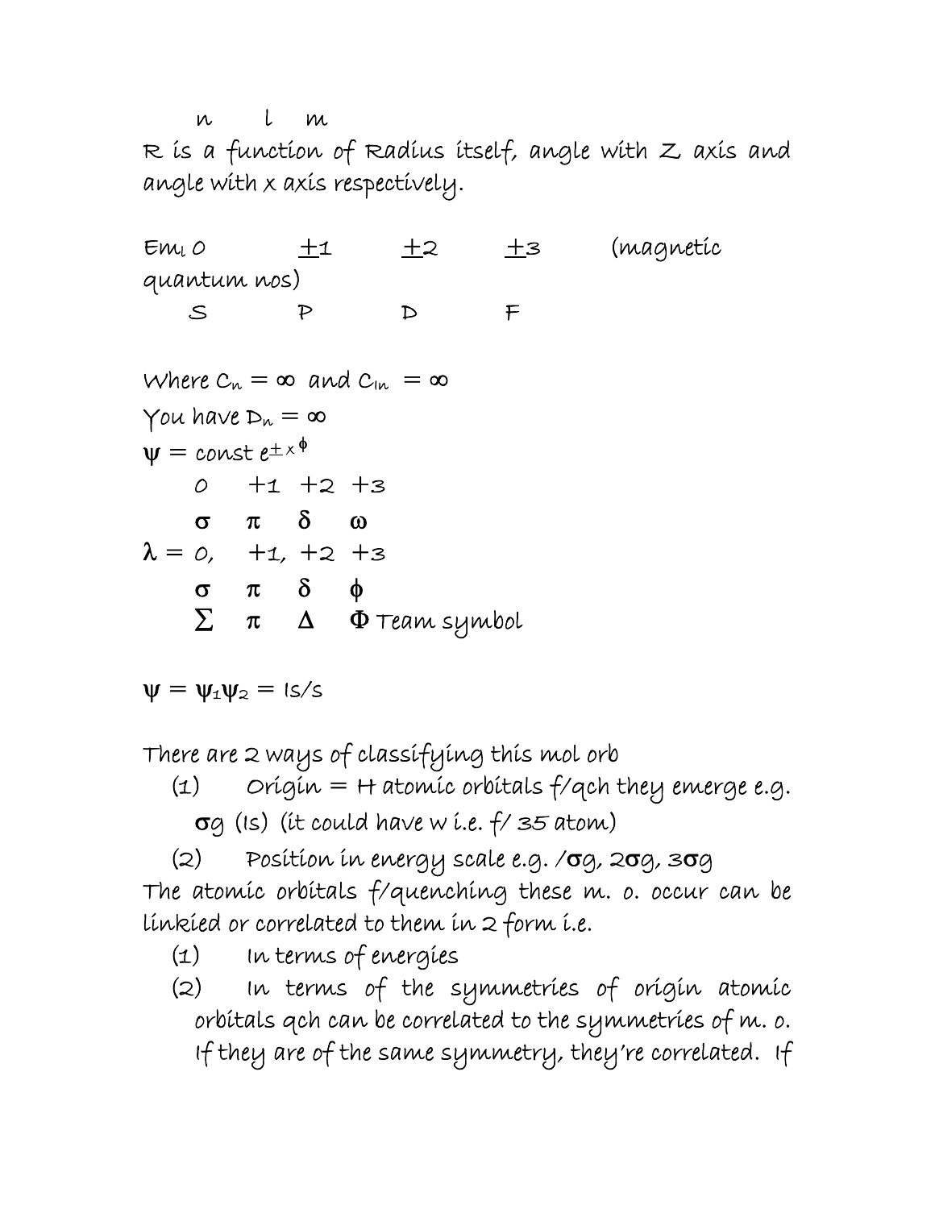$n \quad l \quad m$

R is a function of Radius itself, angle with Z axis and angle with x axis respectively.

$Em_l$ 0 $\quad \pm 1 \quad \pm 2 \quad \pm 3$ (magnetic quantum nos)

S $\quad$ P $\quad$ D $\quad$ F

Where $C_n = \infty$ and $C_{ln} = \infty$

You have $D_n = \infty$

$\psi = \text{const } e^{\pm x\phi}$

$0 \quad +1 \quad +2 \quad +3$

$\sigma \quad \pi \quad \delta \quad \omega$

$\lambda = 0, \quad +1, \ +2 \ +3$

$\sigma \quad \pi \quad \delta \quad \phi$

$\Sigma \quad \pi \quad \Delta \quad \Phi$ Team symbol

$\psi = \psi_1\psi_2 = 1s/s$

There are 2 ways of classifying this mol orb

(1) Origin = H atomic orbitals f/qch they emerge e.g. $\sigma g$ (1s) (it could have w i.e. f/ 35 atom)

(2) Position in energy scale e.g. /$\sigma g$, 2$\sigma g$, 3$\sigma g$

The atomic orbitals f/quenching these m. o. occur can be linkied or correlated to them in 2 form i.e.

(1) In terms of energies

(2) In terms of the symmetries of origin atomic orbitals qch can be correlated to the symmetries of m. o. If they are of the same symmetry, they're correlated. If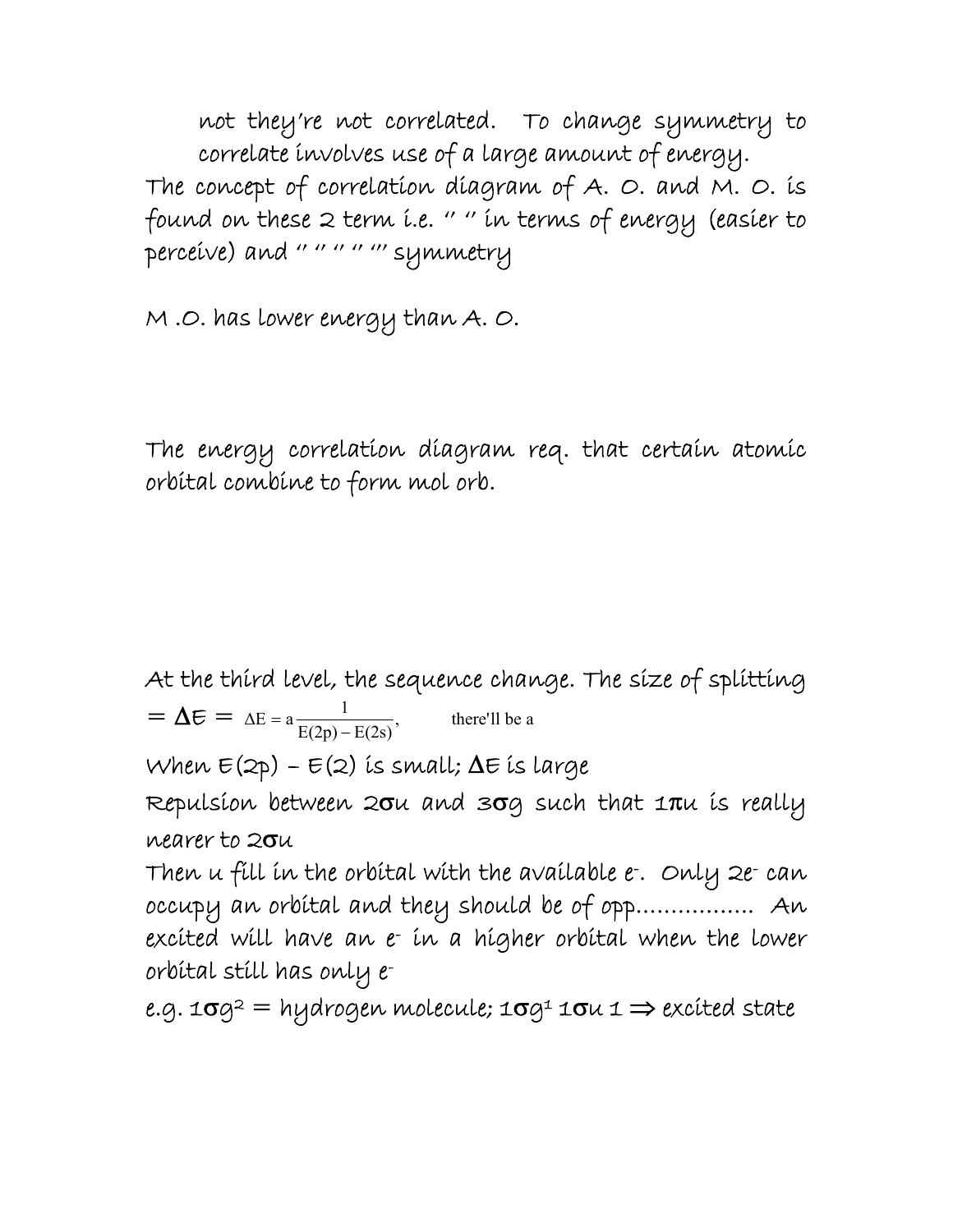not they're not correlated. To change symmetry to correlate involves use of a large amount of energy.

The concept of correlation diagram of A. O. and M. O. is found on these 2 term i.e. " " in terms of energy (easier to perceive) and " " " " "" symmetry

M .O. has lower energy than A. O.

The energy correlation diagram req. that certain atomic orbital combine to form mol orb.

At the third level, the sequence change. The size of splitting $= \Delta E = \Delta E = a\frac{1}{E(2p) - E(2s)}$, there'll be a

When E(2p) – E(2) is small; $\Delta E$ is large

Repulsion between $2\sigma u$ and $3\sigma g$ such that $1\pi u$ is really nearer to $2\sigma u$

Then u fill in the orbital with the available $e^-$. Only $2e^-$ can occupy an orbital and they should be of opp................. An excited will have an $e^-$ in a higher orbital when the lower orbital still has only $e^-$

e.g. $1\sigma g^2$ = hydrogen molecule; $1\sigma g^1$ $1\sigma u$ $1 \Rightarrow$ excited state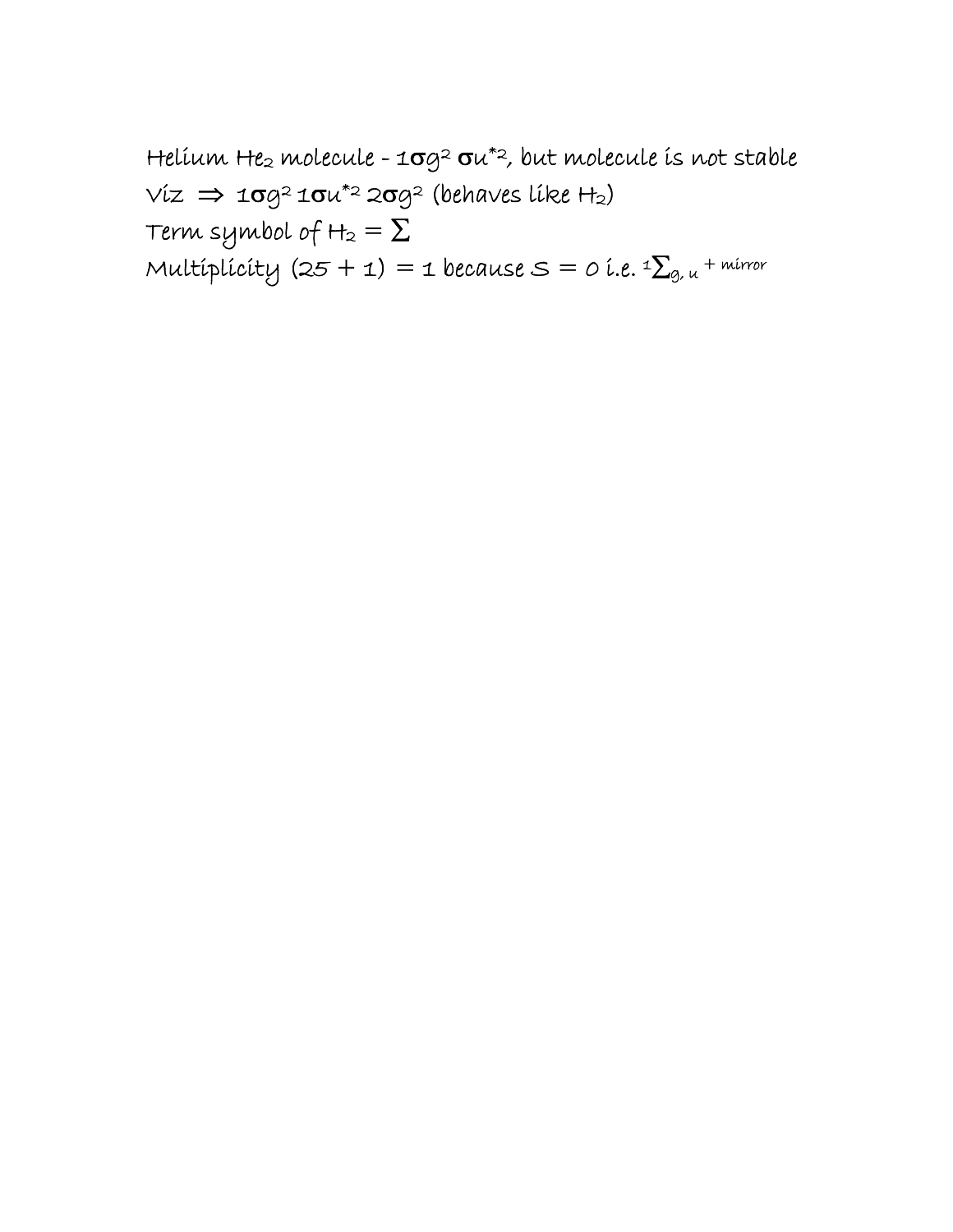Helium $He_2$ molecule - $1\sigma g^2\ \sigma u^{*2}$, but molecule is not stable

Viz $\Rightarrow$ $1\sigma g^2\ 1\sigma u^{*2}\ 2\sigma g^2$ (behaves like $H_2$)

Term symbol of $H_2 = \Sigma$

Multiplicity $(2S + 1) = 1$ because $S = 0$ i.e. ${}^1\Sigma_{g,\,u}{}^{+\ mirror}$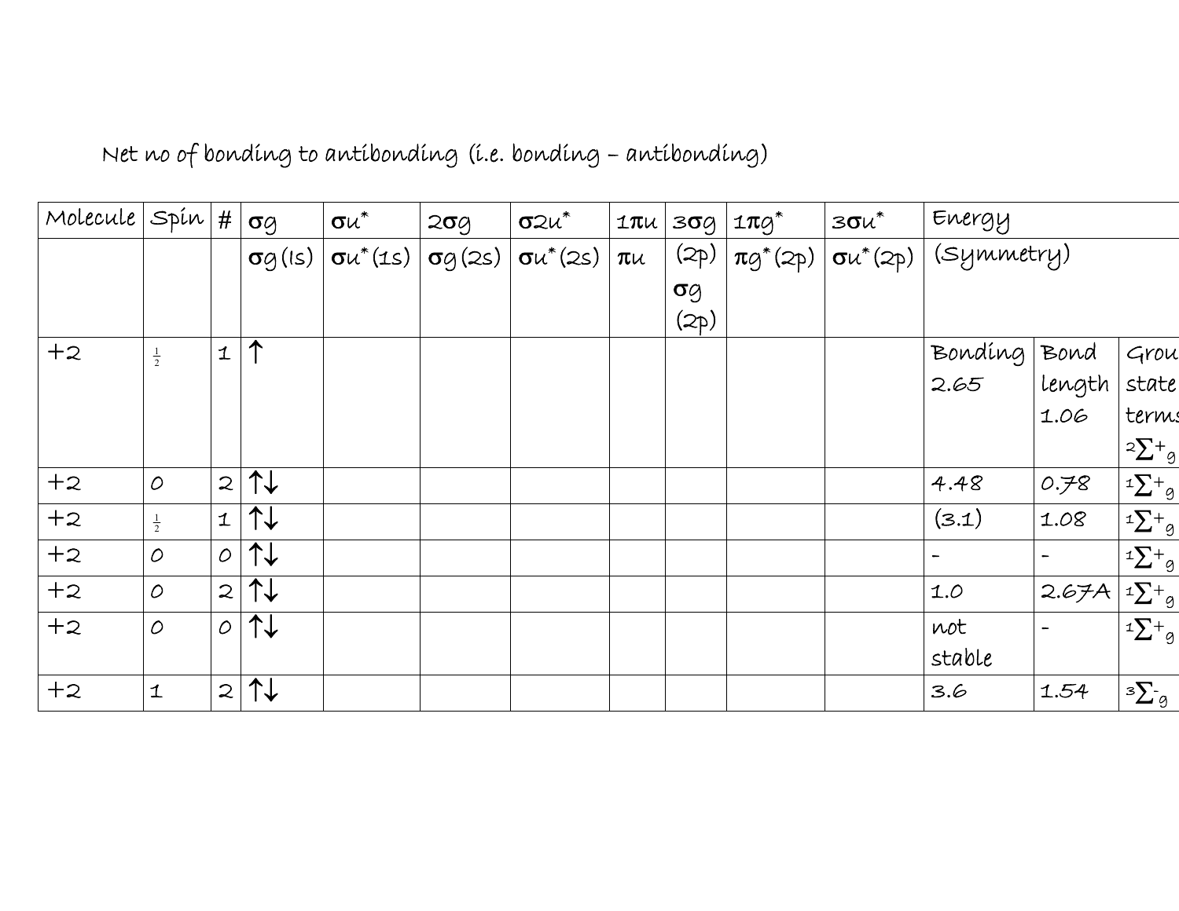Net no of bonding to antibonding (i.e. bonding – antibonding)

| Molecule | Spin | # | σg | σu* | 2σg | σ2u* | 1πu | 3σg | 1πg* | 3σu* | Energy | | |
|---|---|---|---|---|---|---|---|---|---|---|---|---|---|
| | | | σg (ls) | σu* (1s) | σg (2s) | σu* (2s) | πu | (2p) σg (2p) | πg* (2p) | σu* (2p) | (Symmetry) | | |
| +2 | $\frac{1}{2}$ | 1 | ↑ | | | | | | | | Bonding 2.65 | Bond length 1.06 | Grou state terms $^2\Sigma^+_g$ |
| +2 | 0 | 2 | ↑↓ | | | | | | | | 4.48 | 0.78 | $^1\Sigma^+_g$ |
| +2 | $\frac{1}{2}$ | 1 | ↑↓ | | | | | | | | (3.1) | 1.08 | $^1\Sigma^+_g$ |
| +2 | 0 | 0 | ↑↓ | | | | | | | | - | - | $^1\Sigma^+_g$ |
| +2 | 0 | 2 | ↑↓ | | | | | | | | 1.0 | 2.67A | $^1\Sigma^+_g$ |
| +2 | 0 | 0 | ↑↓ | | | | | | | | not stable | - | $^1\Sigma^+_g$ |
| +2 | 1 | 2 | ↑↓ | | | | | | | | 3.6 | 1.54 | $^3\Sigma^-_g$ |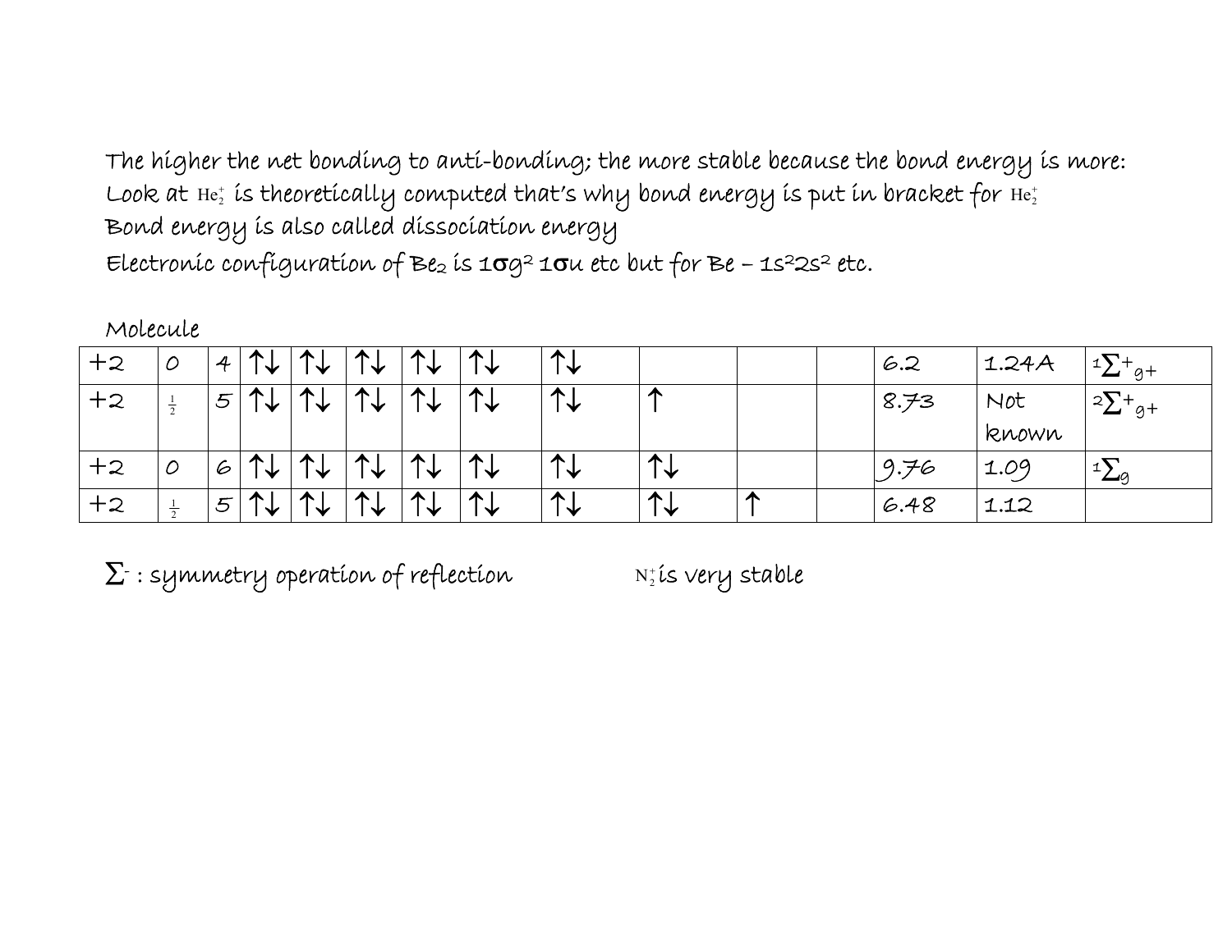The higher the net bonding to anti-bonding; the more stable because the bond energy is more:
Look at $He_2^+$ is theoretically computed that's why bond energy is put in bracket for $He_2^+$
Bond energy is also called dissociation energy
Electronic configuration of $Be_2$ is $1\sigma g^2$ $1\sigma u$ etc but for Be – $1s^2 2s^2$ etc.

Molecule

| | | | | | | | | | | | | | | |
|---|---|---|---|---|---|---|---|---|---|---|---|---|---|---|
| +2 | 0 | 4 | ↑↓ | ↑↓ | ↑↓ | ↑↓ | ↑↓ | ↑↓ | | | | 6.2 | 1.24A | ${}^1\Sigma^+{}_{g+}$ |
| +2 | $\frac{1}{2}$ | 5 | ↑↓ | ↑↓ | ↑↓ | ↑↓ | ↑↓ | ↑↓ | ↑ | | | 8.73 | Not known | ${}^2\Sigma^+{}_{g+}$ |
| +2 | 0 | 6 | ↑↓ | ↑↓ | ↑↓ | ↑↓ | ↑↓ | ↑↓ | ↑↓ | | | 9.76 | 1.09 | ${}^1\Sigma_g$ |
| +2 | $\frac{1}{2}$ | 5 | ↑↓ | ↑↓ | ↑↓ | ↑↓ | ↑↓ | ↑↓ | ↑↓ | ↑ | | 6.48 | 1.12 | |

$\Sigma^-$ : symmetry operation of reflection

$N_2^+$ is very stable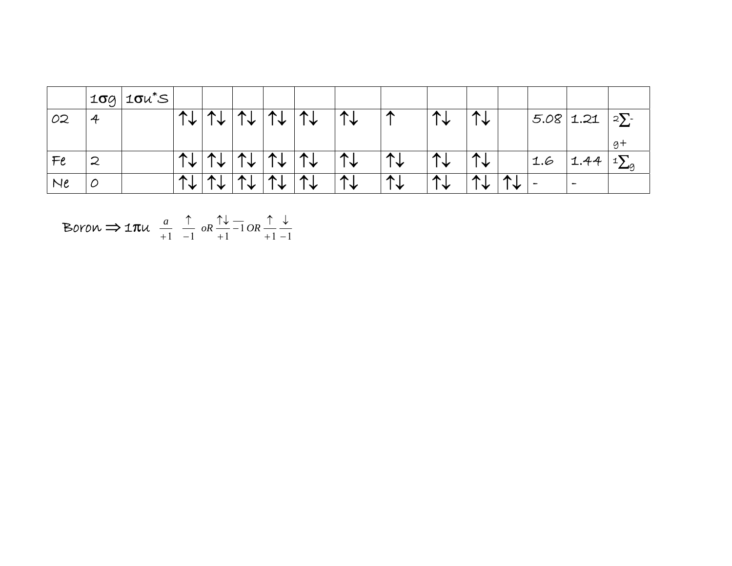|  | $1\sigma g$ | $1\sigma u^{*}S$ |  |  |  |  |  |  |  |  |  |  |  |  |  |
|---|---|---|---|---|---|---|---|---|---|---|---|---|---|---|---|
| O2 | 4 |  | ↑↓ | ↑↓ | ↑↓ | ↑↓ | ↑↓ | ↑↓ | ↑ | ↑↓ | ↑↓ |  | 5.08 | 1.21 | $^{2}\Sigma^{-}_{g+}$ |
| Fe | 2 |  | ↑↓ | ↑↓ | ↑↓ | ↑↓ | ↑↓ | ↑↓ | ↑↓ | ↑↓ | ↑↓ |  | 1.6 | 1.44 | $^{1}\Sigma_{g}$ |
| Ne | 0 |  | ↑↓ | ↑↓ | ↑↓ | ↑↓ | ↑↓ | ↑↓ | ↑↓ | ↑↓ | ↑↓ | ↑↓ | - | - |  |

Boron ⇒ $1\pi u$ $\frac{a}{+1}\ \frac{\uparrow}{-1}$ oR $\frac{\uparrow\downarrow}{+1}\ \frac{\text{—}}{-1}$ OR $\frac{\uparrow}{+1}\ \frac{\downarrow}{-1}$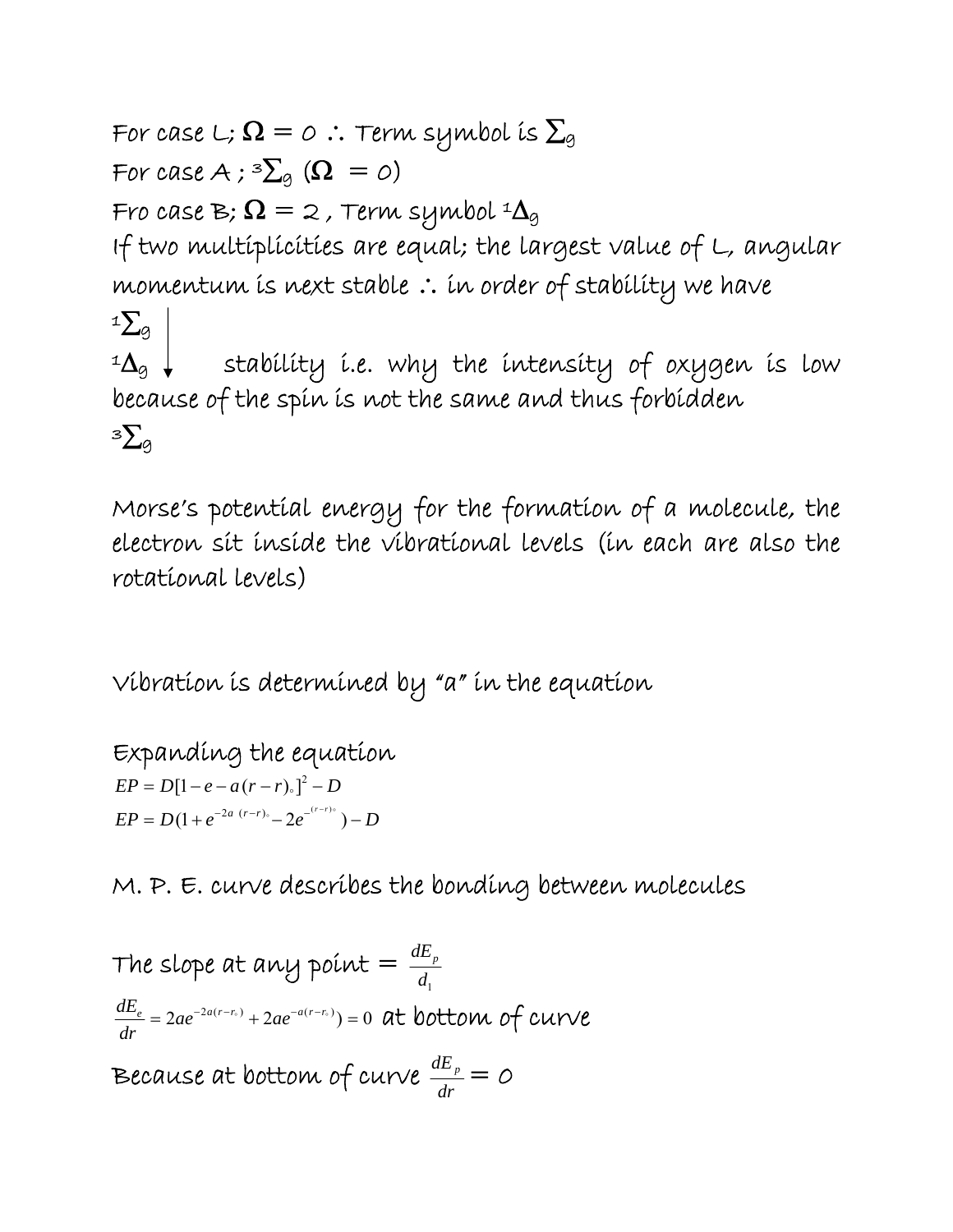For case L; $\Omega = 0$ ∴ Term symbol is $\Sigma_g$

For case A ; $^3\Sigma_g$ ($\Omega = 0$)

Fro case B; $\Omega = 2$ , Term symbol $^1\Delta_g$

If two multiplicities are equal; the largest value of L, angular momentum is next stable ∴ in order of stability we have

$^1\Sigma_g$

$^1\Delta_g$ ↓ stability i.e. why the intensity of oxygen is low because of the spin is not the same and thus forbidden

$^3\Sigma_g$

Morse's potential energy for the formation of a molecule, the electron sit inside the vibrational levels (in each are also the rotational levels)

Vibration is determined by "a" in the equation

Expanding the equation

$$EP = D[1 - e - a(r - r)_\circ]^2 - D$$

$$EP = D(1 + e^{-2a\ (r-r)_\circ} - 2e^{-(r-r)_\circ}) - D$$

M. P. E. curve describes the bonding between molecules

The slope at any point $= \frac{dE_p}{d_1}$

$\frac{dE_e}{dr} = 2ae^{-2a(r-r_\circ)} + 2ae^{-a(r-r_\circ)}) = 0$ at bottom of curve

Because at bottom of curve $\frac{dE_p}{dr} = 0$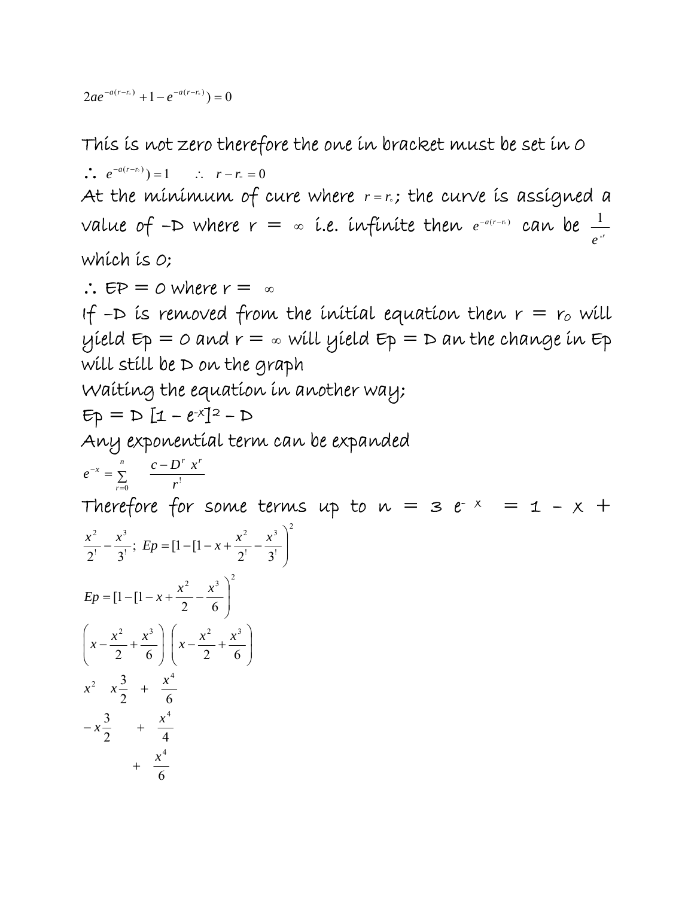$$2ae^{-a(r-r_o)} + 1 - e^{-a(r-r_o)}) = 0$$

This is not zero therefore the one in bracket must be set in 0

$\therefore$ $e^{-a(r-r_o)}) = 1$ $\quad \therefore \quad r - r_o = 0$

At the minimum of cure where $r = r_o$; the curve is assigned a value of –D where r = $\infty$ i.e. infinite then $e^{-a(r-r_o)}$ can be $\frac{1}{e^{\infty r}}$ which is 0;

$\therefore$ EP = 0 where r = $\infty$

If –D is removed from the initial equation then r = $r_o$ will yield Ep = 0 and r = $\infty$ will yield Ep = D an the change in Ep will still be D on the graph

Waiting the equation in another way;

Ep = D $[1 - e^{-x}]^2$ – D

Any exponential term can be expanded

$$e^{-x} = \sum_{r=0}^{n} \quad \frac{c - D^r \; x^r}{r^!}$$

Therefore for some terms up to n = 3 $e^{-x}$ = 1 – x + $\frac{x^2}{2^!} - \frac{x^3}{3^!}$; $Ep = [1 - [1 - x + \frac{x^2}{2^!} - \frac{x^3}{3^!}\Big)^2$

$$Ep = [1 - [1 - x + \frac{x^2}{2} - \frac{x^3}{6}\Big)^2$$

$$\left(x - \frac{x^2}{2} + \frac{x^3}{6}\right) \left(x - \frac{x^2}{2} + \frac{x^3}{6}\right)$$

$$x^2 \quad x\frac{3}{2} \quad + \quad \frac{x^4}{6}$$

$$-x\frac{3}{2} \qquad + \quad \frac{x^4}{4}$$

$$+ \quad \frac{x^4}{6}$$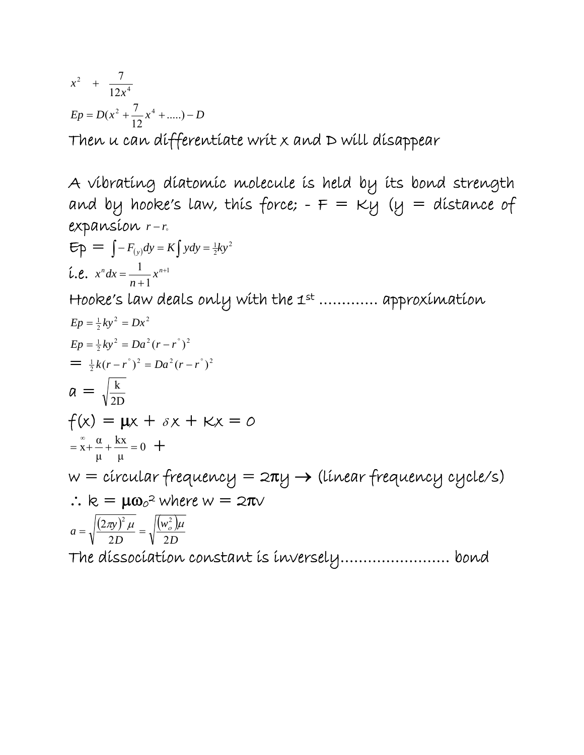$$x^2 \quad + \quad \frac{7}{12x^4}$$

$$Ep = D(x^2 + \frac{7}{12}x^4 + .....) - D$$

Then u can differentiate writ x and D will disappear

A vibrating diatomic molecule is held by its bond strength and by hooke's law, this force; - F = Ky (y = distance of expansion $r - r_\circ$

Ep = $\int -F_{(y)}dy = K\int ydy = \frac{1}{2}ky^2$

i.e. $x^n dx = \frac{1}{n+1}x^{n+1}$

Hooke's law deals only with the 1st ............. approximation

$$Ep = \frac{1}{2}ky^2 = Dx^2$$

$$Ep = \frac{1}{2}ky^2 = Da^2(r - r^\circ)^2$$

$$= \frac{1}{2}k(r - r^\circ)^2 = Da^2(r - r^\circ)^2$$

$$a = \sqrt{\frac{k}{2D}}$$

$$f(x) = \mu x + \delta x + Kx = 0$$

$$= \overset{\infty}{x} + \frac{\alpha}{\mu} + \frac{kx}{\mu} = 0 \quad +$$

w = circular frequency = 2πy → (linear frequency cycle/s)

∴ $k = \mu\omega_o^2$ where $w = 2\pi v$

$$a = \sqrt{\frac{(2\pi y)^2 \mu}{2D}} = \sqrt{\frac{(w_o^2)\mu}{2D}}$$

The dissociation constant is inversely........................ bond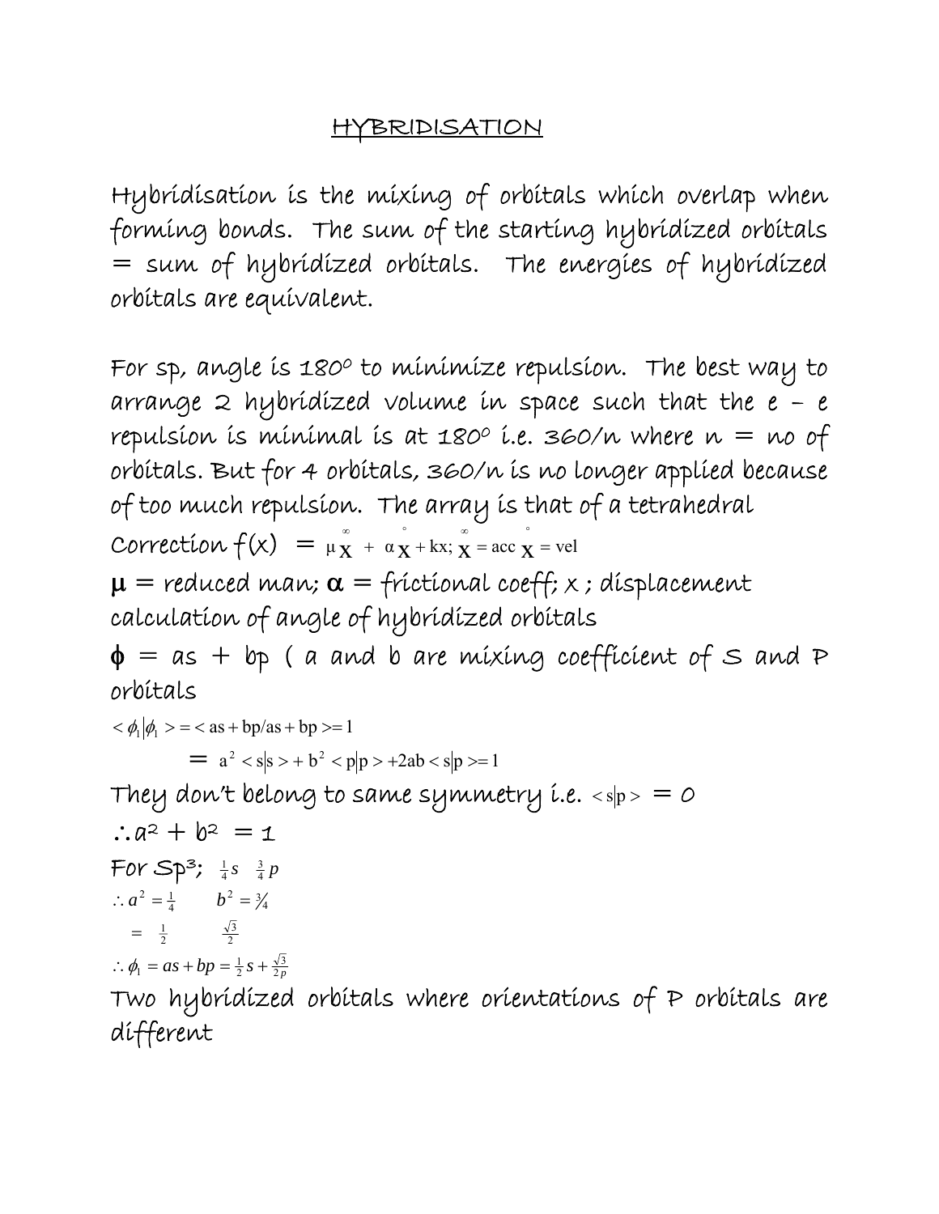# HYBRIDISATION

Hybridisation is the mixing of orbitals which overlap when forming bonds. The sum of the starting hybridized orbitals = sum of hybridized orbitals. The energies of hybridized orbitals are equivalent.

For sp, angle is 180° to minimize repulsion. The best way to arrange 2 hybridized volume in space such that the e – e repulsion is minimal is at 180° i.e. 360/n where n = no of orbitals. But for 4 orbitals, 360/n is no longer applied because of too much repulsion. The array is that of a tetrahedral

Correction f(x) $= \mu \overset{\infty}{X} + \alpha \overset{\circ}{X} + kx; \overset{\infty}{X} = \text{acc} \ \overset{\circ}{X} = \text{vel}$

$\mu$ = reduced man; $\alpha$ = frictional coeff; x ; displacement

calculation of angle of hybridized orbitals

$\phi$ = as + bp ( a and b are mixing coefficient of S and P orbitals

$$< \phi_1 | \phi_1 > = < as + bp / as + bp > = 1$$

$$= a^2 < s|s> + b^2 < p|p> + 2ab < s|p> = 1$$

They don't belong to same symmetry i.e. $< s|p >$ = 0

$\therefore a^2 + b^2 = 1$

For $Sp^3$; $\frac{1}{4}s \quad \frac{3}{4}p$

$$\therefore a^2 = \tfrac{1}{4} \qquad b^2 = \tfrac{3}{4}$$

$$= \tfrac{1}{2} \qquad \tfrac{\sqrt{3}}{2}$$

$$\therefore \phi_1 = as + bp = \tfrac{1}{2}s + \tfrac{\sqrt{3}}{2p}$$

Two hybridized orbitals where orientations of P orbitals are different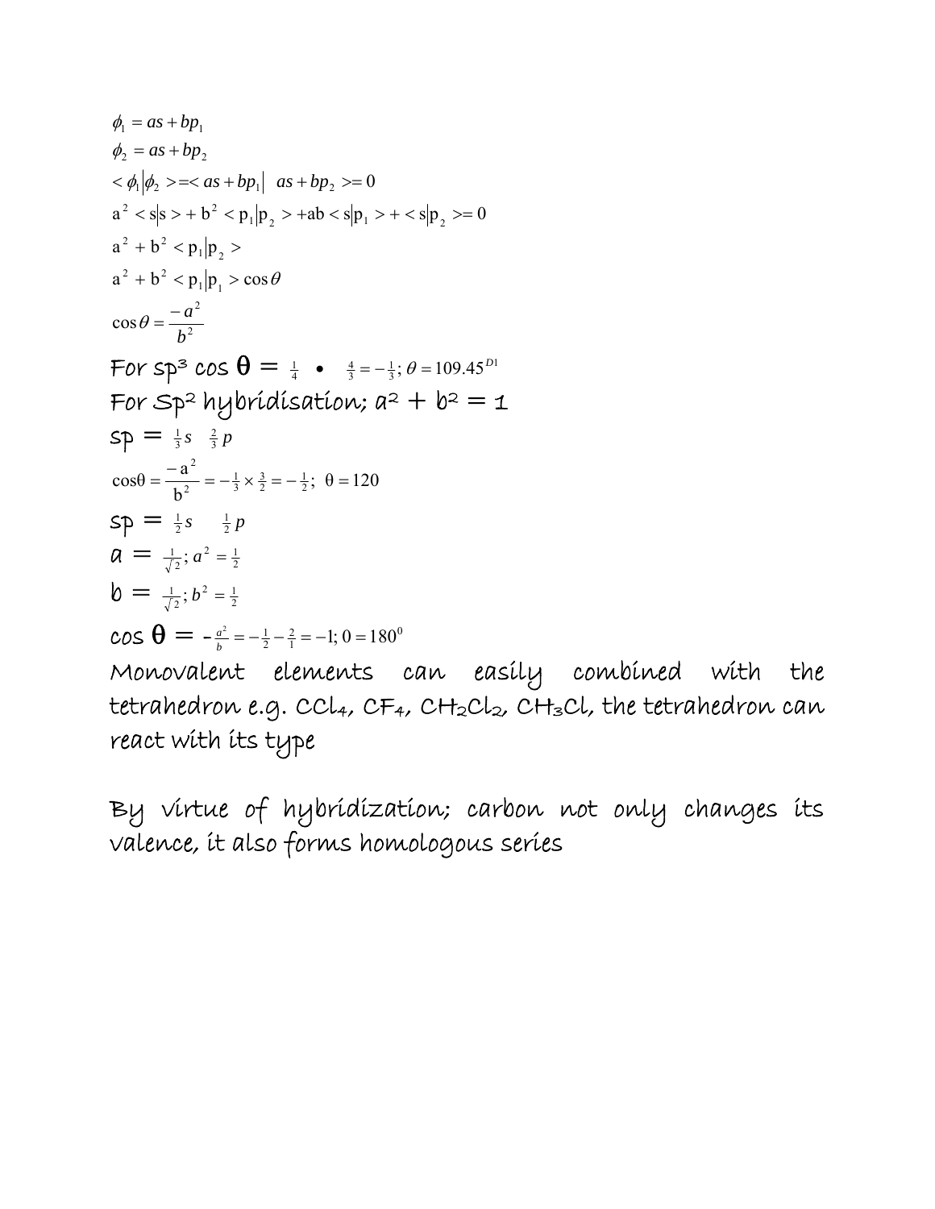$$\phi_1 = as + bp_1$$

$$\phi_2 = as + bp_2$$

$$<\phi_1|\phi_2> = <as + bp_1| \ \ as + bp_2> = 0$$

$$a^2 <s|s> + b^2 <p_1|p_2> + ab <s|p_1> + <s|p_2> = 0$$

$$a^2 + b^2 <p_1|p_2>$$

$$a^2 + b^2 <p_1|p_1> \cos\theta$$

$$\cos\theta = \frac{-a^2}{b^2}$$

For sp³ cos θ = $\frac{1}{4}$ • $\frac{4}{3} = -\frac{1}{3}; \theta = 109.45^{D1}$

For Sp² hybridisation; a² + b² = 1

sp = $\frac{1}{3}s \quad \frac{2}{3}p$

$$\cos\theta = \frac{-a^2}{b^2} = -\frac{1}{3} \times \frac{3}{2} = -\frac{1}{2}; \ \theta = 120$$

sp = $\frac{1}{2}s \quad \frac{1}{2}p$

a = $\frac{1}{\sqrt{2}}; a^2 = \frac{1}{2}$

b = $\frac{1}{\sqrt{2}}; b^2 = \frac{1}{2}$

cos θ = $-\frac{a^2}{b} = -\frac{1}{2} - \frac{2}{1} = -1; 0 = 180^0$

Monovalent elements can easily combined with the tetrahedron e.g. $CCl_4$, $CF_4$, $CH_2Cl_2$, $CH_3Cl$, the tetrahedron can react with its type

By virtue of hybridization; carbon not only changes its valence, it also forms homologous series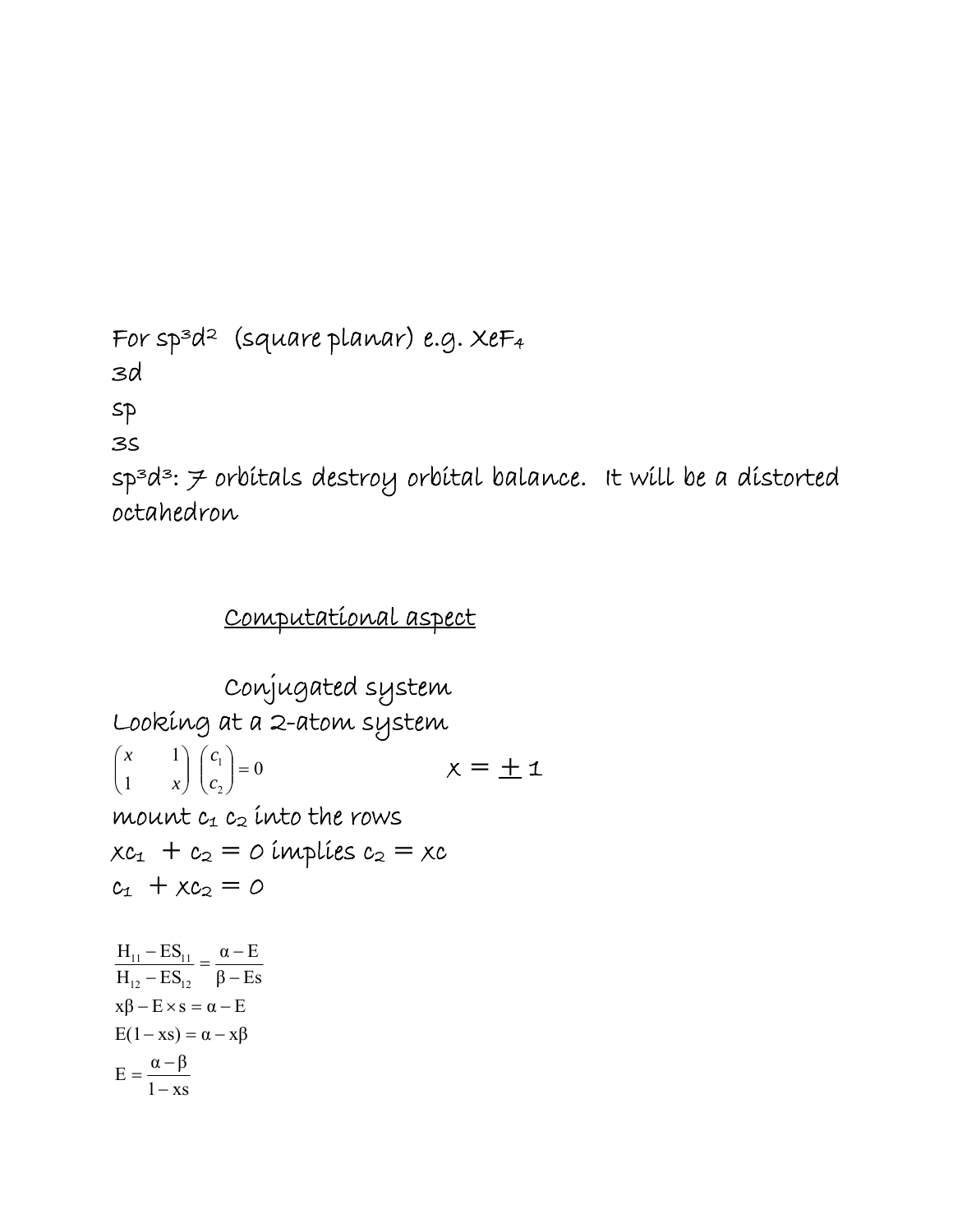For $sp^3d^2$ (square planar) e.g. $XeF_4$

3d

sp

3s

$sp^3d^3$: 7 orbitals destroy orbital balance. It will be a distorted octahedron

## Computational aspect

### Conjugated system

Looking at a 2-atom system

$$\begin{pmatrix} x & 1 \\ 1 & x \end{pmatrix} \begin{pmatrix} c_1 \\ c_2 \end{pmatrix} = 0 \qquad\qquad x = \pm 1$$

mount $c_1$ $c_2$ into the rows

$xc_1 + c_2 = 0$ implies $c_2 = xc$

$c_1 + xc_2 = 0$

$$\frac{H_{11} - ES_{11}}{H_{12} - ES_{12}} = \frac{\alpha - E}{\beta - Es}$$

$$x\beta - E \times s = \alpha - E$$

$$E(1 - xs) = \alpha - x\beta$$

$$E = \frac{\alpha - \beta}{1 - xs}$$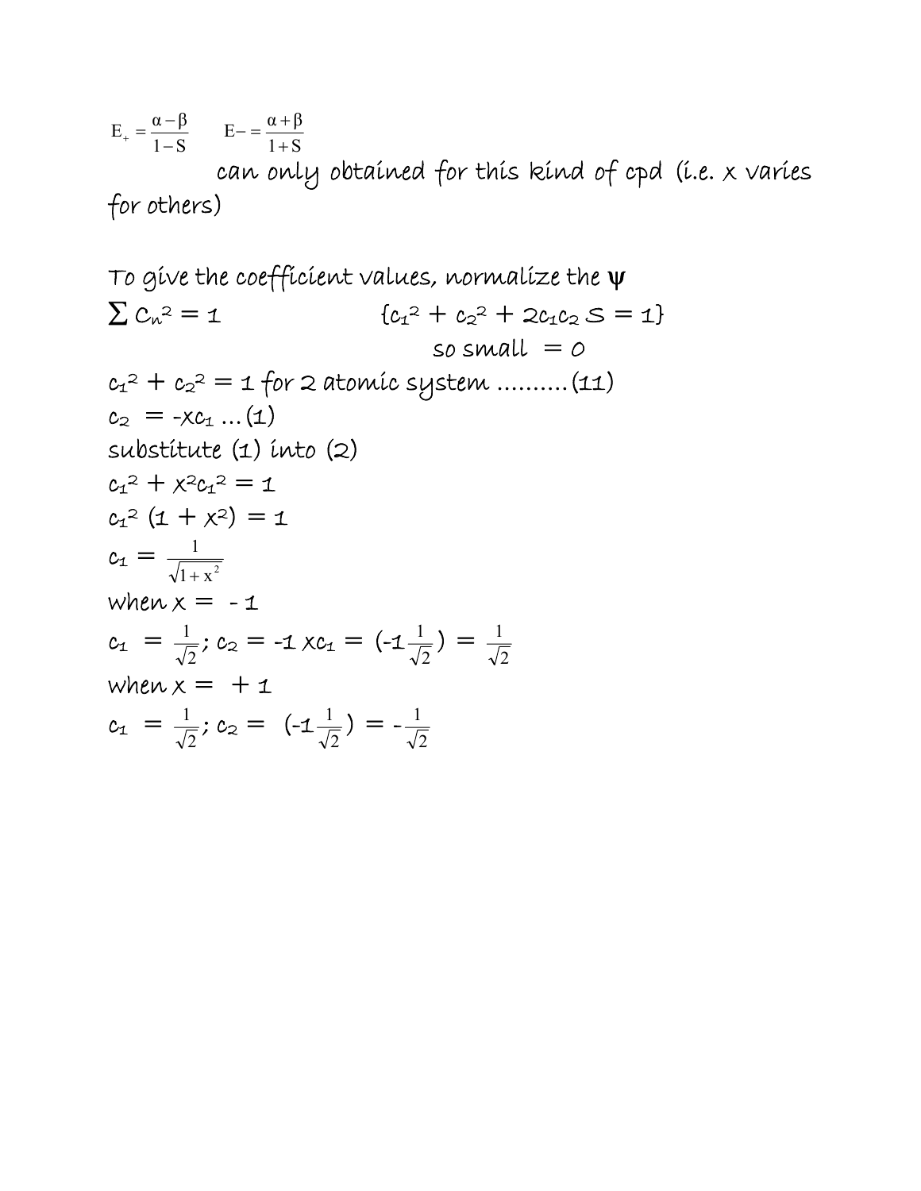$E_+ = \frac{\alpha - \beta}{1 - S}$ $\quad E- = \frac{\alpha + \beta}{1 + S}$

can only obtained for this kind of cpd (i.e. x varies for others)

To give the coefficient values, normalize the $\psi$

$\sum c_n^2 = 1$ $\quad \{c_1^2 + c_2^2 + 2c_1c_2 S = 1\}$

so small $= 0$

$c_1^2 + c_2^2 = 1$ for 2 atomic system ..........(11)

$c_2 = -xc_1$ ...(1)

substitute (1) into (2)

$c_1^2 + x^2c_1^2 = 1$

$c_1^2 (1 + x^2) = 1$

$c_1 = \frac{1}{\sqrt{1+x^2}}$

when $x = -1$

$c_1 = \frac{1}{\sqrt{2}}$; $c_2 = -1\, xc_1 = (-1\frac{1}{\sqrt{2}}) = \frac{1}{\sqrt{2}}$

when $x = +1$

$c_1 = \frac{1}{\sqrt{2}}$; $c_2 = (-1\frac{1}{\sqrt{2}}) = -\frac{1}{\sqrt{2}}$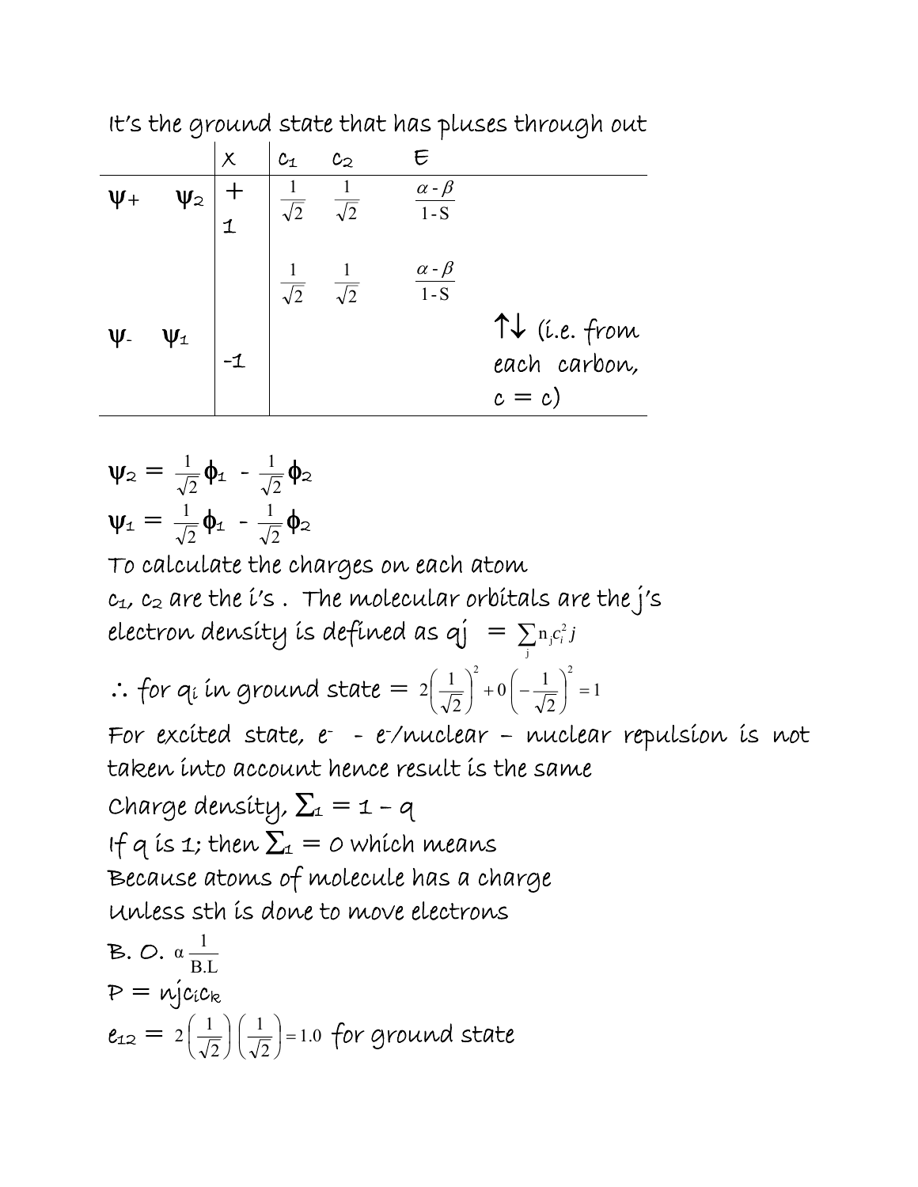It's the ground state that has pluses through out

| | | x | $c_1$ | $c_2$ | E | |
|---|---|---|---|---|---|---|
| ψ+ | $\psi_2$ | + 1 | $\frac{1}{\sqrt{2}}$ | $\frac{1}{\sqrt{2}}$ | $\frac{\alpha - \beta}{1 - S}$ | |
| | | | $\frac{1}{\sqrt{2}}$ | $\frac{1}{\sqrt{2}}$ | $\frac{\alpha - \beta}{1 - S}$ | |
| ψ- | $\psi_1$ | -1 | | | | ↑↓ (i.e. from each carbon, c = c) |

$\psi_2 = \frac{1}{\sqrt{2}}\phi_1 - \frac{1}{\sqrt{2}}\phi_2$

$\psi_1 = \frac{1}{\sqrt{2}}\phi_1 - \frac{1}{\sqrt{2}}\phi_2$

To calculate the charges on each atom

$c_1$, $c_2$ are the i's. The molecular orbitals are the j's

electron density is defined as $q_j = \sum_j n_j c_i^2 j$

$\therefore$ for $q_i$ in ground state $= 2\left(\frac{1}{\sqrt{2}}\right)^2 + 0\left(-\frac{1}{\sqrt{2}}\right)^2 = 1$

For excited state, $e^-$ - $e^-$/nuclear – nuclear repulsion is not taken into account hence result is the same

Charge density, $\Sigma_1 = 1 - q$

If q is 1; then $\Sigma_1 = 0$ which means

Because atoms of molecule has a charge

Unless sth is done to move electrons

B. O. $\alpha \frac{1}{\text{B.L}}$

$P = n_j c_i c_k$

$e_{12} = 2\left(\frac{1}{\sqrt{2}}\right)\left(\frac{1}{\sqrt{2}}\right) = 1.0$ for ground state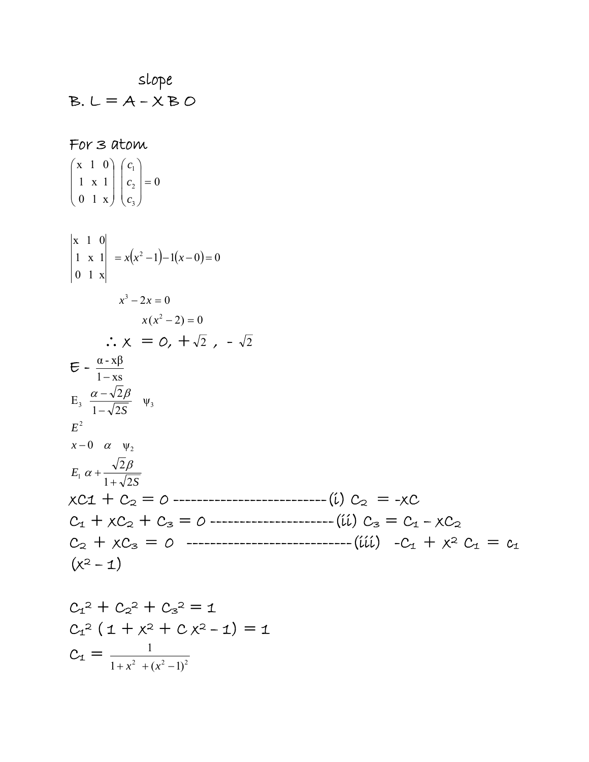slope

B. L = A – X B O

For 3 atom

$$\begin{pmatrix} x & 1 & 0 \\ 1 & x & 1 \\ 0 & 1 & x \end{pmatrix} \begin{pmatrix} c_1 \\ c_2 \\ c_3 \end{pmatrix} = 0$$

$$\begin{vmatrix} x & 1 & 0 \\ 1 & x & 1 \\ 0 & 1 & x \end{vmatrix} = x(x^2 - 1) - 1(x - 0) = 0$$

$$x^3 - 2x = 0$$

$$x(x^2 - 2) = 0$$

$\therefore x = 0, +\sqrt{2}, -\sqrt{2}$

E - $\dfrac{\alpha - x\beta}{1 - xs}$

$E_3$ $\dfrac{\alpha - \sqrt{2}\beta}{1 - \sqrt{2S}}$ $\psi_3$

$E^2$

$x - 0$ $\alpha$ $\psi_2$

$E_1$ $\alpha + \dfrac{\sqrt{2}\beta}{1 + \sqrt{2S}}$

$xc_1 + c_2 = 0$ ----------------------------(i) $c_2 = -xc$

$c_1 + xc_2 + c_3 = 0$ ------------------------(ii) $c_3 = c_1 - xc_2$

$c_2 + xc_3 = 0$ ------------------------------(iii) $-c_1 + x^2 c_1 = c_1 (x^2 - 1)$

$c_1^2 + c_2^2 + c_3^2 = 1$

$c_1^2 (1 + x^2 + c\, x^2 - 1) = 1$

$c_1 = \dfrac{1}{1 + x^2 + (x^2 - 1)^2}$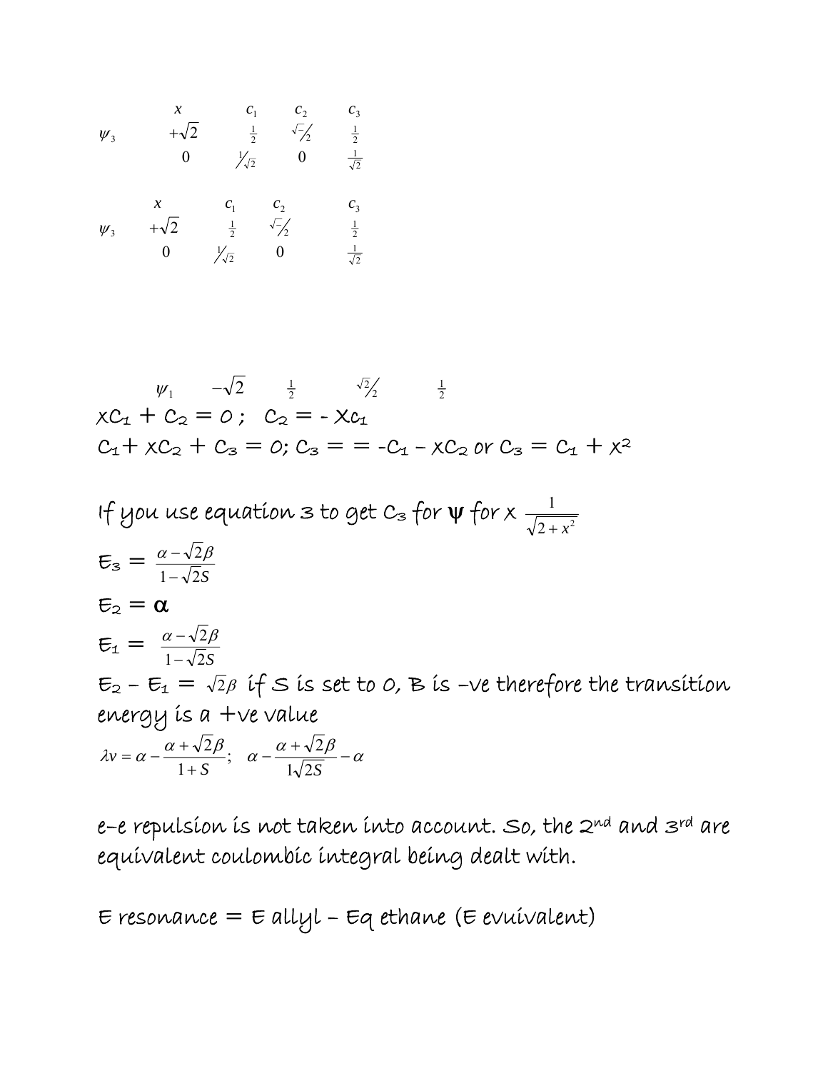| | $x$ | $c_1$ | $c_2$ | $c_3$ |
|---|---|---|---|---|
| $\psi_3$ | $+\sqrt{2}$ | $\frac{1}{2}$ | $\sqrt{-}/_2$ | $\frac{1}{2}$ |
| | 0 | $1/\sqrt{2}$ | 0 | $\frac{1}{\sqrt{2}}$ |

| | $x$ | $c_1$ | $c_2$ | $c_3$ |
|---|---|---|---|---|
| $\psi_3$ | $+\sqrt{2}$ | $\frac{1}{2}$ | $\sqrt{-}/_2$ | $\frac{1}{2}$ |
| | 0 | $1/\sqrt{2}$ | 0 | $\frac{1}{\sqrt{2}}$ |

| | | | | |
|---|---|---|---|---|
| $\psi_1$ | $-\sqrt{2}$ | $\frac{1}{2}$ | $\sqrt{2}/_2$ | $\frac{1}{2}$ |

$xC_1 + C_2 = 0$; $C_2 = -xc_1$

$C_1 + xC_2 + C_3 = 0$; $C_3 = = -C_1 - xC_2$ or $C_3 = C_1 + x^2$

If you use equation 3 to get $C_3$ for $\psi$ for x $\frac{1}{\sqrt{2+x^2}}$

$E_3 = \frac{\alpha - \sqrt{2}\beta}{1-\sqrt{2}S}$

$E_2 = \alpha$

$E_1 = \frac{\alpha - \sqrt{2}\beta}{1-\sqrt{2}S}$

$E_2 - E_1 = \sqrt{2}\beta$ if S is set to 0, B is –ve therefore the transition energy is a +ve value

$$\lambda v = \alpha - \frac{\alpha + \sqrt{2}\beta}{1+S}; \quad \alpha - \frac{\alpha + \sqrt{2}\beta}{1\sqrt{2S}} - \alpha$$

e–e repulsion is not taken into account. So, the 2[nd] and 3[rd] are equivalent coulombic integral being dealt with.

E resonance = E allyl – Eq ethane (E evuivalent)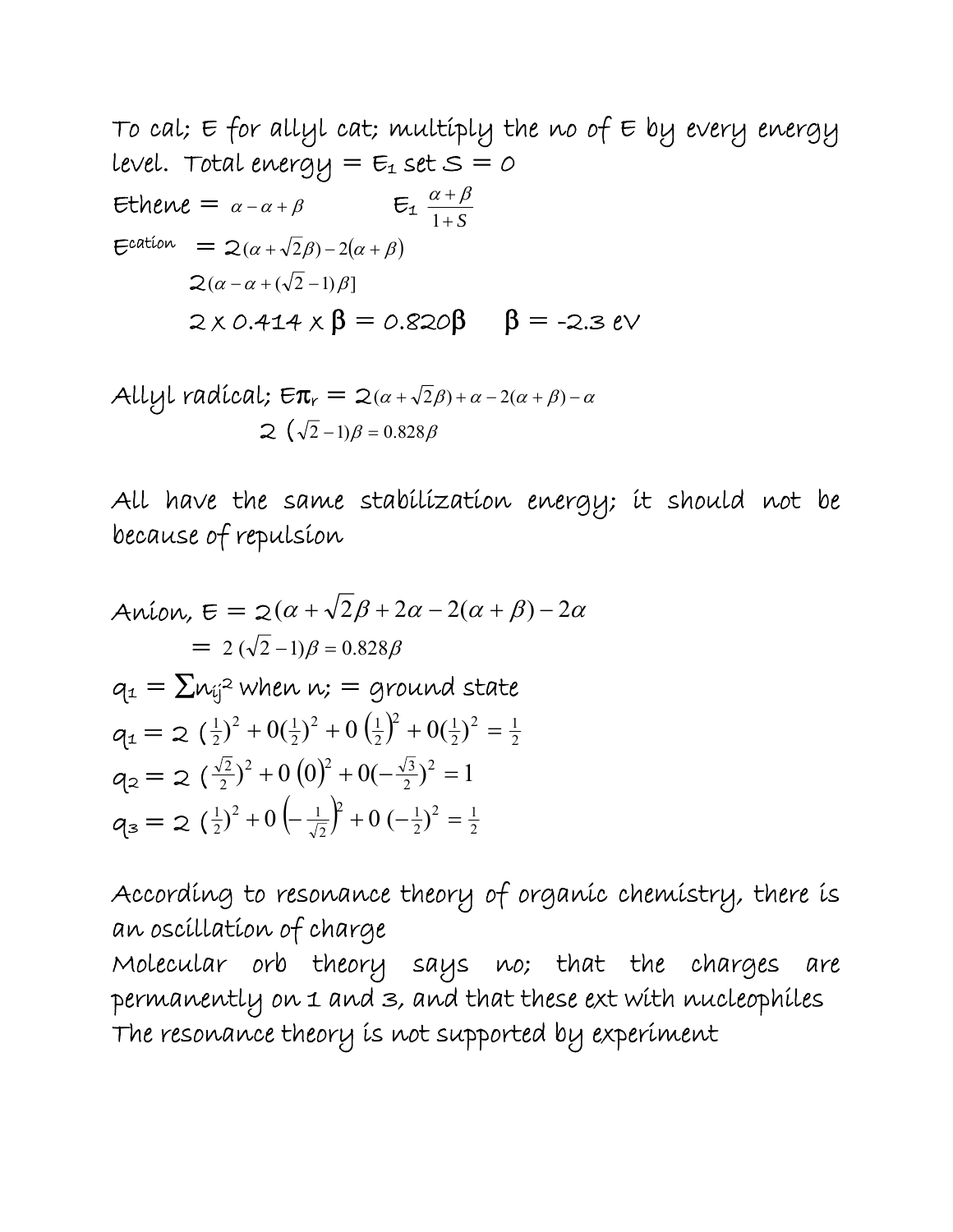To cal; E for allyl cat; multiply the no of E by every energy level. Total energy = $E_1$ set $S = 0$

Ethene = $\alpha - \alpha + \beta$ $\quad\quad$ $E_1$ $\frac{\alpha+\beta}{1+S}$

$E^{cation}$ $= 2(\alpha + \sqrt{2}\beta) - 2(\alpha + \beta)$

$2(\alpha - \alpha + (\sqrt{2} - 1)\beta]$

$2 \times 0.414 \times \beta = 0.820\beta \quad \beta = -2.3$ eV

Allyl radical; $E\pi_r = 2(\alpha + \sqrt{2}\beta) + \alpha - 2(\alpha + \beta) - \alpha$

$2\ (\sqrt{2} - 1)\beta = 0.828\beta$

All have the same stabilization energy; it should not be because of repulsion

Anion, $E = 2(\alpha + \sqrt{2}\beta + 2\alpha - 2(\alpha + \beta) - 2\alpha$

$= 2\ (\sqrt{2} - 1)\beta = 0.828\beta$

$q_1 = \sum n_{ij}^2$ when $n_i$ = ground state

$q_1 = 2\ (\frac{1}{2})^2 + 0(\frac{1}{2})^2 + 0\ (\frac{1}{2})^2 + 0(\frac{1}{2})^2 = \frac{1}{2}$

$q_2 = 2\ (\frac{\sqrt{2}}{2})^2 + 0\ (0)^2 + 0(-\frac{\sqrt{3}}{2})^2 = 1$

$q_3 = 2\ (\frac{1}{2})^2 + 0\left(-\frac{1}{\sqrt{2}}\right)^2 + 0\ (-\frac{1}{2})^2 = \frac{1}{2}$

According to resonance theory of organic chemistry, there is an oscillation of charge

Molecular orb theory says no; that the charges are permanently on 1 and 3, and that these ext with nucleophiles

The resonance theory is not supported by experiment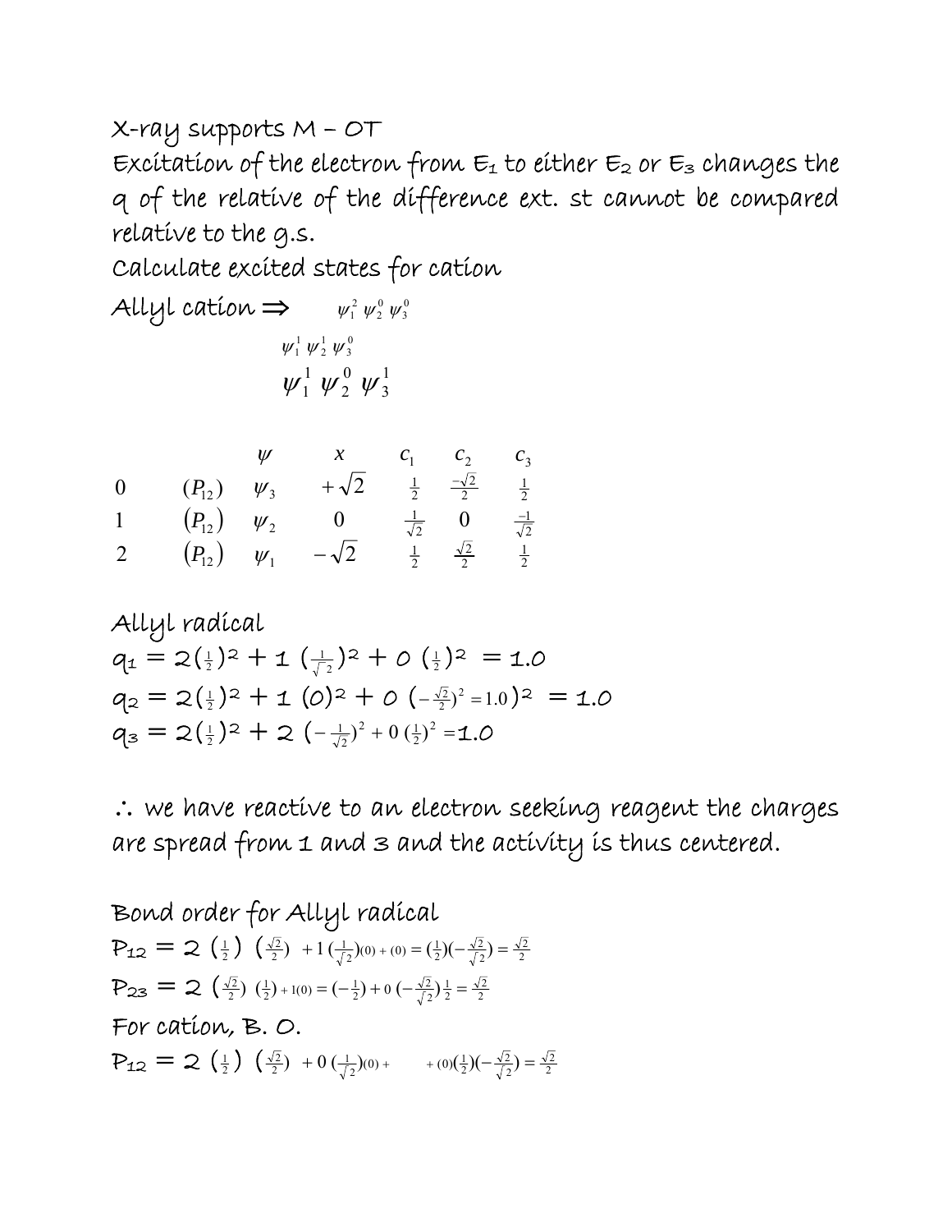X-ray supports M – OT

Excitation of the electron from $E_1$ to either $E_2$ or $E_3$ changes the q of the relative of the difference ext. st cannot be compared relative to the g.s.

Calculate excited states for cation

Allyl cation $\Rightarrow$ $\psi_1^2\,\psi_2^0\,\psi_3^0$

$\psi_1^1\,\psi_2^1\,\psi_3^0$

$\psi_1^1\,\psi_2^0\,\psi_3^1$

| | | $\psi$ | $x$ | $c_1$ | $c_2$ | $c_3$ |
|---|---|---|---|---|---|---|
| 0 | $(P_{12})$ | $\psi_3$ | $+\sqrt{2}$ | $\frac{1}{2}$ | $\frac{-\sqrt{2}}{2}$ | $\frac{1}{2}$ |
| 1 | $(P_{12})$ | $\psi_2$ | $0$ | $\frac{1}{\sqrt{2}}$ | $0$ | $\frac{-1}{\sqrt{2}}$ |
| 2 | $(P_{12})$ | $\psi_1$ | $-\sqrt{2}$ | $\frac{1}{2}$ | $\frac{\sqrt{2}}{2}$ | $\frac{1}{2}$ |

Allyl radical

$q_1 = 2(\frac{1}{2})^2 + 1\,(\frac{1}{\sqrt{2}})^2 + 0\,(\frac{1}{2})^2 = 1.0$

$q_2 = 2(\frac{1}{2})^2 + 1\,(0)^2 + 0\,((-\frac{\sqrt{2}}{2})^2 = 1.0)^2 = 1.0$

$q_3 = 2(\frac{1}{2})^2 + 2\,(-\frac{1}{\sqrt{2}})^2 + 0\,(\frac{1}{2})^2 = 1.0$

$\therefore$ we have reactive to an electron seeking reagent the charges are spread from 1 and 3 and the activity is thus centered.

Bond order for Allyl radical

$P_{12} = 2\,(\frac{1}{2})\,(\frac{\sqrt{2}}{2}) + 1\,(\frac{1}{\sqrt{2}})(0) + (0) = (\frac{1}{2})(-\frac{\sqrt{2}}{\sqrt{2}}) = \frac{\sqrt{2}}{2}$

$P_{23} = 2\,(\frac{\sqrt{2}}{2})\,(\frac{1}{2}) + 1(0) = (-\frac{1}{2}) + 0\,(-\frac{\sqrt{2}}{\sqrt{2}})\frac{1}{2} = \frac{\sqrt{2}}{2}$

For cation, B. O.

$P_{12} = 2\,(\frac{1}{2})\,(\frac{\sqrt{2}}{2}) + 0\,(\frac{1}{\sqrt{2}})(0) + \quad + (0)(\frac{1}{2})(-\frac{\sqrt{2}}{\sqrt{2}}) = \frac{\sqrt{2}}{2}$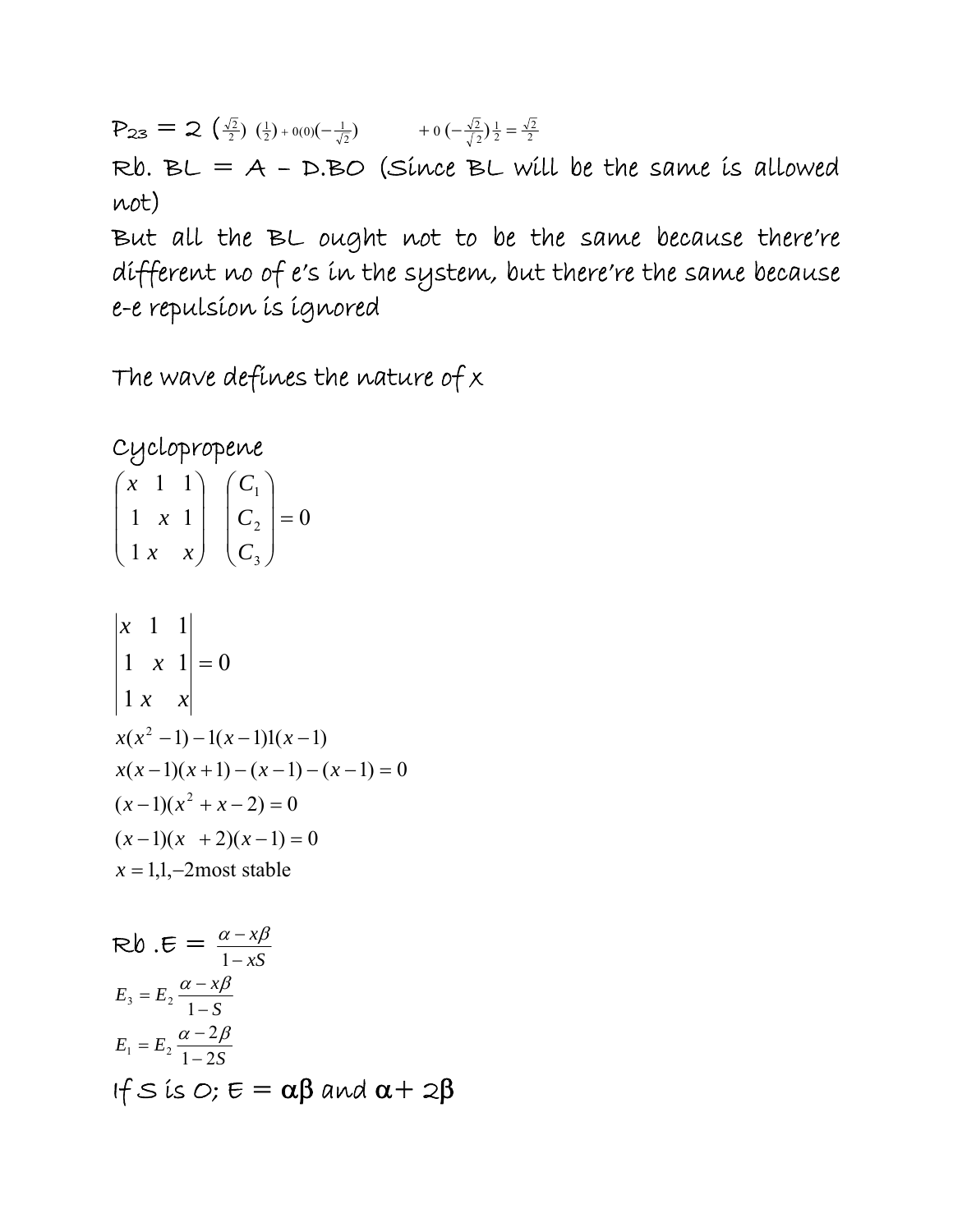$P_{23} = 2\left(\frac{\sqrt{2}}{2}\right)\left(\frac{1}{2}\right) + 0(0)\left(-\frac{1}{\sqrt{2}}\right) \qquad + 0\left(-\frac{\sqrt{2}}{\sqrt{2}}\right)\frac{1}{2} = \frac{\sqrt{2}}{2}$

Rb. BL = A – D.BO (Since BL will be the same is allowed not)

But all the BL ought not to be the same because there're different no of e's in the system, but there're the same because e-e repulsion is ignored

The wave defines the nature of x

Cyclopropene

$$\begin{pmatrix} x & 1 & 1 \\ 1 & x & 1 \\ 1\,x & & x \end{pmatrix} \begin{pmatrix} C_1 \\ C_2 \\ C_3 \end{pmatrix} = 0$$

$$\begin{vmatrix} x & 1 & 1 \\ 1 & x & 1 \\ 1\,x & & x \end{vmatrix} = 0$$

$$x(x^2-1) - 1(x-1)1(x-1)$$

$$x(x-1)(x+1) - (x-1) - (x-1) = 0$$

$$(x-1)(x^2+x-2) = 0$$

$$(x-1)(x\ \ +2)(x-1) = 0$$

$$x = 1, 1, -2 \text{most stable}$$

Rb .E = $\frac{\alpha - x\beta}{1 - xS}$

$$E_3 = E_2\,\frac{\alpha - x\beta}{1 - S}$$

$$E_1 = E_2\,\frac{\alpha - 2\beta}{1 - 2S}$$

If S is 0; E = $\alpha\beta$ and $\alpha + 2\beta$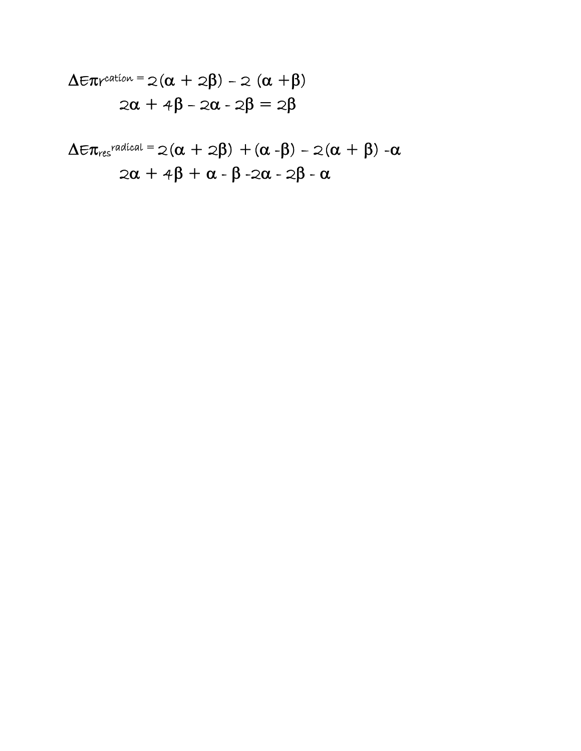$$\Delta E\pi r^{cation} = 2(\alpha + 2\beta) - 2(\alpha + \beta)$$

$$2\alpha + 4\beta - 2\alpha - 2\beta = 2\beta$$

$$\Delta E\pi_{res}{}^{radical} = 2(\alpha + 2\beta) + (\alpha - \beta) - 2(\alpha + \beta) - \alpha$$

$$2\alpha + 4\beta + \alpha - \beta - 2\alpha - 2\beta - \alpha$$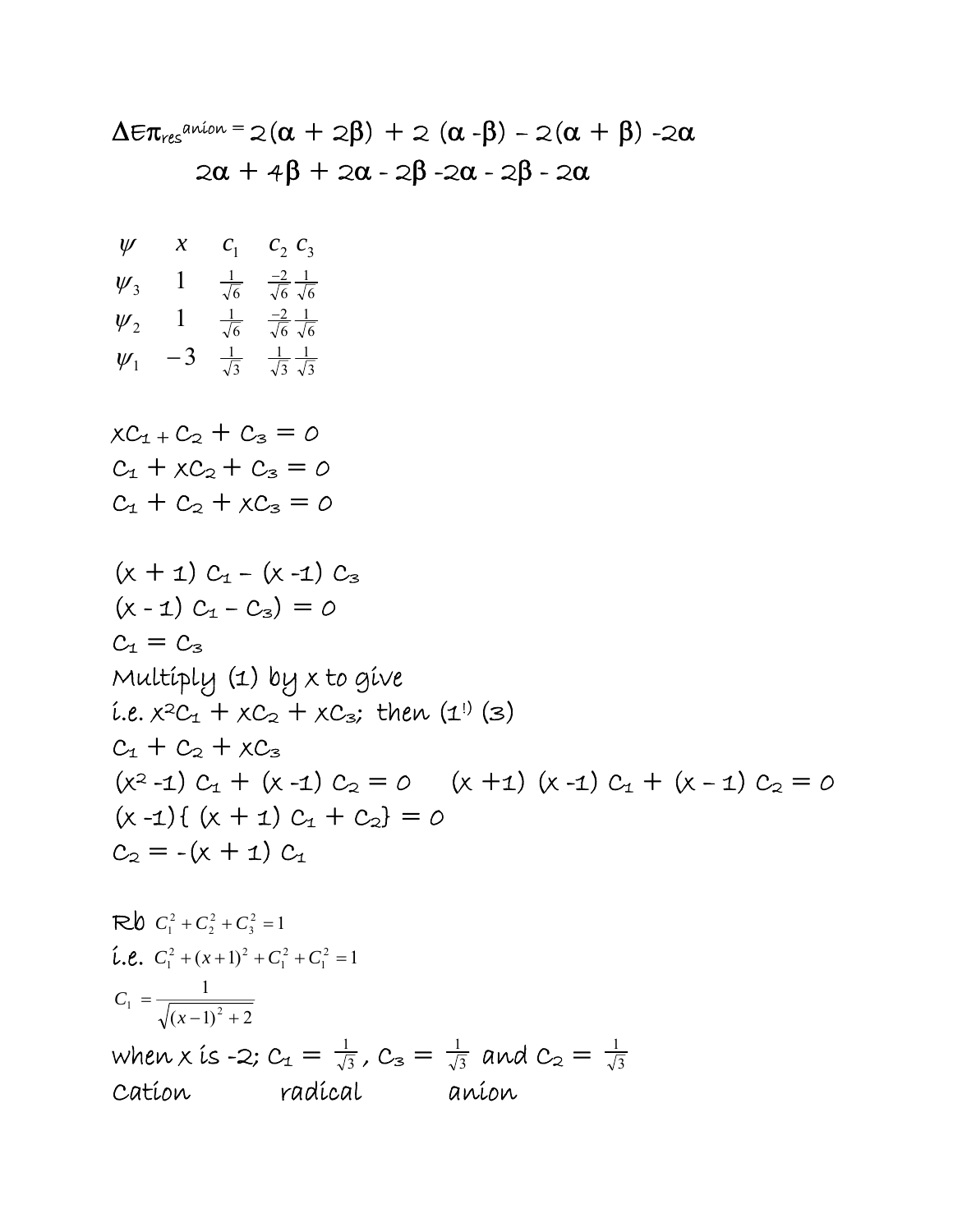$\Delta E\pi_{res}^{anion} = 2(\alpha + 2\beta) + 2(\alpha - \beta) - 2(\alpha + \beta) - 2\alpha$

$2\alpha + 4\beta + 2\alpha - 2\beta - 2\alpha - 2\beta - 2\alpha$

| $\psi$ | $x$ | $c_1$ | $c_2$ | $c_3$ |
|---|---|---|---|---|
| $\psi_3$ | $1$ | $\frac{1}{\sqrt{6}}$ | $\frac{-2}{\sqrt{6}}$ | $\frac{1}{\sqrt{6}}$ |
| $\psi_2$ | $1$ | $\frac{1}{\sqrt{6}}$ | $\frac{-2}{\sqrt{6}}$ | $\frac{1}{\sqrt{6}}$ |
| $\psi_1$ | $-3$ | $\frac{1}{\sqrt{3}}$ | $\frac{1}{\sqrt{3}}$ | $\frac{1}{\sqrt{3}}$ |

$xC_1 + C_2 + C_3 = 0$

$C_1 + xC_2 + C_3 = 0$

$C_1 + C_2 + xC_3 = 0$

$(x + 1)\, C_1 - (x - 1)\, C_3$

$(x - 1)\, C_1 - C_3) = 0$

$C_1 = C_3$

Multiply (1) by x to give

i.e. $x^2C_1 + xC_2 + xC_3$; then (1[!]) (3)

$C_1 + C_2 + xC_3$

$(x^2 - 1)\, C_1 + (x - 1)\, C_2 = 0 \quad (x + 1)(x - 1)\, C_1 + (x - 1)\, C_2 = 0$

$(x - 1)\{(x + 1)\, C_1 + C_2\} = 0$

$C_2 = -(x + 1)\, C_1$

Rb $C_1^2 + C_2^2 + C_3^2 = 1$

i.e. $C_1^2 + (x+1)^2 + C_1^2 + C_1^2 = 1$

$C_1 = \dfrac{1}{\sqrt{(x-1)^2 + 2}}$

when x is -2; $C_1 = \frac{1}{\sqrt{3}}$, $C_3 = \frac{1}{\sqrt{3}}$ and $C_2 = \frac{1}{\sqrt{3}}$

Cation radical anion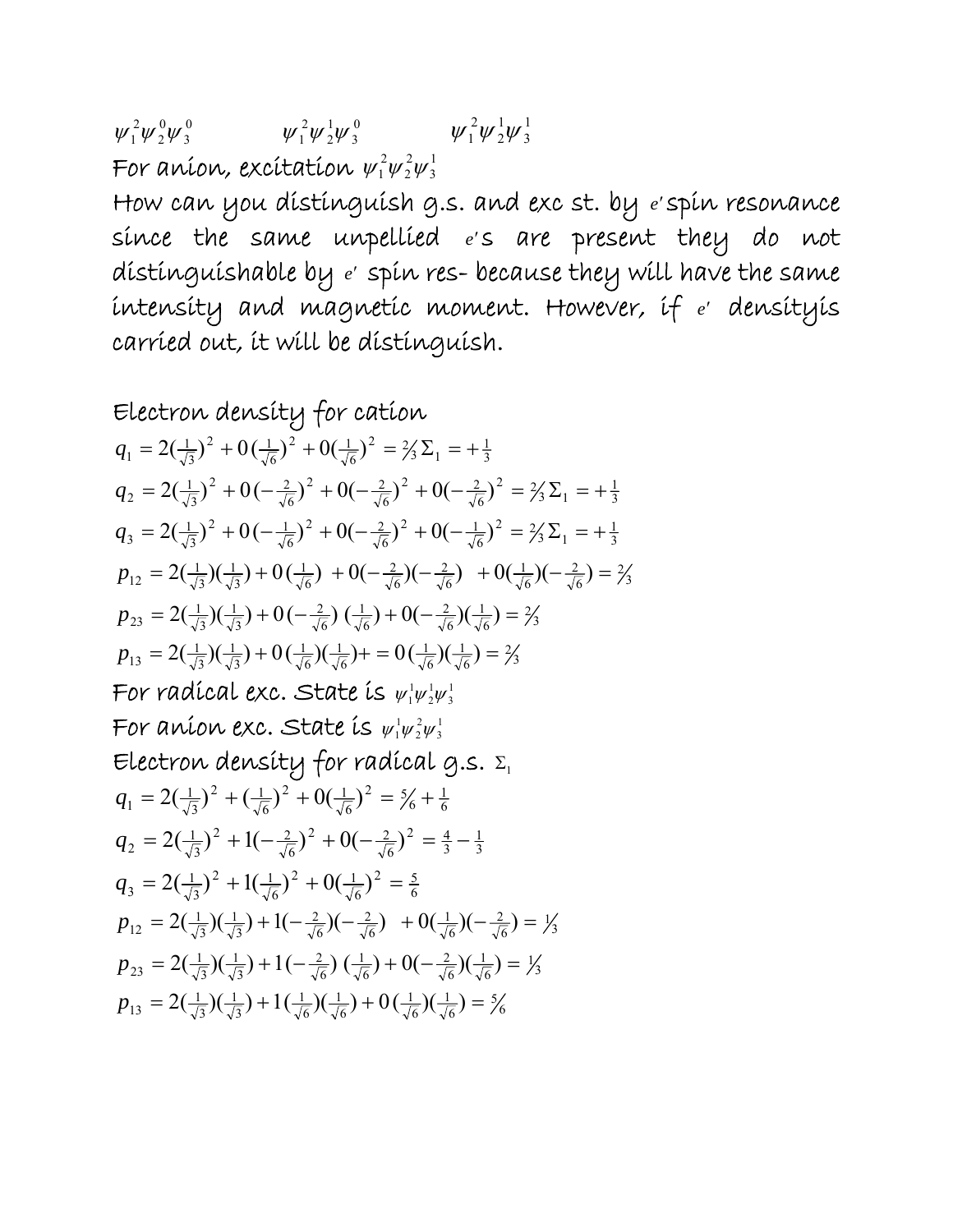$\psi_1^2\psi_2^0\psi_3^0$ $\psi_1^2\psi_2^1\psi_3^0$ $\psi_1^2\psi_2^1\psi_3^1$

For anion, excitation $\psi_1^2\psi_2^2\psi_3^1$

How can you distinguish g.s. and exc st. by $e'$ spin resonance since the same unpellied $e'$s are present they do not distinguishable by $e'$ spin res- because they will have the same intensity and magnetic moment. However, if $e'$ densityis carried out, it will be distinguish.

Electron density for cation

$$q_1 = 2(\tfrac{1}{\sqrt{3}})^2 + 0(\tfrac{1}{\sqrt{6}})^2 + 0(\tfrac{1}{\sqrt{6}})^2 = \tfrac{2}{3}\Sigma_1 = +\tfrac{1}{3}$$

$$q_2 = 2(\tfrac{1}{\sqrt{3}})^2 + 0(-\tfrac{2}{\sqrt{6}})^2 + 0(-\tfrac{2}{\sqrt{6}})^2 + 0(-\tfrac{2}{\sqrt{6}})^2 = \tfrac{2}{3}\Sigma_1 = +\tfrac{1}{3}$$

$$q_3 = 2(\tfrac{1}{\sqrt{3}})^2 + 0(-\tfrac{1}{\sqrt{6}})^2 + 0(-\tfrac{2}{\sqrt{6}})^2 + 0(-\tfrac{1}{\sqrt{6}})^2 = \tfrac{2}{3}\Sigma_1 = +\tfrac{1}{3}$$

$$p_{12} = 2(\tfrac{1}{\sqrt{3}})(\tfrac{1}{\sqrt{3}}) + 0(\tfrac{1}{\sqrt{6}}) \; + 0(-\tfrac{2}{\sqrt{6}})(-\tfrac{2}{\sqrt{6}}) \; + 0(\tfrac{1}{\sqrt{6}})(-\tfrac{2}{\sqrt{6}}) = \tfrac{2}{3}$$

$$p_{23} = 2(\tfrac{1}{\sqrt{3}})(\tfrac{1}{\sqrt{3}}) + 0(-\tfrac{2}{\sqrt{6}})\,(\tfrac{1}{\sqrt{6}}) + 0(-\tfrac{2}{\sqrt{6}})(\tfrac{1}{\sqrt{6}}) = \tfrac{2}{3}$$

$$p_{13} = 2(\tfrac{1}{\sqrt{3}})(\tfrac{1}{\sqrt{3}}) + 0(\tfrac{1}{\sqrt{6}})(\tfrac{1}{\sqrt{6}}) + = 0(\tfrac{1}{\sqrt{6}})(\tfrac{1}{\sqrt{6}}) = \tfrac{2}{3}$$

For radical exc. State is $\psi_1^1\psi_2^1\psi_3^1$

For anion exc. State is $\psi_1^1\psi_2^2\psi_3^1$

Electron density for radical g.s. $\Sigma_1$

$$q_1 = 2(\tfrac{1}{\sqrt{3}})^2 + (\tfrac{1}{\sqrt{6}})^2 + 0(\tfrac{1}{\sqrt{6}})^2 = \tfrac{5}{6} + \tfrac{1}{6}$$

$$q_2 = 2(\tfrac{1}{\sqrt{3}})^2 + 1(-\tfrac{2}{\sqrt{6}})^2 + 0(-\tfrac{2}{\sqrt{6}})^2 = \tfrac{4}{3} - \tfrac{1}{3}$$

$$q_3 = 2(\tfrac{1}{\sqrt{3}})^2 + 1(\tfrac{1}{\sqrt{6}})^2 + 0(\tfrac{1}{\sqrt{6}})^2 = \tfrac{5}{6}$$

$$p_{12} = 2(\tfrac{1}{\sqrt{3}})(\tfrac{1}{\sqrt{3}}) + 1(-\tfrac{2}{\sqrt{6}})(-\tfrac{2}{\sqrt{6}}) \; + 0(\tfrac{1}{\sqrt{6}})(-\tfrac{2}{\sqrt{6}}) = \tfrac{1}{3}$$

$$p_{23} = 2(\tfrac{1}{\sqrt{3}})(\tfrac{1}{\sqrt{3}}) + 1(-\tfrac{2}{\sqrt{6}})\,(\tfrac{1}{\sqrt{6}}) + 0(-\tfrac{2}{\sqrt{6}})(\tfrac{1}{\sqrt{6}}) = \tfrac{1}{3}$$

$$p_{13} = 2(\tfrac{1}{\sqrt{3}})(\tfrac{1}{\sqrt{3}}) + 1(\tfrac{1}{\sqrt{6}})(\tfrac{1}{\sqrt{6}}) + 0(\tfrac{1}{\sqrt{6}})(\tfrac{1}{\sqrt{6}}) = \tfrac{5}{6}$$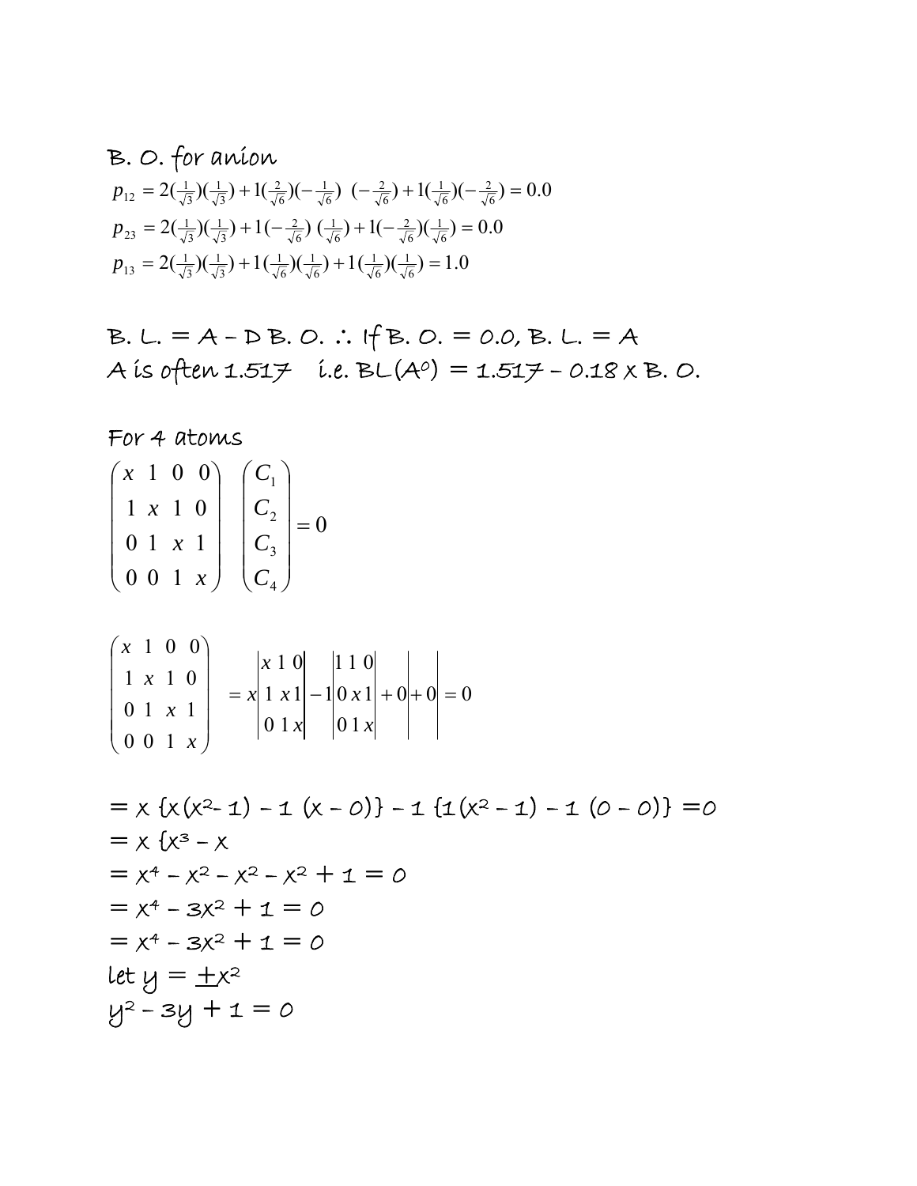B. O. for anion

$$p_{12} = 2(\tfrac{1}{\sqrt{3}})(\tfrac{1}{\sqrt{3}}) + 1(\tfrac{2}{\sqrt{6}})(-\tfrac{1}{\sqrt{6}}) \ (-\tfrac{2}{\sqrt{6}}) + 1(\tfrac{1}{\sqrt{6}})(-\tfrac{2}{\sqrt{6}}) = 0.0$$

$$p_{23} = 2(\tfrac{1}{\sqrt{3}})(\tfrac{1}{\sqrt{3}}) + 1(-\tfrac{2}{\sqrt{6}}) \ (\tfrac{1}{\sqrt{6}}) + 1(-\tfrac{2}{\sqrt{6}})(\tfrac{1}{\sqrt{6}}) = 0.0$$

$$p_{13} = 2(\tfrac{1}{\sqrt{3}})(\tfrac{1}{\sqrt{3}}) + 1(\tfrac{1}{\sqrt{6}})(\tfrac{1}{\sqrt{6}}) + 1(\tfrac{1}{\sqrt{6}})(\tfrac{1}{\sqrt{6}}) = 1.0$$

B. L. = A – D B. O. ∴ If B. O. = 0.0, B. L. = A

A is often 1.517 i.e. BL($A^0$) = 1.517 – 0.18 x B. O.

For 4 atoms

$$\begin{pmatrix} x & 1 & 0 & 0 \\ 1 & x & 1 & 0 \\ 0 & 1 & x & 1 \\ 0 & 0 & 1 & x \end{pmatrix} \begin{pmatrix} C_1 \\ C_2 \\ C_3 \\ C_4 \end{pmatrix} = 0$$

$$\begin{pmatrix} x & 1 & 0 & 0 \\ 1 & x & 1 & 0 \\ 0 & 1 & x & 1 \\ 0 & 0 & 1 & x \end{pmatrix} = x\begin{vmatrix} x & 1 & 0 \\ 1 & x & 1 \\ 0 & 1 & x \end{vmatrix} - 1\begin{vmatrix} 1 & 1 & 0 \\ 0 & x & 1 \\ 0 & 1 & x \end{vmatrix} + 0\left| \ \right| + 0\left| \ \right| = 0$$

$= x \{x(x^2 - 1) – 1 (x – 0)\} – 1 \{1(x^2 – 1) – 1 (0 – 0)\} = 0$

$= x \{x^3 – x$

$= x^4 – x^2 – x^2 – x^2 + 1 = 0$

$= x^4 – 3x^2 + 1 = 0$

$= x^4 – 3x^2 + 1 = 0$

let $y = \pm x^2$

$y^2 – 3y + 1 = 0$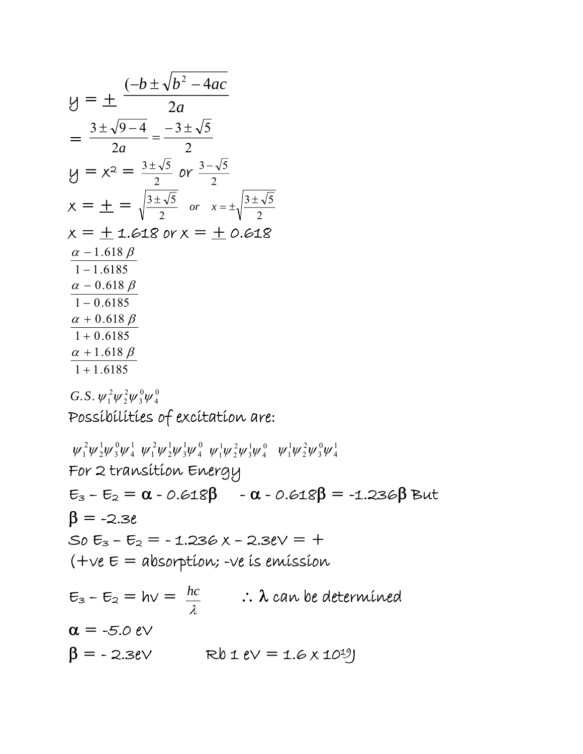$$y = \pm \frac{(-b \pm \sqrt{b^2 - 4ac}}{2a}$$

$$= \frac{3 \pm \sqrt{9-4}}{2a} = \frac{-3 \pm \sqrt{5}}{2}$$

$$y = x^2 = \frac{3 \pm \sqrt{5}}{2} \text{ or } \frac{3 - \sqrt{5}}{2}$$

$$x = \pm = \sqrt{\frac{3 \pm \sqrt{5}}{2}} \quad or \quad x = \pm\sqrt{\frac{3 \pm \sqrt{5}}{2}}$$

$x = \pm$ 1.618 or $x = \pm$ 0.618

$$\frac{\alpha - 1.618\,\beta}{1 - 1.6185}$$

$$\frac{\alpha - 0.618\,\beta}{1 - 0.6185}$$

$$\frac{\alpha + 0.618\,\beta}{1 + 0.6185}$$

$$\frac{\alpha + 1.618\,\beta}{1 + 1.6185}$$

G.S. $\psi_1^2 \psi_2^2 \psi_3^0 \psi_4^0$

Possibilities of excitation are:

$\psi_1^2 \psi_2^1 \psi_3^0 \psi_4^1 \quad \psi_1^2 \psi_2^1 \psi_3^1 \psi_4^0 \quad \psi_1^1 \psi_2^2 \psi_3^1 \psi_4^0 \quad \psi_1^1 \psi_2^2 \psi_3^0 \psi_4^1$

For 2 transition Energy

$E_3 - E_2 = \alpha - 0.618\beta \quad - \alpha - 0.618\beta = -1.236\beta$ But

$\beta = -2.3e$

So $E_3 - E_2 = -1.236 \times -2.3eV = +$

(+ve E = absorption; -ve is emission

$E_3 - E_2 = hv = \frac{hc}{\lambda} \qquad \therefore \lambda$ can be determined

$\alpha = -5.0$ eV

$\beta = -2.3$eV $\qquad$ Rb 1 eV = $1.6 \times 10^{19}$J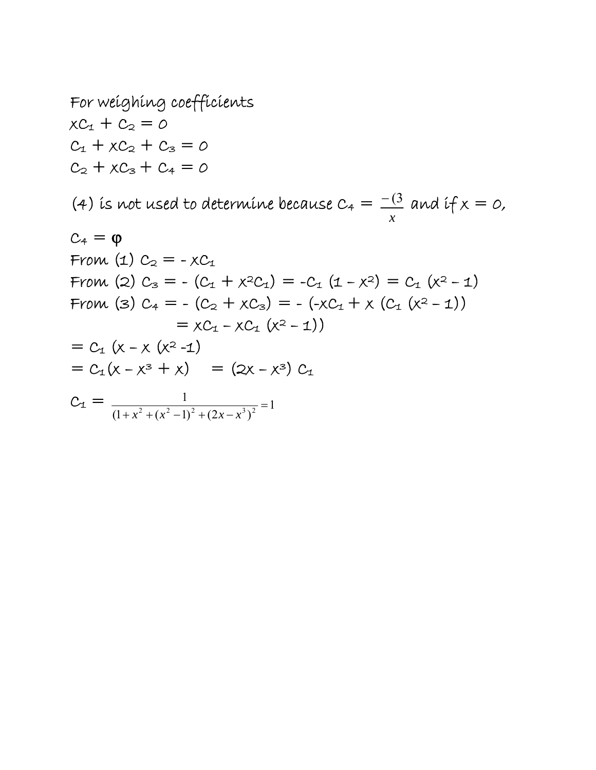For weighing coefficients

$xC_1 + C_2 = 0$

$C_1 + xC_2 + C_3 = 0$

$C_2 + xC_3 + C_4 = 0$

(4) is not used to determine because $C_4 = \frac{-(3}{x}$ and if $x = 0$,

$C_4 = \varphi$

From (1) $C_2 = -xC_1$

From (2) $C_3 = -(C_1 + x^2C_1) = -C_1(1 - x^2) = C_1(x^2 - 1)$

From (3) $C_4 = -(C_2 + xC_3) = -(-xC_1 + x(C_1(x^2 - 1))$

$= xC_1 - xC_1(x^2 - 1))$

$= C_1(x - x(x^2 - 1)$

$= C_1(x - x^3 + x) \quad = (2x - x^3)\, C_1$

$$C_1 = \frac{1}{(1 + x^2 + (x^2 - 1)^2 + (2x - x^3)^2} = 1$$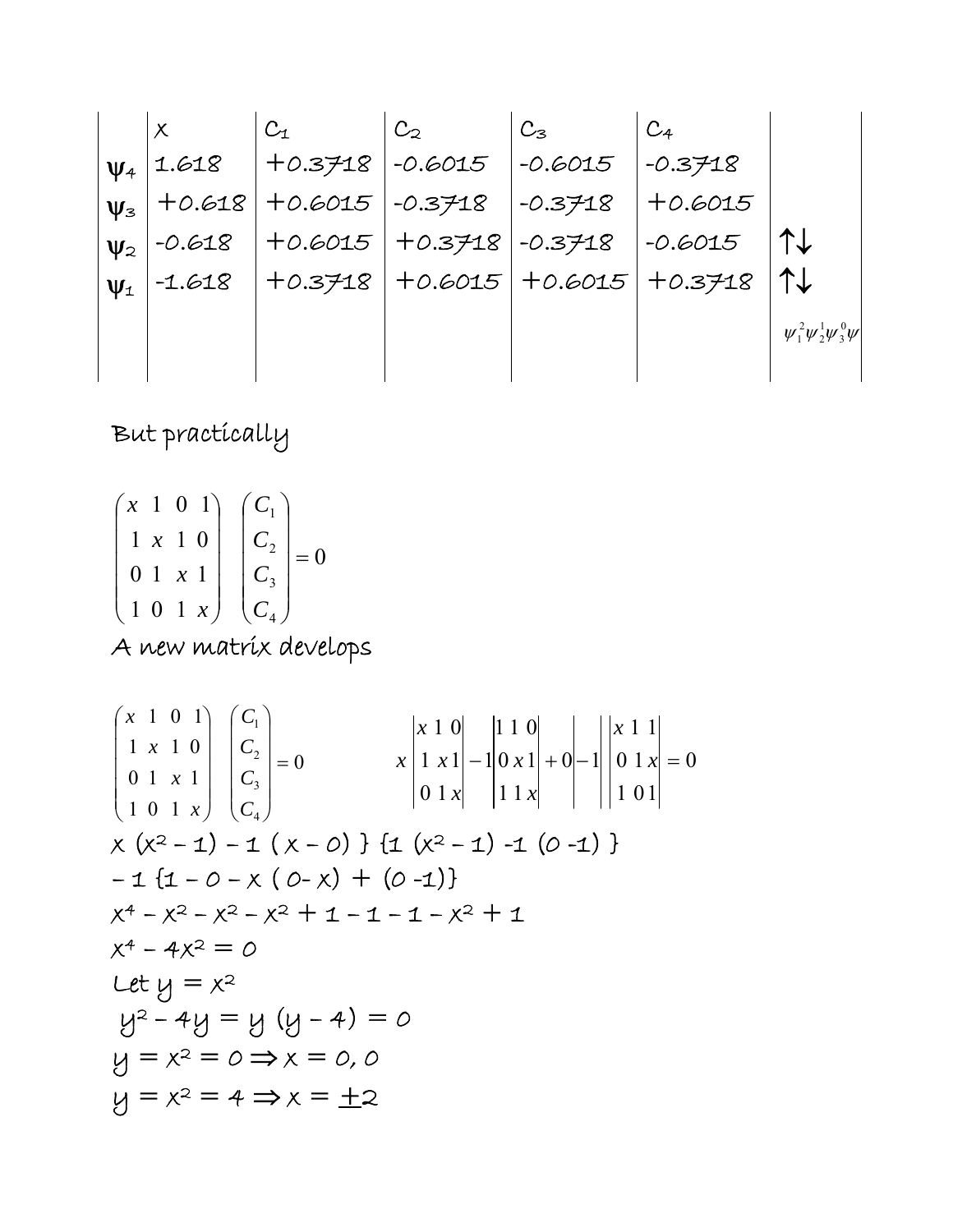| | X | $C_1$ | $C_2$ | $C_3$ | $C_4$ | |
|---|---|---|---|---|---|---|
| $\psi_4$ | 1.618 | +0.3718 | -0.6015 | -0.6015 | -0.3718 | |
| $\psi_3$ | +0.618 | +0.6015 | -0.3718 | -0.3718 | +0.6015 | |
| $\psi_2$ | -0.618 | +0.6015 | +0.3718 | -0.3718 | -0.6015 | ↑↓ |
| $\psi_1$ | -1.618 | +0.3718 | +0.6015 | +0.6015 | +0.3718 | ↑↓ |
| | | | | | | $\psi_1^2\psi_2^1\psi_3^0\psi$ |

But practically

$$\begin{pmatrix} x & 1 & 0 & 1 \\ 1 & x & 1 & 0 \\ 0 & 1 & x & 1 \\ 1 & 0 & 1 & x \end{pmatrix} \begin{pmatrix} C_1 \\ C_2 \\ C_3 \\ C_4 \end{pmatrix} = 0$$

A new matrix develops

$$\begin{pmatrix} x & 1 & 0 & 1 \\ 1 & x & 1 & 0 \\ 0 & 1 & x & 1 \\ 1 & 0 & 1 & x \end{pmatrix} \begin{pmatrix} C_1 \\ C_2 \\ C_3 \\ C_4 \end{pmatrix} = 0 \qquad x\begin{vmatrix} x & 1 & 0 \\ 1 & x & 1 \\ 0 & 1 & x \end{vmatrix} - 1\begin{vmatrix} 1 & 1 & 0 \\ 0 & x & 1 \\ 1 & 1 & x \end{vmatrix} + 0 - 1\begin{vmatrix} x & 1 & 1 \\ 0 & 1 & x \\ 1 & 0 & 1 \end{vmatrix} = 0$$

$x\ (x^2 - 1) - 1\ (x - 0)\ \}\ \{1\ (x^2 - 1)\ -1\ (0\ -1)\ \}$

$-\ 1\ \{1 - 0 - x\ (0 - x)\ +\ (0\ -1)\}$

$x^4 - x^2 - x^2 - x^2 + 1 - 1 - 1 - x^2 + 1$

$x^4 - 4x^2 = 0$

Let $y = x^2$

$y^2 - 4y = y\ (y - 4) = 0$

$y = x^2 = 0 \Rightarrow x = 0, 0$

$y = x^2 = 4 \Rightarrow x = \pm 2$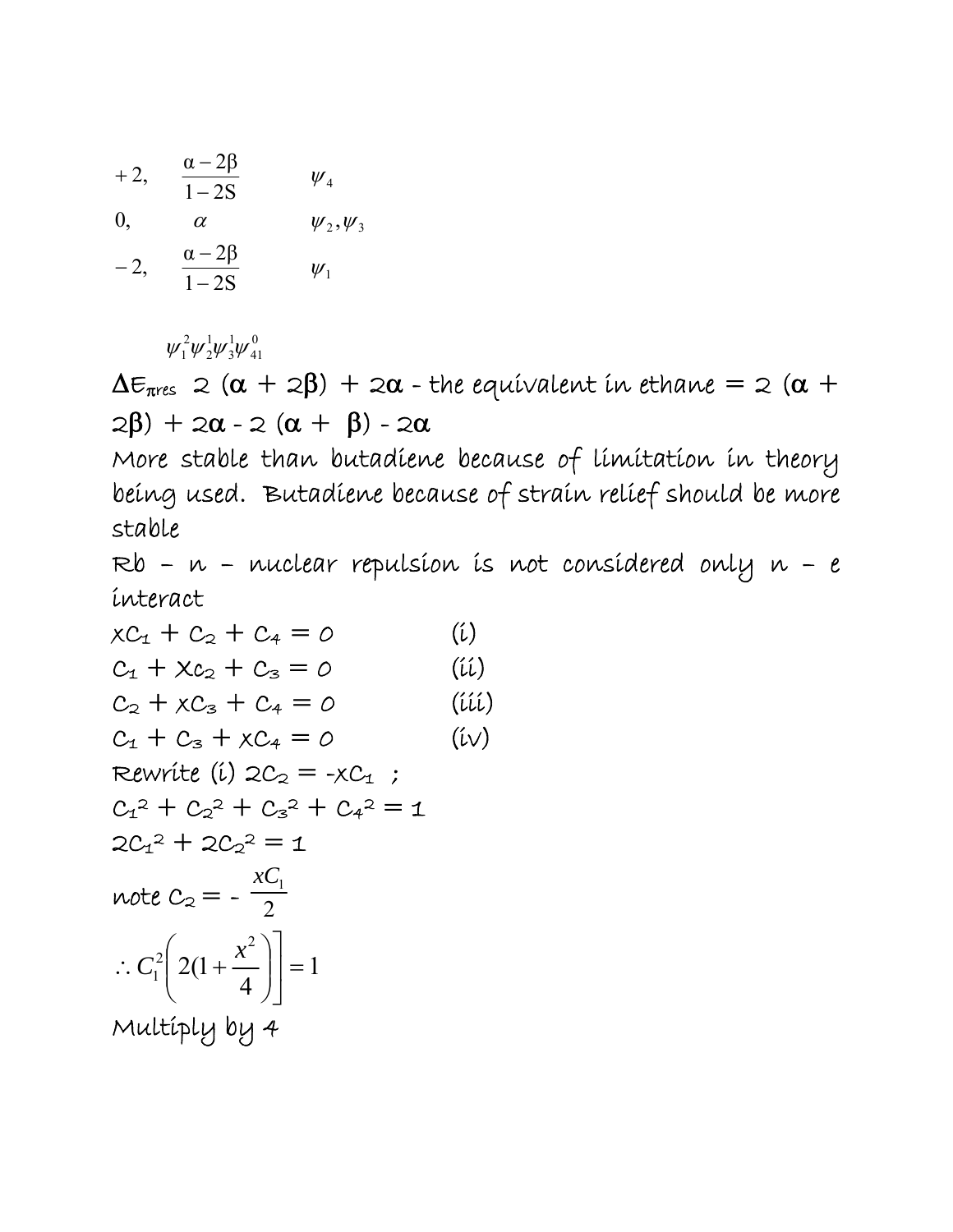$$+2, \quad \frac{\alpha - 2\beta}{1 - 2S} \qquad \psi_4$$

$$0, \quad \alpha \qquad \psi_2, \psi_3$$

$$-2, \quad \frac{\alpha - 2\beta}{1 - 2S} \qquad \psi_1$$

$$\psi_1^2 \psi_2^1 \psi_3^1 \psi_{41}^0$$

$\Delta E_{\pi res}$ 2 ($\alpha$ + 2$\beta$) + 2$\alpha$ - the equivalent in ethane = 2 ($\alpha$ + 2$\beta$) + 2$\alpha$ - 2 ($\alpha$ + $\beta$) - 2$\alpha$

More stable than butadiene because of limitation in theory being used. Butadiene because of strain relief should be more stable

Rb – n – nuclear repulsion is not considered only n – e interact

$xC_1 + C_2 + C_4 = 0$ (i)

$C_1 + Xc_2 + C_3 = 0$ (ii)

$C_2 + xC_3 + C_4 = 0$ (iii)

$C_1 + C_3 + xC_4 = 0$ (iv)

Rewrite (i) $2C_2 = -xC_1$ ;

$C_1^2 + C_2^2 + C_3^2 + C_4^2 = 1$

$2C_1^2 + 2C_2^2 = 1$

note $C_2 = -\frac{xC_1}{2}$

$$\therefore C_1^2 \left( 2(1 + \frac{x^2}{4}) \right)] = 1$$

Multiply by 4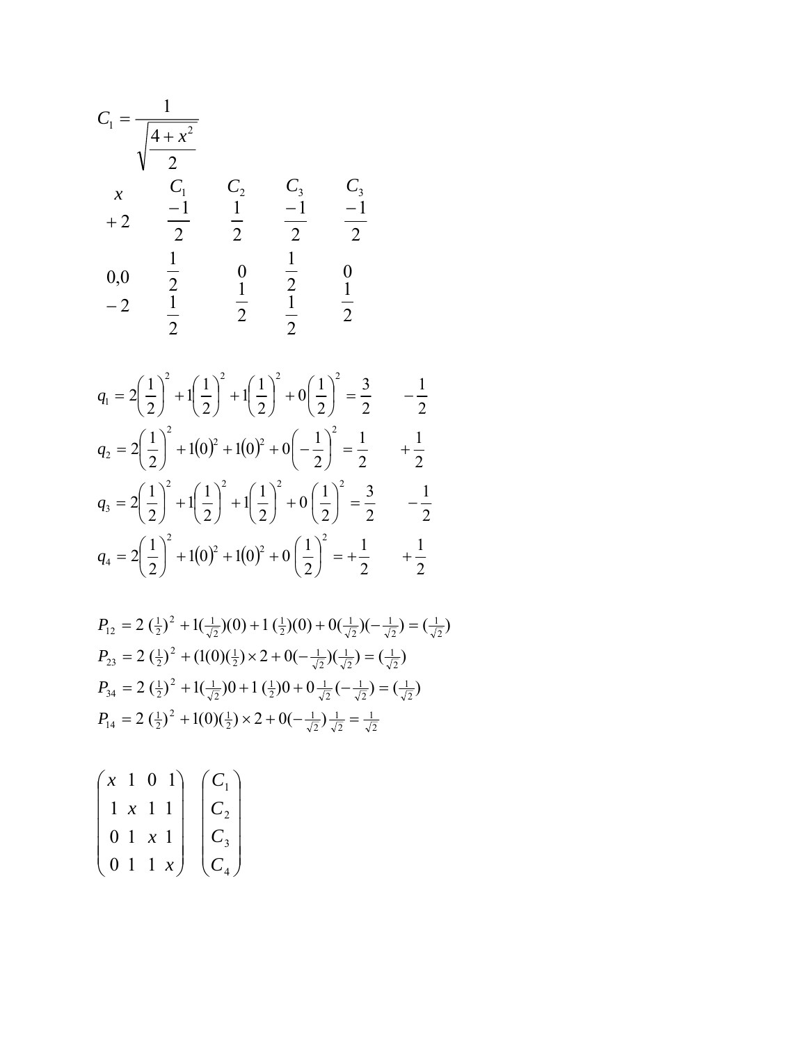$$C_1 = \frac{1}{\sqrt{\dfrac{4+x^2}{2}}}$$

| $x$ | $C_1$ | $C_2$ | $C_3$ | $C_3$ |
|---|---|---|---|---|
| $+2$ | $\frac{-1}{2}$ | $\frac{1}{2}$ | $\frac{-1}{2}$ | $\frac{-1}{2}$ |
| $0,0$ | $\frac{1}{2}$ | $0$ | $\frac{1}{2}$ | $0$ |
| $-2$ | $\frac{1}{2}$ | $\frac{1}{2}$ | $\frac{1}{2}$ | $\frac{1}{2}$ |

$$q_1 = 2\left(\frac{1}{2}\right)^2 + 1\left(\frac{1}{2}\right)^2 + 1\left(\frac{1}{2}\right)^2 + 0\left(\frac{1}{2}\right)^2 = \frac{3}{2} \qquad -\frac{1}{2}$$

$$q_2 = 2\left(\frac{1}{2}\right)^2 + 1(0)^2 + 1(0)^2 + 0\left(-\frac{1}{2}\right)^2 = \frac{1}{2} \qquad +\frac{1}{2}$$

$$q_3 = 2\left(\frac{1}{2}\right)^2 + 1\left(\frac{1}{2}\right)^2 + 1\left(\frac{1}{2}\right)^2 + 0\left(\frac{1}{2}\right)^2 = \frac{3}{2} \qquad -\frac{1}{2}$$

$$q_4 = 2\left(\frac{1}{2}\right)^2 + 1(0)^2 + 1(0)^2 + 0\left(\frac{1}{2}\right)^2 = +\frac{1}{2} \qquad +\frac{1}{2}$$

$$P_{12} = 2\left(\tfrac{1}{2}\right)^2 + 1\left(\tfrac{1}{\sqrt{2}}\right)(0) + 1\left(\tfrac{1}{2}\right)(0) + 0\left(\tfrac{1}{\sqrt{2}}\right)\left(-\tfrac{1}{\sqrt{2}}\right) = \left(\tfrac{1}{\sqrt{2}}\right)$$

$$P_{23} = 2\left(\tfrac{1}{2}\right)^2 + (1(0)\left(\tfrac{1}{2}\right) \times 2 + 0\left(-\tfrac{1}{\sqrt{2}}\right)\left(\tfrac{1}{\sqrt{2}}\right) = \left(\tfrac{1}{\sqrt{2}}\right)$$

$$P_{34} = 2\left(\tfrac{1}{2}\right)^2 + 1\left(\tfrac{1}{\sqrt{2}}\right)0 + 1\left(\tfrac{1}{2}\right)0 + 0\,\tfrac{1}{\sqrt{2}}\left(-\tfrac{1}{\sqrt{2}}\right) = \left(\tfrac{1}{\sqrt{2}}\right)$$

$$P_{14} = 2\left(\tfrac{1}{2}\right)^2 + 1(0)\left(\tfrac{1}{2}\right) \times 2 + 0\left(-\tfrac{1}{\sqrt{2}}\right)\tfrac{1}{\sqrt{2}} = \tfrac{1}{\sqrt{2}}$$

$$\begin{pmatrix} x & 1 & 0 & 1 \\ 1 & x & 1 & 1 \\ 0 & 1 & x & 1 \\ 0 & 1 & 1 & x \end{pmatrix} \quad \begin{pmatrix} C_1 \\ C_2 \\ C_3 \\ C_4 \end{pmatrix}$$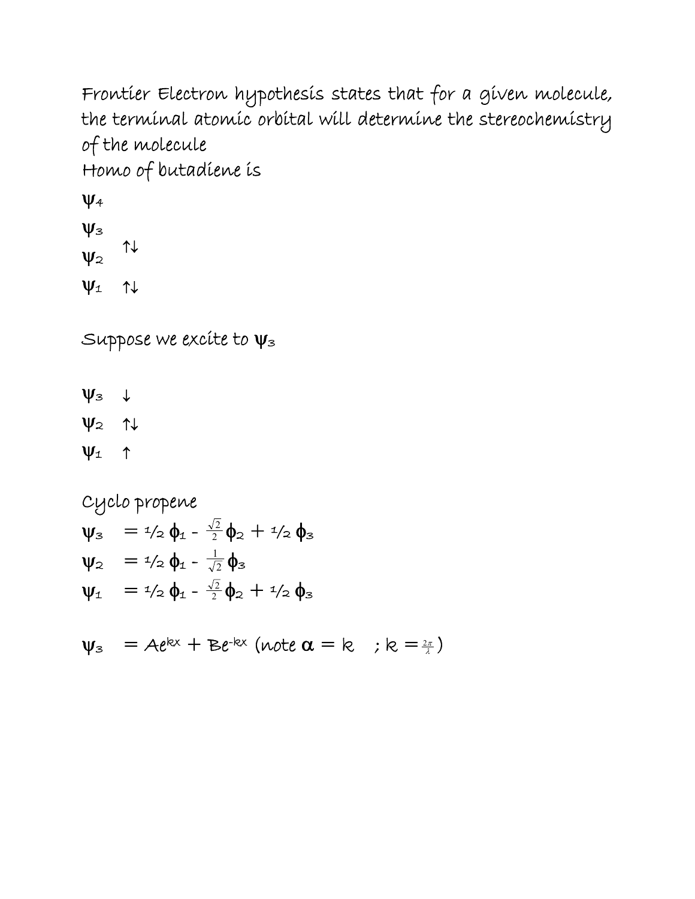Frontier Electron hypothesis states that for a given molecule, the terminal atomic orbital will determine the stereochemistry of the molecule

Homo of butadiene is

$\psi_4$

$\psi_3$

$\psi_2$ ↑↓

$\psi_1$ ↑↓

Suppose we excite to $\psi_3$

$\psi_3$ ↓

$\psi_2$ ↑↓

$\psi_1$ ↑

Cyclo propene

$$\psi_3 = \tfrac{1}{2}\phi_1 - \tfrac{\sqrt{2}}{2}\phi_2 + \tfrac{1}{2}\phi_3$$

$$\psi_2 = \tfrac{1}{2}\phi_1 - \tfrac{1}{\sqrt{2}}\phi_3$$

$$\psi_1 = \tfrac{1}{2}\phi_1 - \tfrac{\sqrt{2}}{2}\phi_2 + \tfrac{1}{2}\phi_3$$

$$\psi_3 = Ae^{kx} + Be^{-kx} \text{ (note } \alpha = k \text{ ; } k = \tfrac{2\pi}{\lambda}\text{)}$$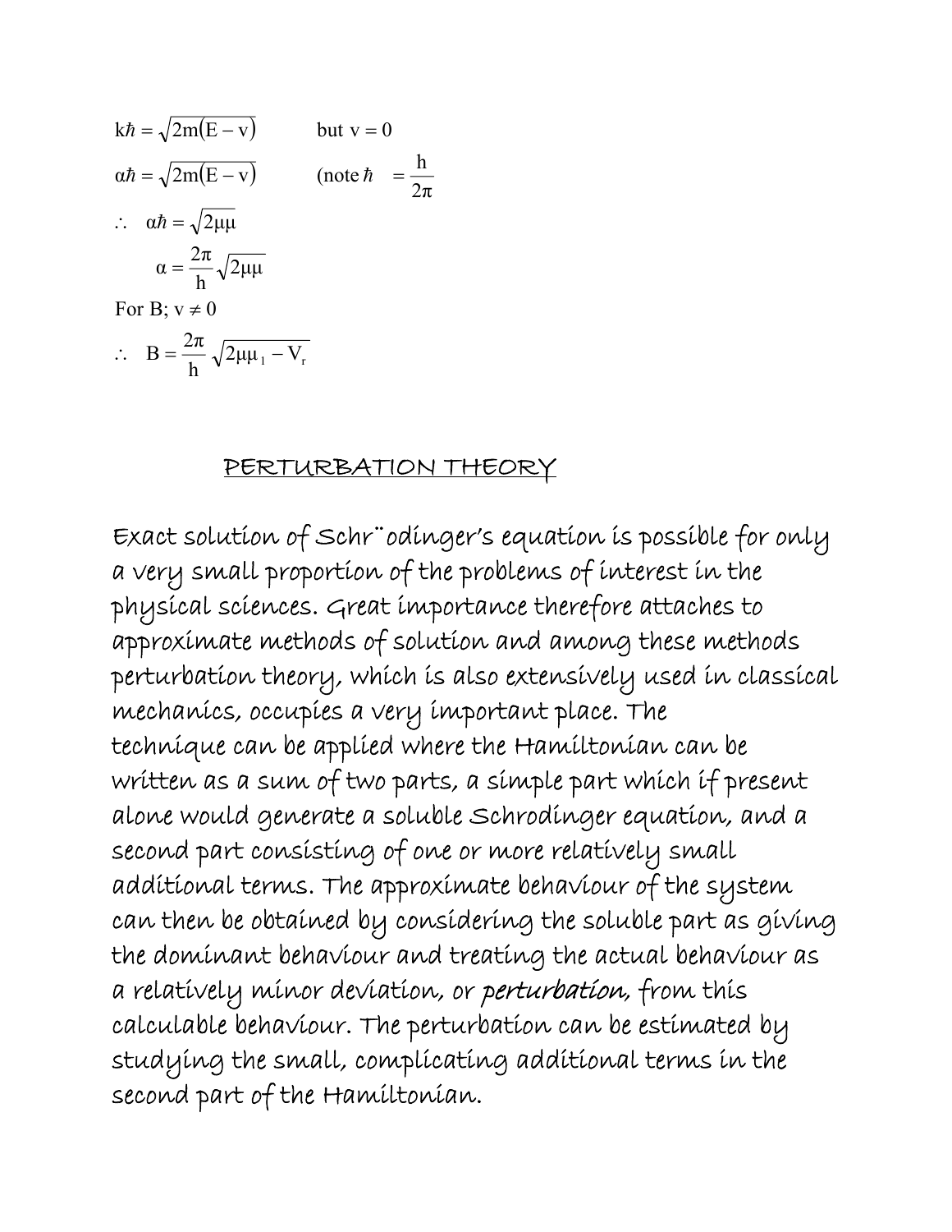$k\hbar = \sqrt{2m(E - v)}$ but $v = 0$

$\alpha\hbar = \sqrt{2m(E - v)}$ (note $\hbar = \frac{h}{2\pi}$

$\therefore \quad \alpha\hbar = \sqrt{2\mu\mu}$

$$\alpha = \frac{2\pi}{h}\sqrt{2\mu\mu}$$

For B; $v \neq 0$

$$\therefore \quad B = \frac{2\pi}{h}\sqrt{2\mu\mu_1 - V_r}$$

## PERTURBATION THEORY

Exact solution of Schr¨odinger's equation is possible for only a very small proportion of the problems of interest in the physical sciences. Great importance therefore attaches to approximate methods of solution and among these methods perturbation theory, which is also extensively used in classical mechanics, occupies a very important place. The technique can be applied where the Hamiltonian can be written as a sum of two parts, a simple part which if present alone would generate a soluble Schrodinger equation, and a second part consisting of one or more relatively small additional terms. The approximate behaviour of the system can then be obtained by considering the soluble part as giving the dominant behaviour and treating the actual behaviour as a relatively minor deviation, or *perturbation*, from this calculable behaviour. The perturbation can be estimated by studying the small, complicating additional terms in the second part of the Hamiltonian.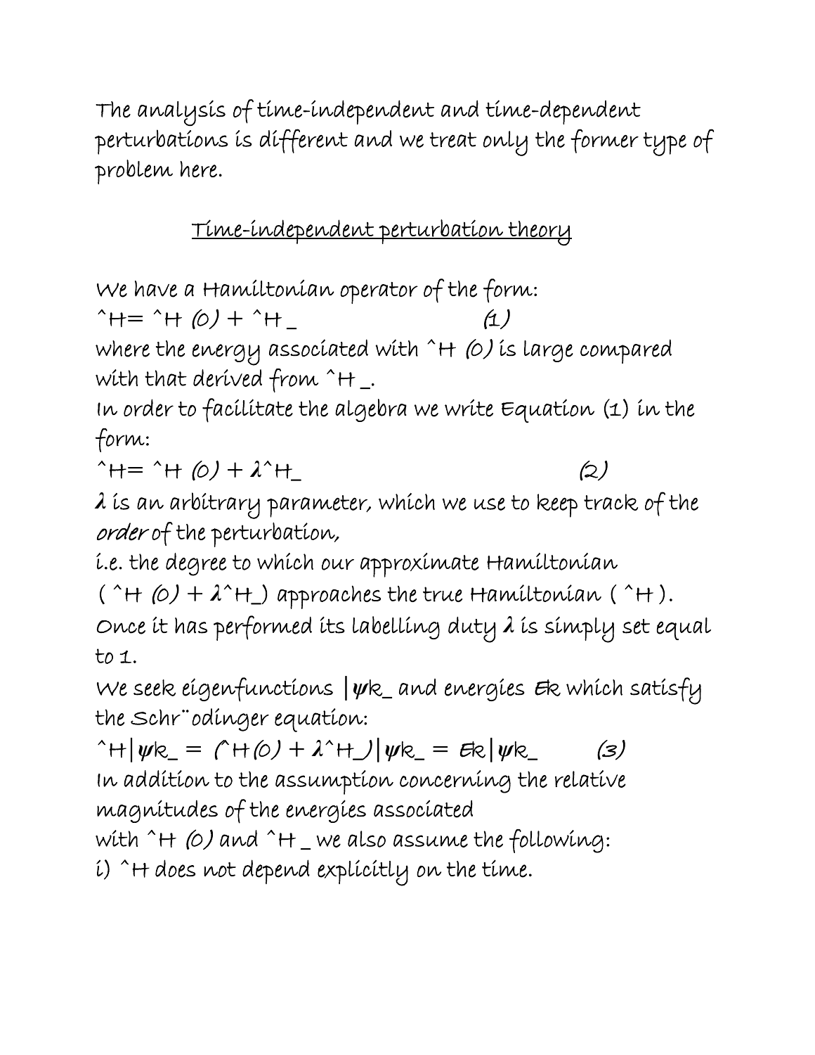The analysis of time-independent and time-dependent perturbations is different and we treat only the former type of problem here.

## Time-independent perturbation theory

We have a Hamiltonian operator of the form:

$$\hat{H} = \hat{H}^{(0)} + \hat{H}' \qquad (1)$$

where the energy associated with $\hat{H}^{(0)}$ is large compared with that derived from $\hat{H}'$.

In order to facilitate the algebra we write Equation (1) in the form:

$$\hat{H} = \hat{H}^{(0)} + \lambda\hat{H}' \qquad (2)$$

$\lambda$ is an arbitrary parameter, which we use to keep track of the *order* of the perturbation,

i.e. the degree to which our approximate Hamiltonian ($\hat{H}^{(0)} + \lambda\hat{H}'$) approaches the true Hamiltonian ($\hat{H}$).

Once it has performed its labelling duty $\lambda$ is simply set equal to 1.

We seek eigenfunctions $|\psi_k\rangle$ and energies $E_k$ which satisfy the Schrödinger equation:

$$\hat{H}|\psi_k\rangle = (\hat{H}^{(0)} + \lambda\hat{H}')|\psi_k\rangle = E_k|\psi_k\rangle \qquad (3)$$

In addition to the assumption concerning the relative magnitudes of the energies associated with $\hat{H}^{(0)}$ and $\hat{H}'$ we also assume the following:

i) $\hat{H}$ does not depend explicitly on the time.